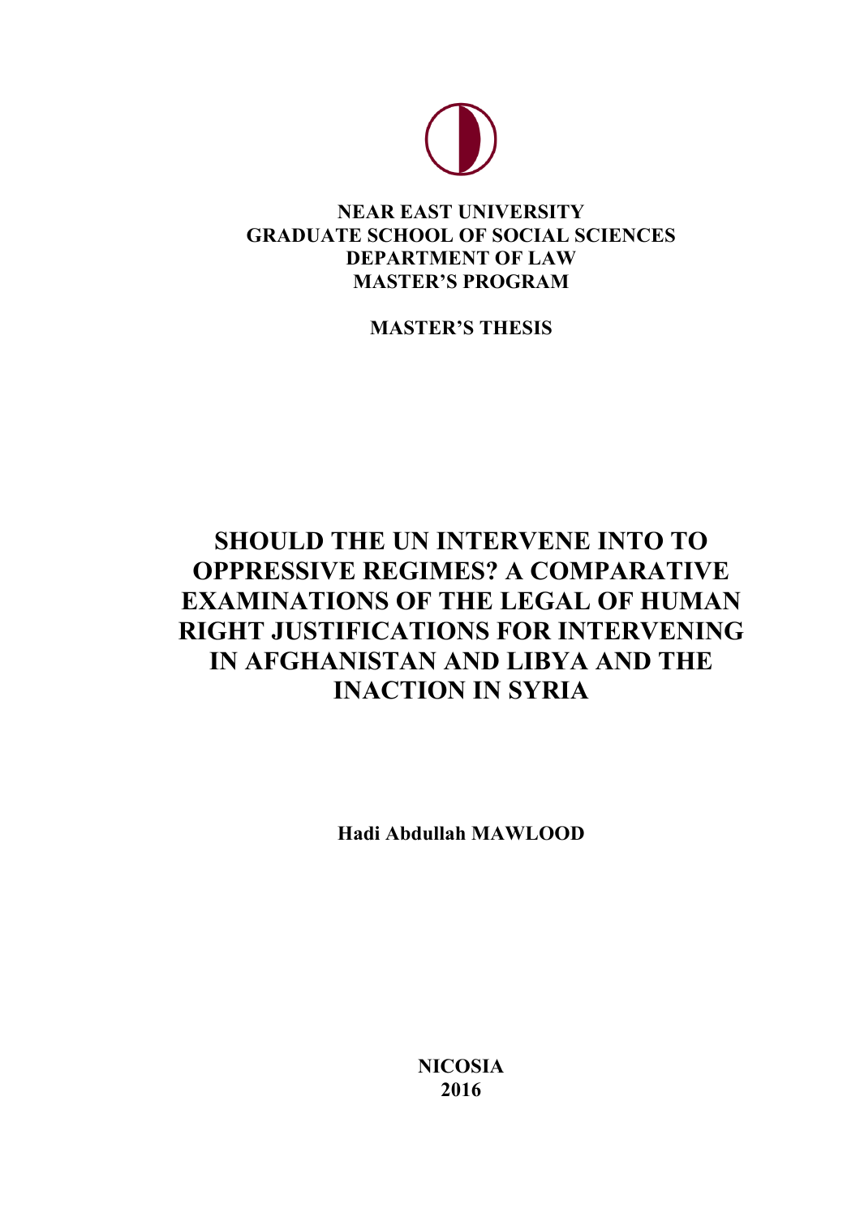**NEAR EAST UNIVERSITY**
**GRADUATE SCHOOL OF SOCIAL SCIENCES**
**DEPARTMENT OF LAW**
**MASTER'S PROGRAM**

**MASTER'S THESIS**

# SHOULD THE UN INTERVENE INTO TO OPPRESSIVE REGIMES? A COMPARATIVE EXAMINATIONS OF THE LEGAL OF HUMAN RIGHT JUSTIFICATIONS FOR INTERVENING IN AFGHANISTAN AND LIBYA AND THE INACTION IN SYRIA

**Hadi Abdullah MAWLOOD**

**NICOSIA**
**2016**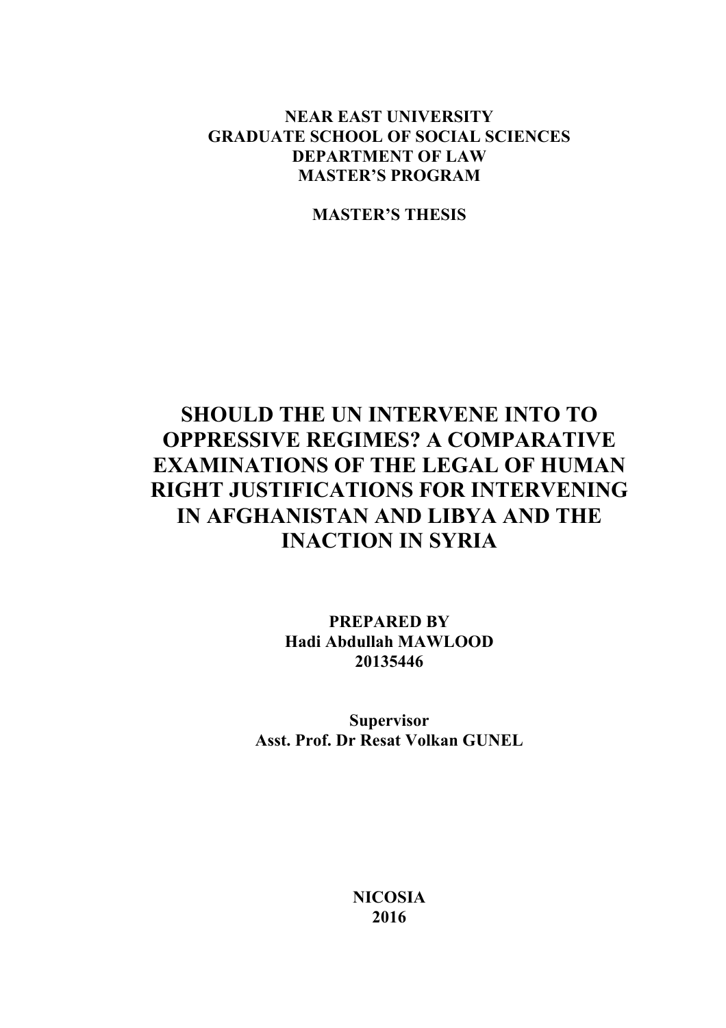**NEAR EAST UNIVERSITY**
**GRADUATE SCHOOL OF SOCIAL SCIENCES**
**DEPARTMENT OF LAW**
**MASTER'S PROGRAM**

**MASTER'S THESIS**

# SHOULD THE UN INTERVENE INTO TO OPPRESSIVE REGIMES? A COMPARATIVE EXAMINATIONS OF THE LEGAL OF HUMAN RIGHT JUSTIFICATIONS FOR INTERVENING IN AFGHANISTAN AND LIBYA AND THE INACTION IN SYRIA

**PREPARED BY**
**Hadi Abdullah MAWLOOD**
**20135446**

**Supervisor**
**Asst. Prof. Dr Resat Volkan GUNEL**

**NICOSIA**
**2016**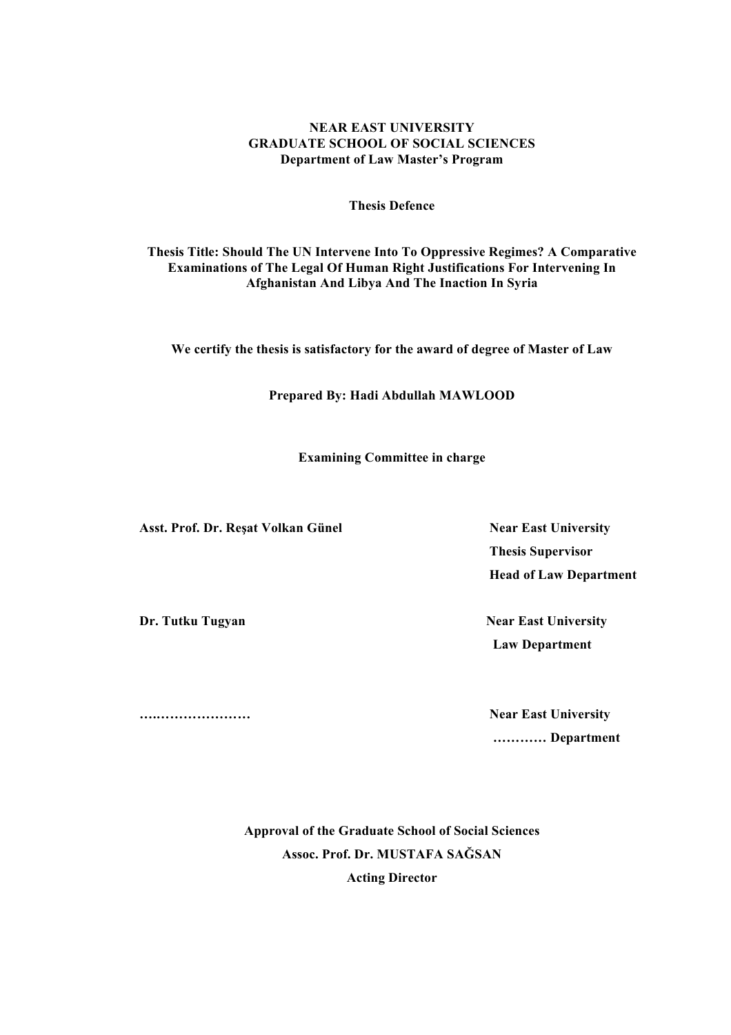**NEAR EAST UNIVERSITY**
**GRADUATE SCHOOL OF SOCIAL SCIENCES**
**Department of Law Master's Program**

**Thesis Defence**

**Thesis Title: Should The UN Intervene Into To Oppressive Regimes? A Comparative Examinations of The Legal Of Human Right Justifications For Intervening In Afghanistan And Libya And The Inaction In Syria**

**We certify the thesis is satisfactory for the award of degree of Master of Law**

**Prepared By: Hadi Abdullah MAWLOOD**

**Examining Committee in charge**

**Asst. Prof. Dr. Reşat Volkan Günel** — **Near East University**
**Thesis Supervisor**
**Head of Law Department**

**Dr. Tutku Tugyan** — **Near East University**
**Law Department**

**….…………………** — **Near East University**
**………… Department**

**Approval of the Graduate School of Social Sciences**
**Assoc. Prof. Dr. MUSTAFA SAĞSAN**
**Acting Director**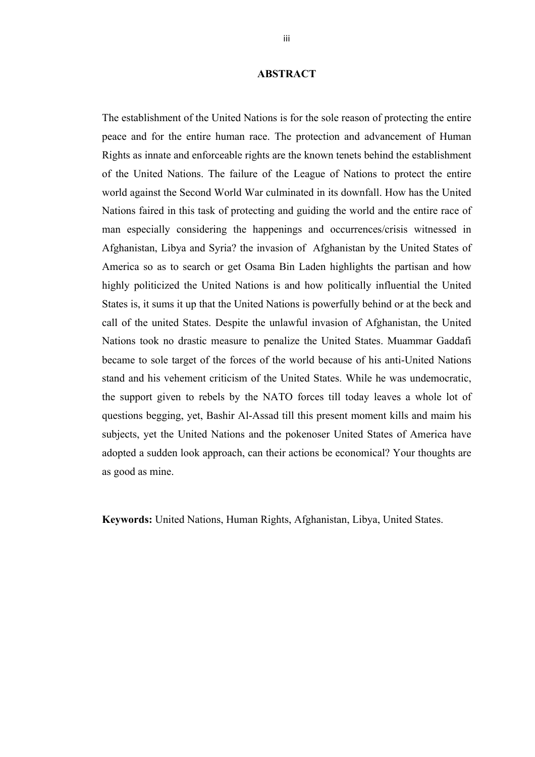# ABSTRACT

The establishment of the United Nations is for the sole reason of protecting the entire peace and for the entire human race. The protection and advancement of Human Rights as innate and enforceable rights are the known tenets behind the establishment of the United Nations. The failure of the League of Nations to protect the entire world against the Second World War culminated in its downfall. How has the United Nations faired in this task of protecting and guiding the world and the entire race of man especially considering the happenings and occurrences/crisis witnessed in Afghanistan, Libya and Syria? the invasion of Afghanistan by the United States of America so as to search or get Osama Bin Laden highlights the partisan and how highly politicized the United Nations is and how politically influential the United States is, it sums it up that the United Nations is powerfully behind or at the beck and call of the united States. Despite the unlawful invasion of Afghanistan, the United Nations took no drastic measure to penalize the United States. Muammar Gaddafi became to sole target of the forces of the world because of his anti-United Nations stand and his vehement criticism of the United States. While he was undemocratic, the support given to rebels by the NATO forces till today leaves a whole lot of questions begging, yet, Bashir Al-Assad till this present moment kills and maim his subjects, yet the United Nations and the pokenoser United States of America have adopted a sudden look approach, can their actions be economical? Your thoughts are as good as mine.

**Keywords:** United Nations, Human Rights, Afghanistan, Libya, United States.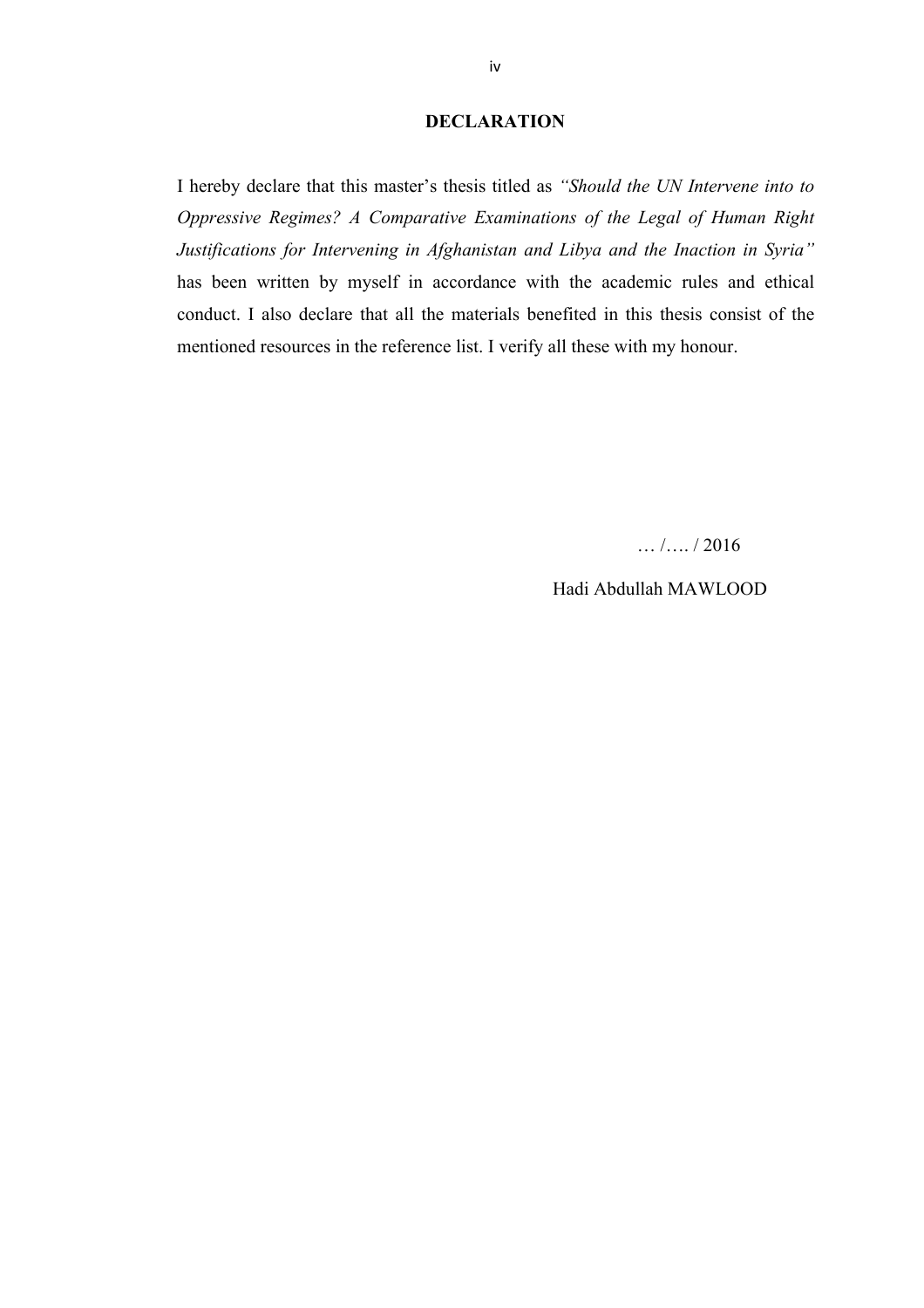# DECLARATION

I hereby declare that this master's thesis titled as *"Should the UN Intervene into to Oppressive Regimes? A Comparative Examinations of the Legal of Human Right Justifications for Intervening in Afghanistan and Libya and the Inaction in Syria"* has been written by myself in accordance with the academic rules and ethical conduct. I also declare that all the materials benefited in this thesis consist of the mentioned resources in the reference list. I verify all these with my honour.

… /…. / 2016

Hadi Abdullah MAWLOOD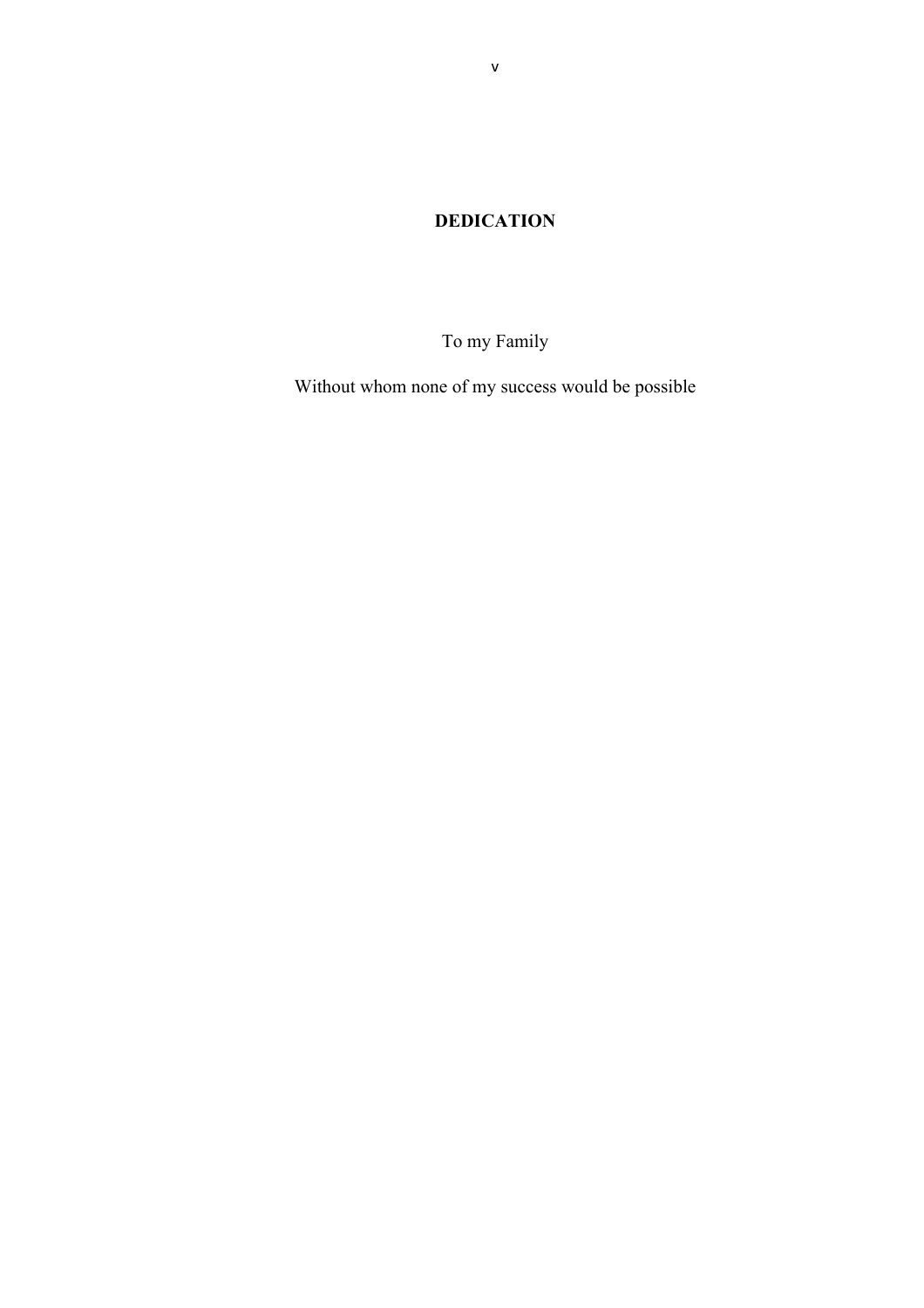# DEDICATION

To my Family

Without whom none of my success would be possible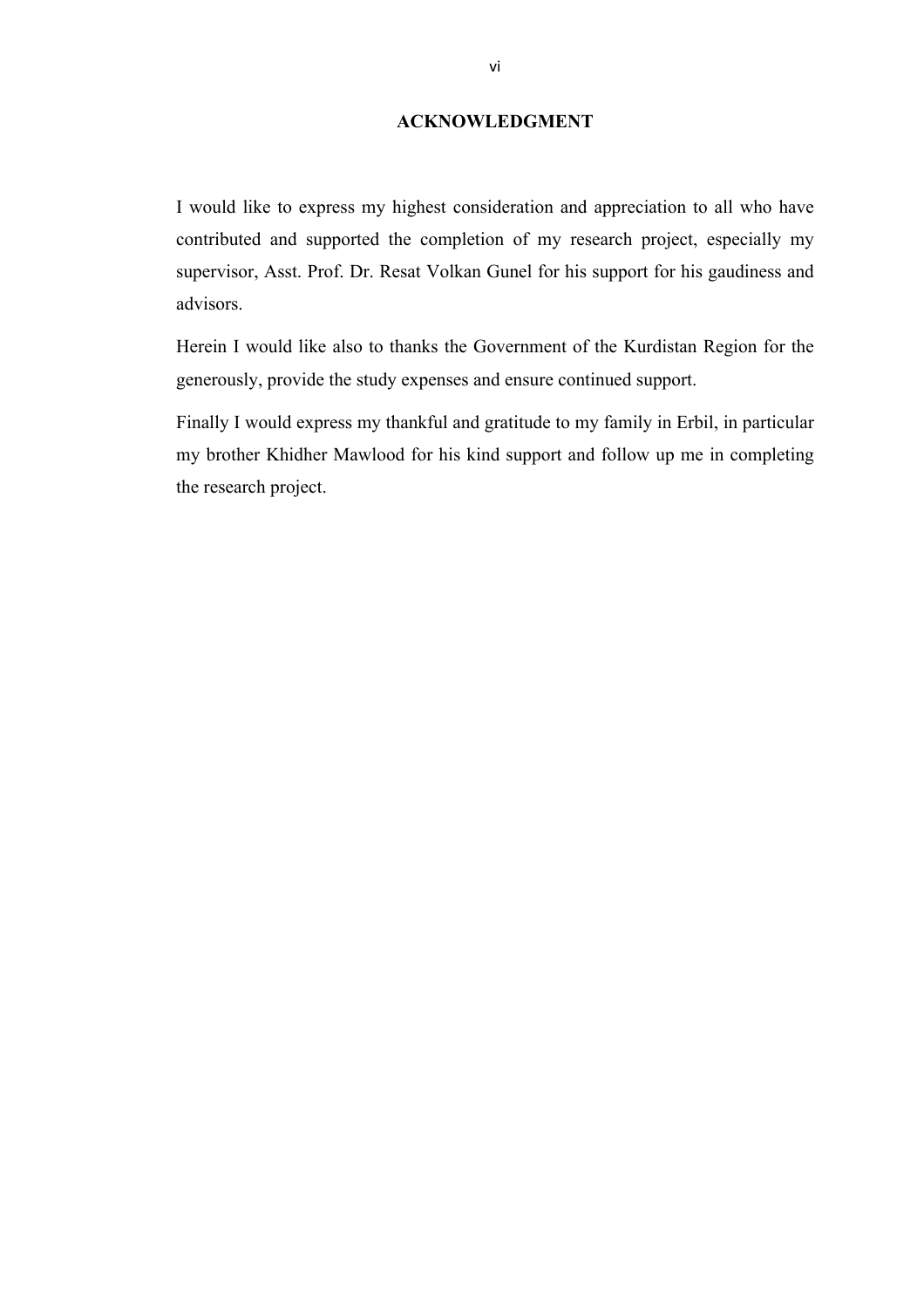# ACKNOWLEDGMENT

I would like to express my highest consideration and appreciation to all who have contributed and supported the completion of my research project, especially my supervisor, Asst. Prof. Dr. Resat Volkan Gunel for his support for his gaudiness and advisors.

Herein I would like also to thanks the Government of the Kurdistan Region for the generously, provide the study expenses and ensure continued support.

Finally I would express my thankful and gratitude to my family in Erbil, in particular my brother Khidher Mawlood for his kind support and follow up me in completing the research project.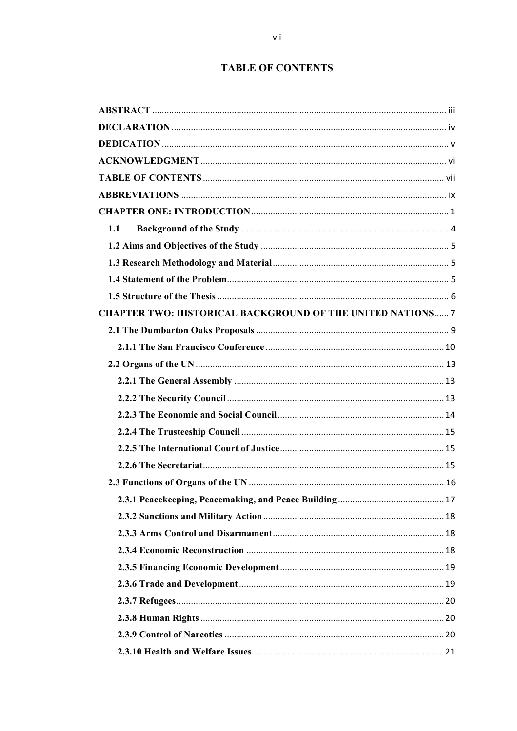# TABLE OF CONTENTS

**ABSTRACT** ..... iii

**DECLARATION** ..... iv

**DEDICATION** ..... v

**ACKNOWLEDGMENT** ..... vi

**TABLE OF CONTENTS** ..... vii

**ABBREVIATIONS** ..... ix

**CHAPTER ONE: INTRODUCTION** ..... 1

- **1.1 Background of the Study** ..... 4
- **1.2 Aims and Objectives of the Study** ..... 5
- **1.3 Research Methodology and Material** ..... 5
- **1.4 Statement of the Problem** ..... 5
- **1.5 Structure of the Thesis** ..... 6

**CHAPTER TWO: HISTORICAL BACKGROUND OF THE UNITED NATIONS** ..... 7

- **2.1 The Dumbarton Oaks Proposals** ..... 9
  - **2.1.1 The San Francisco Conference** ..... 10
- **2.2 Organs of the UN** ..... 13
  - **2.2.1 The General Assembly** ..... 13
  - **2.2.2 The Security Council** ..... 13
  - **2.2.3 The Economic and Social Council** ..... 14
  - **2.2.4 The Trusteeship Council** ..... 15
  - **2.2.5 The International Court of Justice** ..... 15
  - **2.2.6 The Secretariat** ..... 15
- **2.3 Functions of Organs of the UN** ..... 16
  - **2.3.1 Peacekeeping, Peacemaking, and Peace Building** ..... 17
  - **2.3.2 Sanctions and Military Action** ..... 18
  - **2.3.3 Arms Control and Disarmament** ..... 18
  - **2.3.4 Economic Reconstruction** ..... 18
  - **2.3.5 Financing Economic Development** ..... 19
  - **2.3.6 Trade and Development** ..... 19
  - **2.3.7 Refugees** ..... 20
  - **2.3.8 Human Rights** ..... 20
  - **2.3.9 Control of Narcotics** ..... 20
  - **2.3.10 Health and Welfare Issues** ..... 21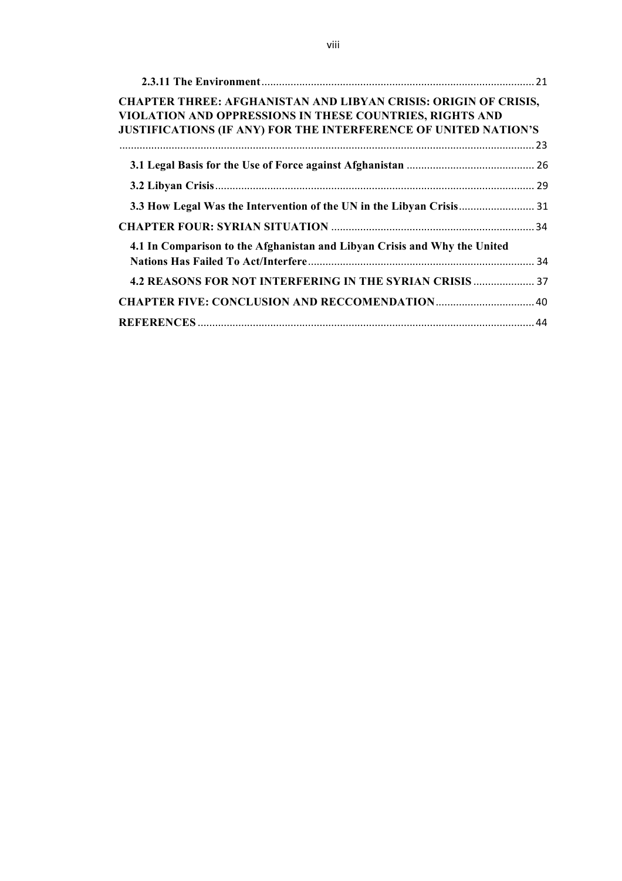**2.3.11 The Environment** ..... 21

**CHAPTER THREE: AFGHANISTAN AND LIBYAN CRISIS: ORIGIN OF CRISIS, VIOLATION AND OPPRESSIONS IN THESE COUNTRIES, RIGHTS AND JUSTIFICATIONS (IF ANY) FOR THE INTERFERENCE OF UNITED NATION'S** ..... 23

**3.1 Legal Basis for the Use of Force against Afghanistan** ..... 26

**3.2 Libyan Crisis** ..... 29

**3.3 How Legal Was the Intervention of the UN in the Libyan Crisis** ..... 31

**CHAPTER FOUR: SYRIAN SITUATION** ..... 34

**4.1 In Comparison to the Afghanistan and Libyan Crisis and Why the United Nations Has Failed To Act/Interfere** ..... 34

**4.2 REASONS FOR NOT INTERFERING IN THE SYRIAN CRISIS** ..... 37

**CHAPTER FIVE: CONCLUSION AND RECCOMENDATION** ..... 40

**REFERENCES** ..... 44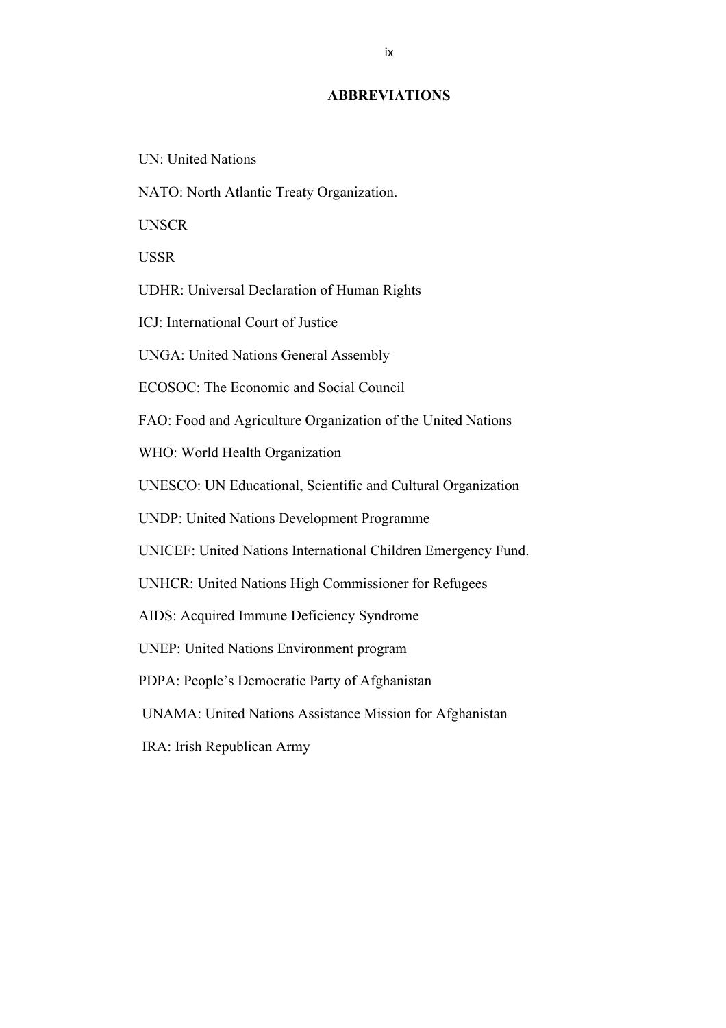## ABBREVIATIONS

UN: United Nations

NATO: North Atlantic Treaty Organization.

UNSCR

USSR

UDHR: Universal Declaration of Human Rights

ICJ: International Court of Justice

UNGA: United Nations General Assembly

ECOSOC: The Economic and Social Council

FAO: Food and Agriculture Organization of the United Nations

WHO: World Health Organization

UNESCO: UN Educational, Scientific and Cultural Organization

UNDP: United Nations Development Programme

UNICEF: United Nations International Children Emergency Fund.

UNHCR: United Nations High Commissioner for Refugees

AIDS: Acquired Immune Deficiency Syndrome

UNEP: United Nations Environment program

PDPA: People's Democratic Party of Afghanistan

UNAMA: United Nations Assistance Mission for Afghanistan

IRA: Irish Republican Army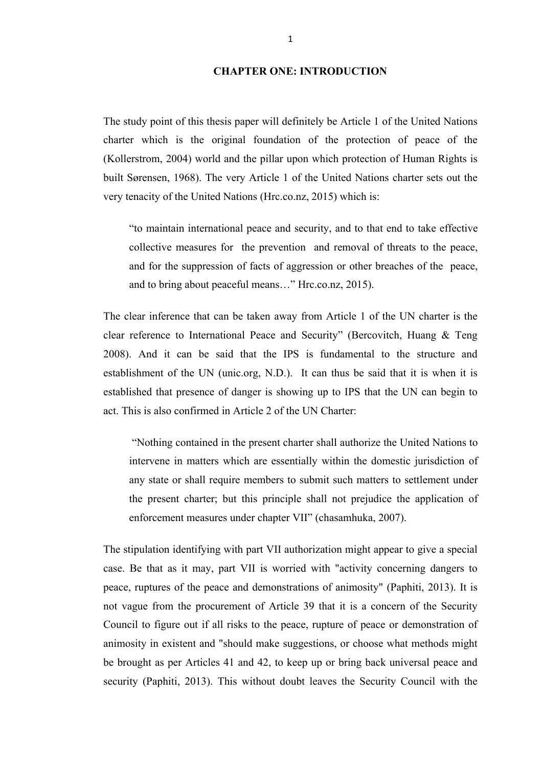# CHAPTER ONE: INTRODUCTION

The study point of this thesis paper will definitely be Article 1 of the United Nations charter which is the original foundation of the protection of peace of the (Kollerstrom, 2004) world and the pillar upon which protection of Human Rights is built Sørensen, 1968). The very Article 1 of the United Nations charter sets out the very tenacity of the United Nations (Hrc.co.nz, 2015) which is:

> "to maintain international peace and security, and to that end to take effective collective measures for the prevention and removal of threats to the peace, and for the suppression of facts of aggression or other breaches of the peace, and to bring about peaceful means…" Hrc.co.nz, 2015).

The clear inference that can be taken away from Article 1 of the UN charter is the clear reference to International Peace and Security" (Bercovitch, Huang & Teng 2008). And it can be said that the IPS is fundamental to the structure and establishment of the UN (unic.org, N.D.). It can thus be said that it is when it is established that presence of danger is showing up to IPS that the UN can begin to act. This is also confirmed in Article 2 of the UN Charter:

> "Nothing contained in the present charter shall authorize the United Nations to intervene in matters which are essentially within the domestic jurisdiction of any state or shall require members to submit such matters to settlement under the present charter; but this principle shall not prejudice the application of enforcement measures under chapter VII" (chasamhuka, 2007).

The stipulation identifying with part VII authorization might appear to give a special case. Be that as it may, part VII is worried with "activity concerning dangers to peace, ruptures of the peace and demonstrations of animosity" (Paphiti, 2013). It is not vague from the procurement of Article 39 that it is a concern of the Security Council to figure out if all risks to the peace, rupture of peace or demonstration of animosity in existent and "should make suggestions, or choose what methods might be brought as per Articles 41 and 42, to keep up or bring back universal peace and security (Paphiti, 2013). This without doubt leaves the Security Council with the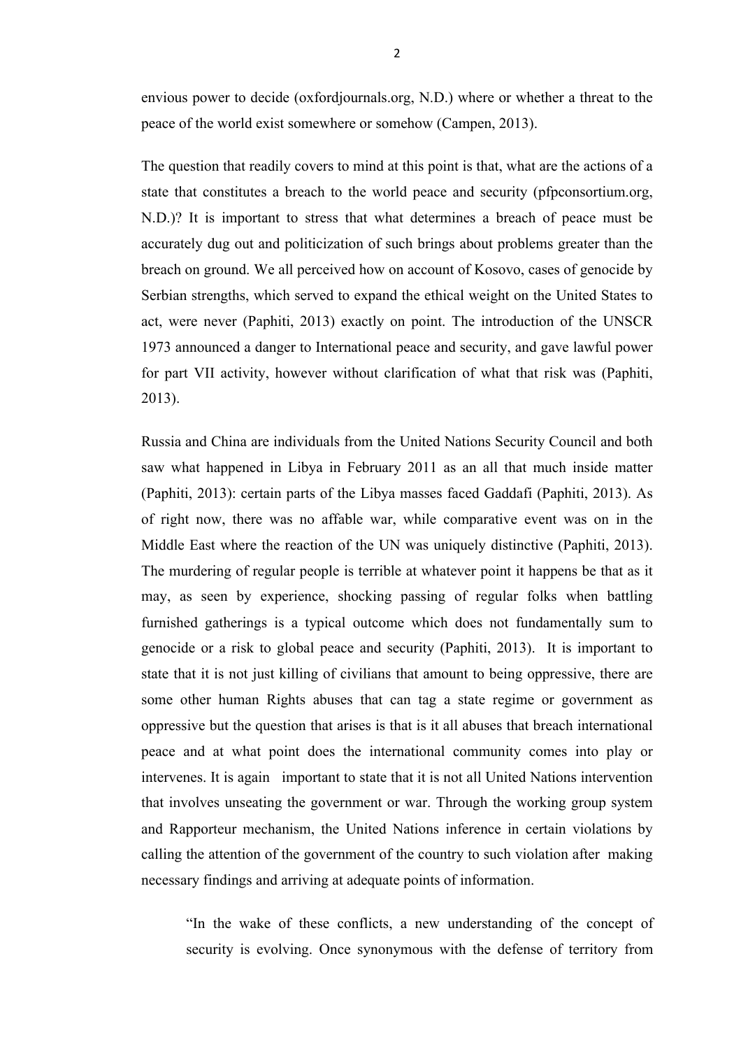envious power to decide (oxfordjournals.org, N.D.) where or whether a threat to the peace of the world exist somewhere or somehow (Campen, 2013).

The question that readily covers to mind at this point is that, what are the actions of a state that constitutes a breach to the world peace and security (pfpconsortium.org, N.D.)? It is important to stress that what determines a breach of peace must be accurately dug out and politicization of such brings about problems greater than the breach on ground. We all perceived how on account of Kosovo, cases of genocide by Serbian strengths, which served to expand the ethical weight on the United States to act, were never (Paphiti, 2013) exactly on point. The introduction of the UNSCR 1973 announced a danger to International peace and security, and gave lawful power for part VII activity, however without clarification of what that risk was (Paphiti, 2013).

Russia and China are individuals from the United Nations Security Council and both saw what happened in Libya in February 2011 as an all that much inside matter (Paphiti, 2013): certain parts of the Libya masses faced Gaddafi (Paphiti, 2013). As of right now, there was no affable war, while comparative event was on in the Middle East where the reaction of the UN was uniquely distinctive (Paphiti, 2013). The murdering of regular people is terrible at whatever point it happens be that as it may, as seen by experience, shocking passing of regular folks when battling furnished gatherings is a typical outcome which does not fundamentally sum to genocide or a risk to global peace and security (Paphiti, 2013). It is important to state that it is not just killing of civilians that amount to being oppressive, there are some other human Rights abuses that can tag a state regime or government as oppressive but the question that arises is that is it all abuses that breach international peace and at what point does the international community comes into play or intervenes. It is again important to state that it is not all United Nations intervention that involves unseating the government or war. Through the working group system and Rapporteur mechanism, the United Nations inference in certain violations by calling the attention of the government of the country to such violation after making necessary findings and arriving at adequate points of information.

> "In the wake of these conflicts, a new understanding of the concept of security is evolving. Once synonymous with the defense of territory from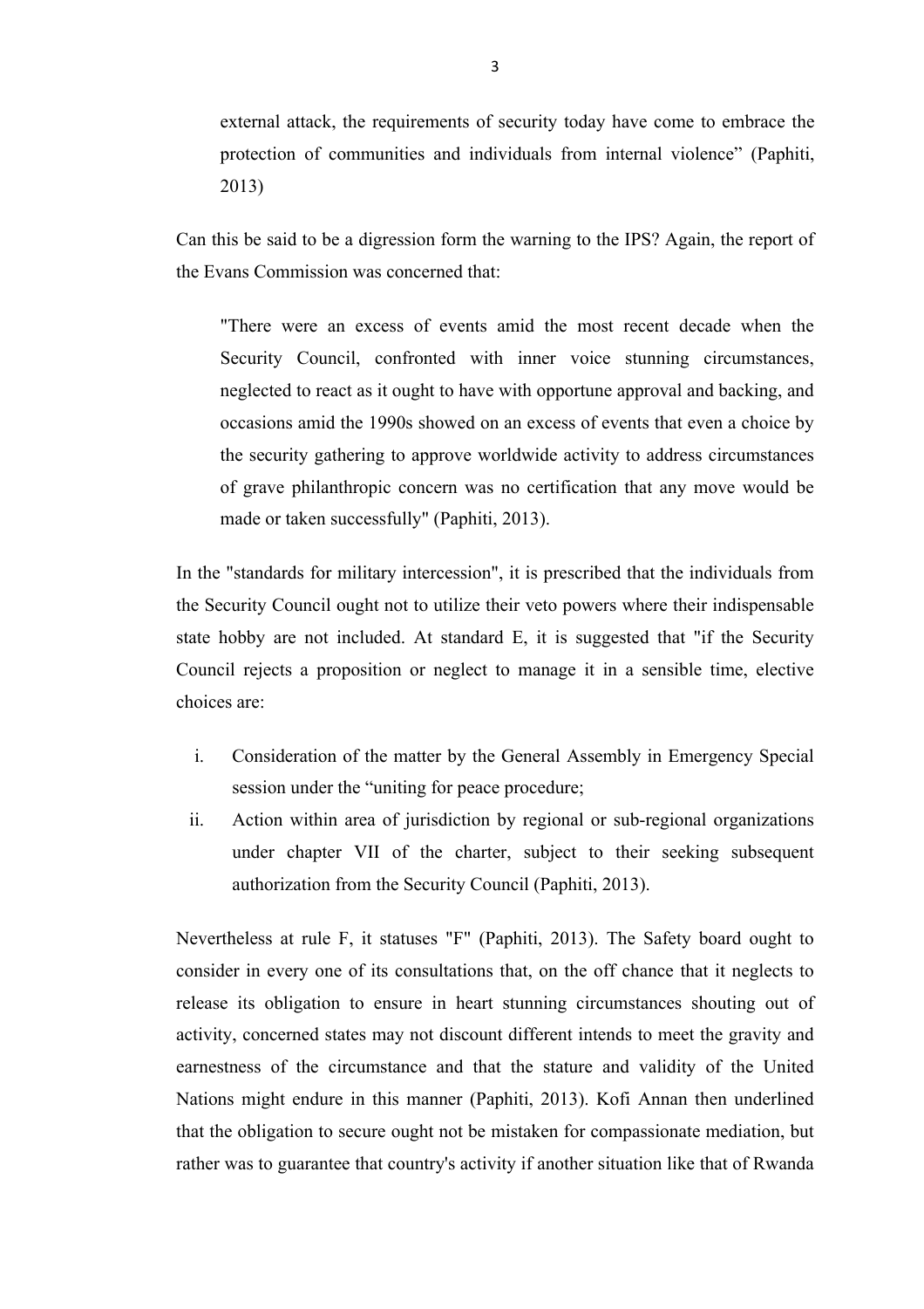external attack, the requirements of security today have come to embrace the protection of communities and individuals from internal violence" (Paphiti, 2013)

Can this be said to be a digression form the warning to the IPS? Again, the report of the Evans Commission was concerned that:

> "There were an excess of events amid the most recent decade when the Security Council, confronted with inner voice stunning circumstances, neglected to react as it ought to have with opportune approval and backing, and occasions amid the 1990s showed on an excess of events that even a choice by the security gathering to approve worldwide activity to address circumstances of grave philanthropic concern was no certification that any move would be made or taken successfully" (Paphiti, 2013).

In the "standards for military intercession", it is prescribed that the individuals from the Security Council ought not to utilize their veto powers where their indispensable state hobby are not included. At standard E, it is suggested that "if the Security Council rejects a proposition or neglect to manage it in a sensible time, elective choices are:

i. Consideration of the matter by the General Assembly in Emergency Special session under the "uniting for peace procedure;
ii. Action within area of jurisdiction by regional or sub-regional organizations under chapter VII of the charter, subject to their seeking subsequent authorization from the Security Council (Paphiti, 2013).

Nevertheless at rule F, it statuses "F" (Paphiti, 2013). The Safety board ought to consider in every one of its consultations that, on the off chance that it neglects to release its obligation to ensure in heart stunning circumstances shouting out of activity, concerned states may not discount different intends to meet the gravity and earnestness of the circumstance and that the stature and validity of the United Nations might endure in this manner (Paphiti, 2013). Kofi Annan then underlined that the obligation to secure ought not be mistaken for compassionate mediation, but rather was to guarantee that country's activity if another situation like that of Rwanda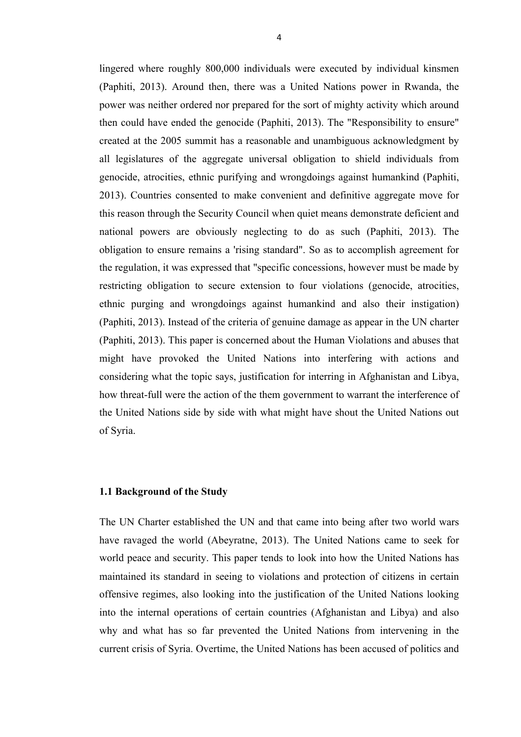lingered where roughly 800,000 individuals were executed by individual kinsmen (Paphiti, 2013). Around then, there was a United Nations power in Rwanda, the power was neither ordered nor prepared for the sort of mighty activity which around then could have ended the genocide (Paphiti, 2013). The "Responsibility to ensure" created at the 2005 summit has a reasonable and unambiguous acknowledgment by all legislatures of the aggregate universal obligation to shield individuals from genocide, atrocities, ethnic purifying and wrongdoings against humankind (Paphiti, 2013). Countries consented to make convenient and definitive aggregate move for this reason through the Security Council when quiet means demonstrate deficient and national powers are obviously neglecting to do as such (Paphiti, 2013). The obligation to ensure remains a 'rising standard". So as to accomplish agreement for the regulation, it was expressed that "specific concessions, however must be made by restricting obligation to secure extension to four violations (genocide, atrocities, ethnic purging and wrongdoings against humankind and also their instigation) (Paphiti, 2013). Instead of the criteria of genuine damage as appear in the UN charter (Paphiti, 2013). This paper is concerned about the Human Violations and abuses that might have provoked the United Nations into interfering with actions and considering what the topic says, justification for interring in Afghanistan and Libya, how threat-full were the action of the them government to warrant the interference of the United Nations side by side with what might have shout the United Nations out of Syria.

### 1.1 Background of the Study

The UN Charter established the UN and that came into being after two world wars have ravaged the world (Abeyratne, 2013). The United Nations came to seek for world peace and security. This paper tends to look into how the United Nations has maintained its standard in seeing to violations and protection of citizens in certain offensive regimes, also looking into the justification of the United Nations looking into the internal operations of certain countries (Afghanistan and Libya) and also why and what has so far prevented the United Nations from intervening in the current crisis of Syria. Overtime, the United Nations has been accused of politics and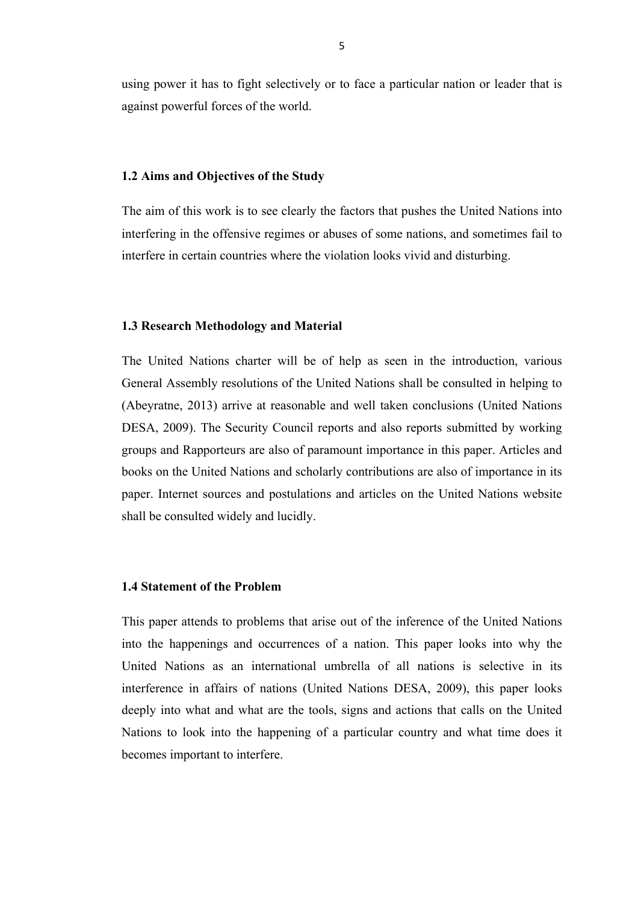using power it has to fight selectively or to face a particular nation or leader that is against powerful forces of the world.

### 1.2 Aims and Objectives of the Study

The aim of this work is to see clearly the factors that pushes the United Nations into interfering in the offensive regimes or abuses of some nations, and sometimes fail to interfere in certain countries where the violation looks vivid and disturbing.

### 1.3 Research Methodology and Material

The United Nations charter will be of help as seen in the introduction, various General Assembly resolutions of the United Nations shall be consulted in helping to (Abeyratne, 2013) arrive at reasonable and well taken conclusions (United Nations DESA, 2009). The Security Council reports and also reports submitted by working groups and Rapporteurs are also of paramount importance in this paper. Articles and books on the United Nations and scholarly contributions are also of importance in its paper. Internet sources and postulations and articles on the United Nations website shall be consulted widely and lucidly.

### 1.4 Statement of the Problem

This paper attends to problems that arise out of the inference of the United Nations into the happenings and occurrences of a nation. This paper looks into why the United Nations as an international umbrella of all nations is selective in its interference in affairs of nations (United Nations DESA, 2009), this paper looks deeply into what and what are the tools, signs and actions that calls on the United Nations to look into the happening of a particular country and what time does it becomes important to interfere.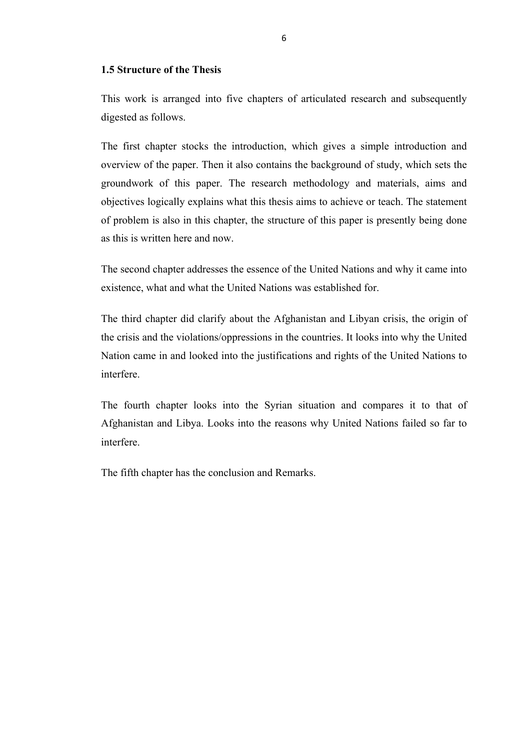### 1.5 Structure of the Thesis

This work is arranged into five chapters of articulated research and subsequently digested as follows.

The first chapter stocks the introduction, which gives a simple introduction and overview of the paper. Then it also contains the background of study, which sets the groundwork of this paper. The research methodology and materials, aims and objectives logically explains what this thesis aims to achieve or teach. The statement of problem is also in this chapter, the structure of this paper is presently being done as this is written here and now.

The second chapter addresses the essence of the United Nations and why it came into existence, what and what the United Nations was established for.

The third chapter did clarify about the Afghanistan and Libyan crisis, the origin of the crisis and the violations/oppressions in the countries. It looks into why the United Nation came in and looked into the justifications and rights of the United Nations to interfere.

The fourth chapter looks into the Syrian situation and compares it to that of Afghanistan and Libya. Looks into the reasons why United Nations failed so far to interfere.

The fifth chapter has the conclusion and Remarks.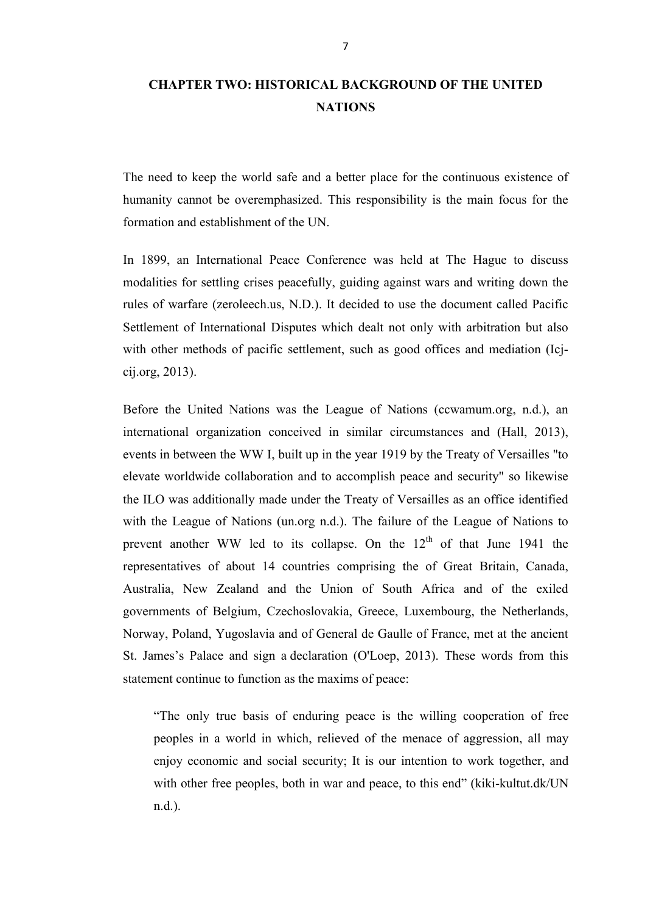# CHAPTER TWO: HISTORICAL BACKGROUND OF THE UNITED NATIONS

The need to keep the world safe and a better place for the continuous existence of humanity cannot be overemphasized. This responsibility is the main focus for the formation and establishment of the UN.

In 1899, an International Peace Conference was held at The Hague to discuss modalities for settling crises peacefully, guiding against wars and writing down the rules of warfare (zeroleech.us, N.D.). It decided to use the document called Pacific Settlement of International Disputes which dealt not only with arbitration but also with other methods of pacific settlement, such as good offices and mediation (Icj-cij.org, 2013).

Before the United Nations was the League of Nations (ccwamum.org, n.d.), an international organization conceived in similar circumstances and (Hall, 2013), events in between the WW I, built up in the year 1919 by the Treaty of Versailles "to elevate worldwide collaboration and to accomplish peace and security" so likewise the ILO was additionally made under the Treaty of Versailles as an office identified with the League of Nations (un.org n.d.). The failure of the League of Nations to prevent another WW led to its collapse. On the 12th of that June 1941 the representatives of about 14 countries comprising the of Great Britain, Canada, Australia, New Zealand and the Union of South Africa and of the exiled governments of Belgium, Czechoslovakia, Greece, Luxembourg, the Netherlands, Norway, Poland, Yugoslavia and of General de Gaulle of France, met at the ancient St. James's Palace and sign a declaration (O'Loep, 2013). These words from this statement continue to function as the maxims of peace:

> "The only true basis of enduring peace is the willing cooperation of free peoples in a world in which, relieved of the menace of aggression, all may enjoy economic and social security; It is our intention to work together, and with other free peoples, both in war and peace, to this end" (kiki-kultut.dk/UN n.d.).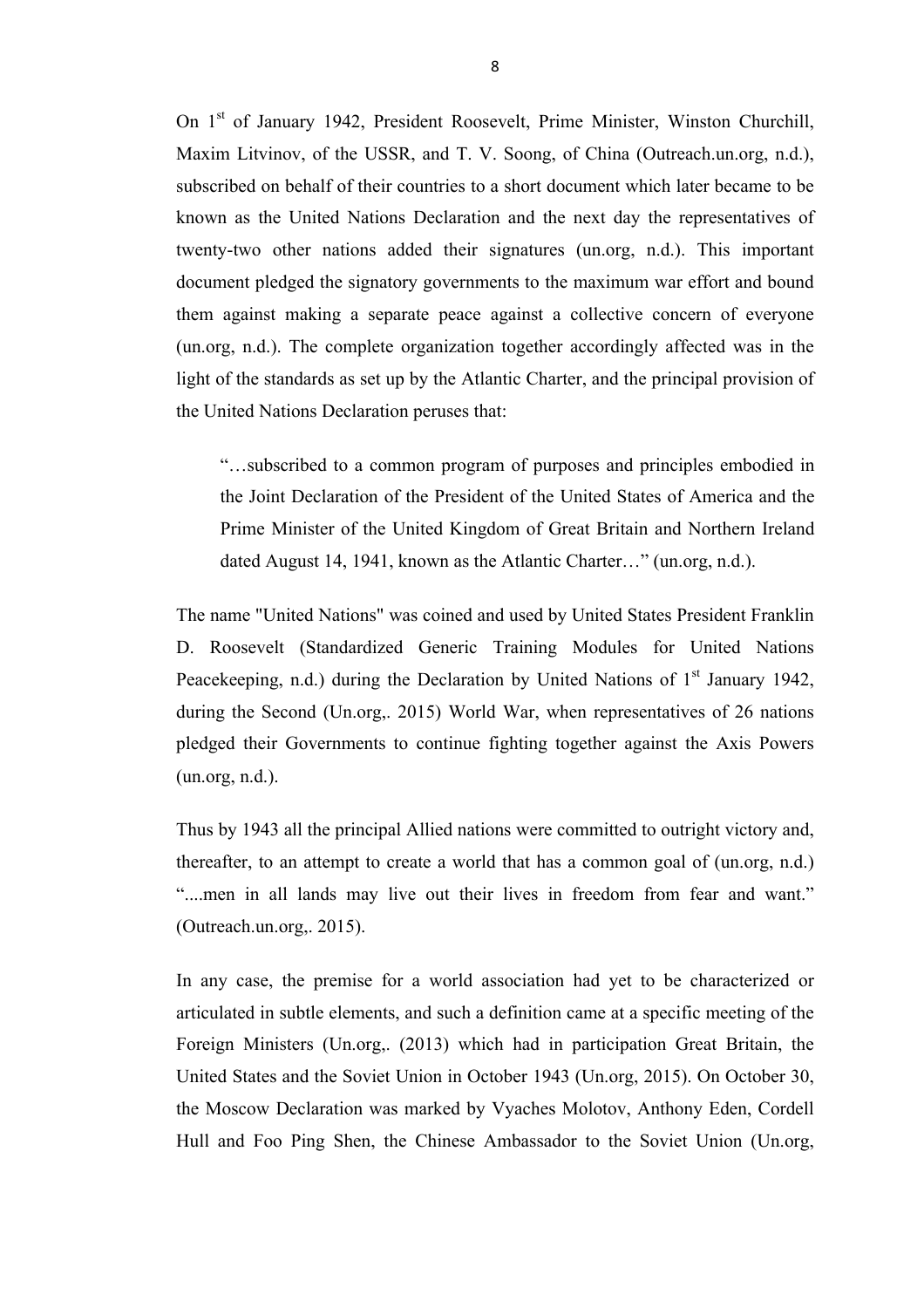On 1[st] of January 1942, President Roosevelt, Prime Minister, Winston Churchill, Maxim Litvinov, of the USSR, and T. V. Soong, of China (Outreach.un.org, n.d.), subscribed on behalf of their countries to a short document which later became to be known as the United Nations Declaration and the next day the representatives of twenty-two other nations added their signatures (un.org, n.d.). This important document pledged the signatory governments to the maximum war effort and bound them against making a separate peace against a collective concern of everyone (un.org, n.d.). The complete organization together accordingly affected was in the light of the standards as set up by the Atlantic Charter, and the principal provision of the United Nations Declaration peruses that:

> "…subscribed to a common program of purposes and principles embodied in the Joint Declaration of the President of the United States of America and the Prime Minister of the United Kingdom of Great Britain and Northern Ireland dated August 14, 1941, known as the Atlantic Charter…" (un.org, n.d.).

The name "United Nations" was coined and used by United States President Franklin D. Roosevelt (Standardized Generic Training Modules for United Nations Peacekeeping, n.d.) during the Declaration by United Nations of 1[st] January 1942, during the Second (Un.org,. 2015) World War, when representatives of 26 nations pledged their Governments to continue fighting together against the Axis Powers (un.org, n.d.).

Thus by 1943 all the principal Allied nations were committed to outright victory and, thereafter, to an attempt to create a world that has a common goal of (un.org, n.d.) "....men in all lands may live out their lives in freedom from fear and want." (Outreach.un.org,. 2015).

In any case, the premise for a world association had yet to be characterized or articulated in subtle elements, and such a definition came at a specific meeting of the Foreign Ministers (Un.org,. (2013) which had in participation Great Britain, the United States and the Soviet Union in October 1943 (Un.org, 2015). On October 30, the Moscow Declaration was marked by Vyaches Molotov, Anthony Eden, Cordell Hull and Foo Ping Shen, the Chinese Ambassador to the Soviet Union (Un.org,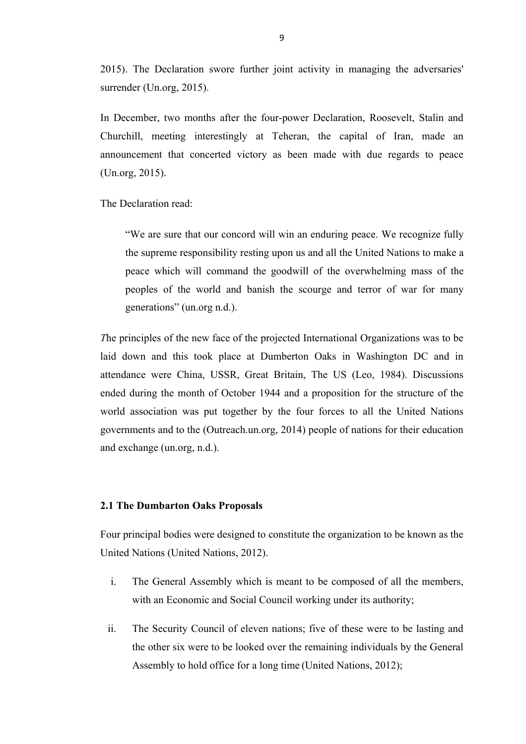2015). The Declaration swore further joint activity in managing the adversaries' surrender (Un.org, 2015).

In December, two months after the four-power Declaration, Roosevelt, Stalin and Churchill, meeting interestingly at Teheran, the capital of Iran, made an announcement that concerted victory as been made with due regards to peace (Un.org, 2015).

The Declaration read:

> "We are sure that our concord will win an enduring peace. We recognize fully the supreme responsibility resting upon us and all the United Nations to make a peace which will command the goodwill of the overwhelming mass of the peoples of the world and banish the scourge and terror of war for many generations" (un.org n.d.).

*T*he principles of the new face of the projected International Organizations was to be laid down and this took place at Dumberton Oaks in Washington DC and in attendance were China, USSR, Great Britain, The US (Leo, 1984). Discussions ended during the month of October 1944 and a proposition for the structure of the world association was put together by the four forces to all the United Nations governments and to the (Outreach.un.org, 2014) people of nations for their education and exchange (un.org, n.d.).

**2.1 The Dumbarton Oaks Proposals**

Four principal bodies were designed to constitute the organization to be known as the United Nations (United Nations, 2012).

i. The General Assembly which is meant to be composed of all the members, with an Economic and Social Council working under its authority;

ii. The Security Council of eleven nations; five of these were to be lasting and the other six were to be looked over the remaining individuals by the General Assembly to hold office for a long time (United Nations, 2012);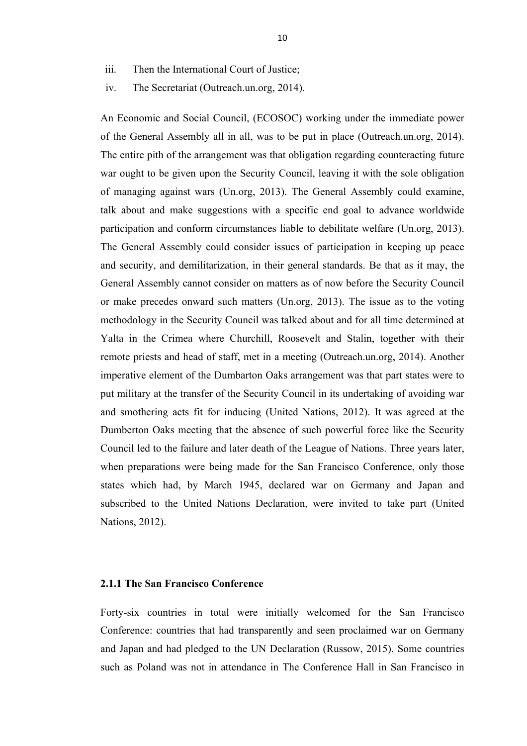iii. Then the International Court of Justice;
iv. The Secretariat (Outreach.un.org, 2014).

An Economic and Social Council, (ECOSOC) working under the immediate power of the General Assembly all in all, was to be put in place (Outreach.un.org, 2014). The entire pith of the arrangement was that obligation regarding counteracting future war ought to be given upon the Security Council, leaving it with the sole obligation of managing against wars (Un.org, 2013). The General Assembly could examine, talk about and make suggestions with a specific end goal to advance worldwide participation and conform circumstances liable to debilitate welfare (Un.org, 2013). The General Assembly could consider issues of participation in keeping up peace and security, and demilitarization, in their general standards. Be that as it may, the General Assembly cannot consider on matters as of now before the Security Council or make precedes onward such matters (Un.org, 2013). The issue as to the voting methodology in the Security Council was talked about and for all time determined at Yalta in the Crimea where Churchill, Roosevelt and Stalin, together with their remote priests and head of staff, met in a meeting (Outreach.un.org, 2014). Another imperative element of the Dumbarton Oaks arrangement was that part states were to put military at the transfer of the Security Council in its undertaking of avoiding war and smothering acts fit for inducing (United Nations, 2012). It was agreed at the Dumberton Oaks meeting that the absence of such powerful force like the Security Council led to the failure and later death of the League of Nations. Three years later, when preparations were being made for the San Francisco Conference, only those states which had, by March 1945, declared war on Germany and Japan and subscribed to the United Nations Declaration, were invited to take part (United Nations, 2012).

### 2.1.1 The San Francisco Conference

Forty-six countries in total were initially welcomed for the San Francisco Conference: countries that had transparently and seen proclaimed war on Germany and Japan and had pledged to the UN Declaration (Russow, 2015). Some countries such as Poland was not in attendance in The Conference Hall in San Francisco in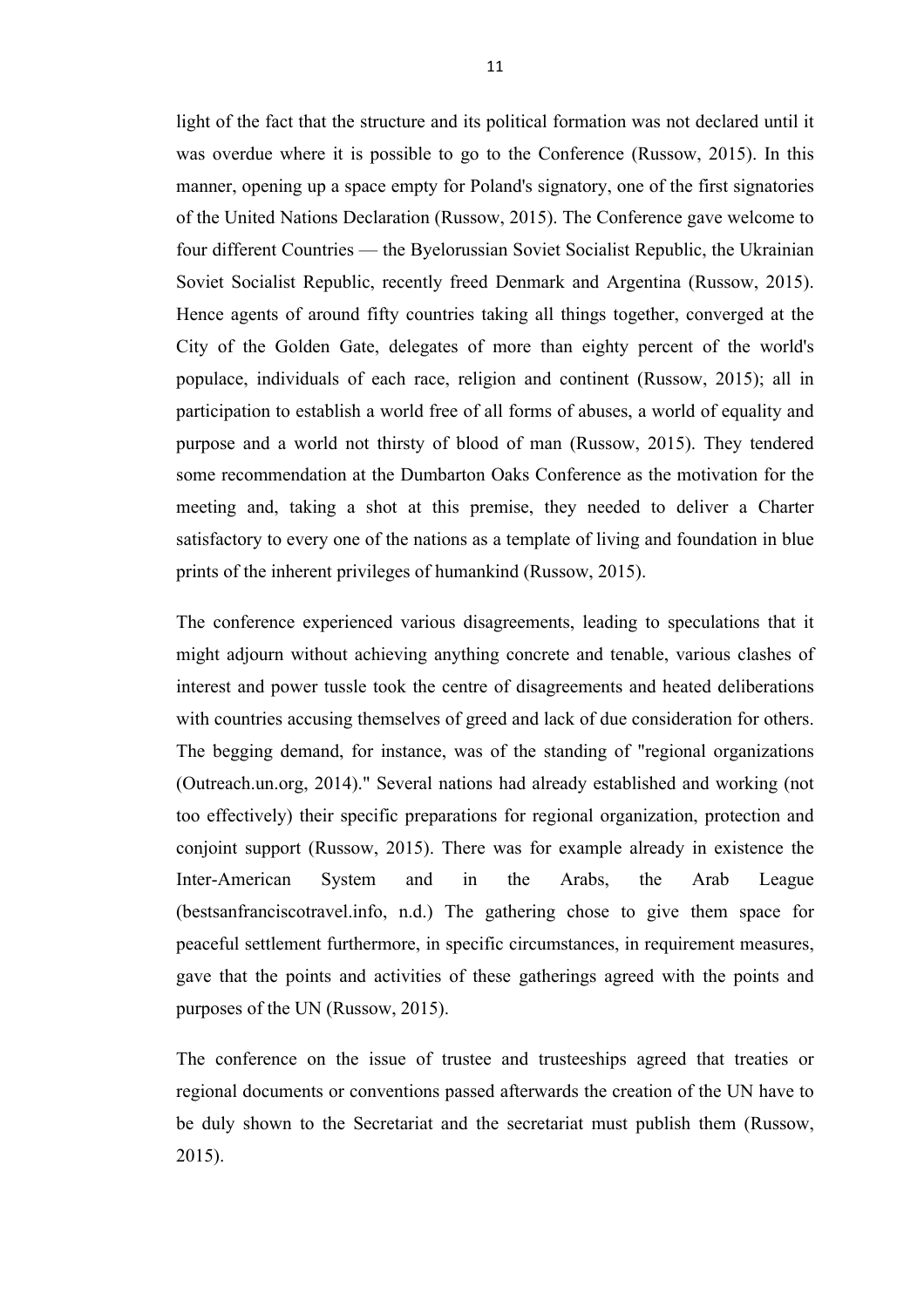light of the fact that the structure and its political formation was not declared until it was overdue where it is possible to go to the Conference (Russow, 2015). In this manner, opening up a space empty for Poland's signatory, one of the first signatories of the United Nations Declaration (Russow, 2015). The Conference gave welcome to four different Countries — the Byelorussian Soviet Socialist Republic, the Ukrainian Soviet Socialist Republic, recently freed Denmark and Argentina (Russow, 2015). Hence agents of around fifty countries taking all things together, converged at the City of the Golden Gate, delegates of more than eighty percent of the world's populace, individuals of each race, religion and continent (Russow, 2015); all in participation to establish a world free of all forms of abuses, a world of equality and purpose and a world not thirsty of blood of man (Russow, 2015). They tendered some recommendation at the Dumbarton Oaks Conference as the motivation for the meeting and, taking a shot at this premise, they needed to deliver a Charter satisfactory to every one of the nations as a template of living and foundation in blue prints of the inherent privileges of humankind (Russow, 2015).

The conference experienced various disagreements, leading to speculations that it might adjourn without achieving anything concrete and tenable, various clashes of interest and power tussle took the centre of disagreements and heated deliberations with countries accusing themselves of greed and lack of due consideration for others. The begging demand, for instance, was of the standing of "regional organizations (Outreach.un.org, 2014)." Several nations had already established and working (not too effectively) their specific preparations for regional organization, protection and conjoint support (Russow, 2015). There was for example already in existence the Inter-American System and in the Arabs, the Arab League (bestsanfranciscotravel.info, n.d.) The gathering chose to give them space for peaceful settlement furthermore, in specific circumstances, in requirement measures, gave that the points and activities of these gatherings agreed with the points and purposes of the UN (Russow, 2015).

The conference on the issue of trustee and trusteeships agreed that treaties or regional documents or conventions passed afterwards the creation of the UN have to be duly shown to the Secretariat and the secretariat must publish them (Russow, 2015).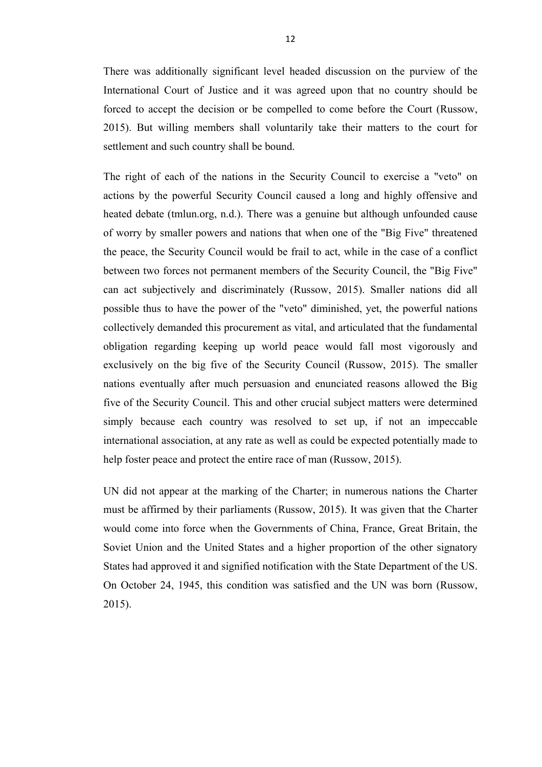There was additionally significant level headed discussion on the purview of the International Court of Justice and it was agreed upon that no country should be forced to accept the decision or be compelled to come before the Court (Russow, 2015). But willing members shall voluntarily take their matters to the court for settlement and such country shall be bound.

The right of each of the nations in the Security Council to exercise a "veto" on actions by the powerful Security Council caused a long and highly offensive and heated debate (tmlun.org, n.d.). There was a genuine but although unfounded cause of worry by smaller powers and nations that when one of the "Big Five" threatened the peace, the Security Council would be frail to act, while in the case of a conflict between two forces not permanent members of the Security Council, the "Big Five" can act subjectively and discriminately (Russow, 2015). Smaller nations did all possible thus to have the power of the "veto" diminished, yet, the powerful nations collectively demanded this procurement as vital, and articulated that the fundamental obligation regarding keeping up world peace would fall most vigorously and exclusively on the big five of the Security Council (Russow, 2015). The smaller nations eventually after much persuasion and enunciated reasons allowed the Big five of the Security Council. This and other crucial subject matters were determined simply because each country was resolved to set up, if not an impeccable international association, at any rate as well as could be expected potentially made to help foster peace and protect the entire race of man (Russow, 2015).

UN did not appear at the marking of the Charter; in numerous nations the Charter must be affirmed by their parliaments (Russow, 2015). It was given that the Charter would come into force when the Governments of China, France, Great Britain, the Soviet Union and the United States and a higher proportion of the other signatory States had approved it and signified notification with the State Department of the US. On October 24, 1945, this condition was satisfied and the UN was born (Russow, 2015).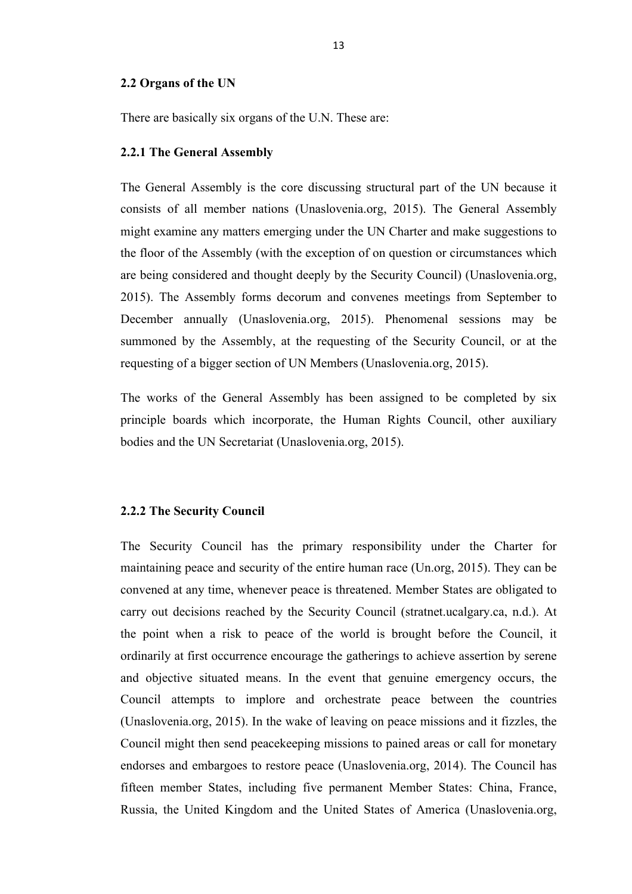### 2.2 Organs of the UN

There are basically six organs of the U.N. These are:

#### 2.2.1 The General Assembly

The General Assembly is the core discussing structural part of the UN because it consists of all member nations (Unaslovenia.org, 2015). The General Assembly might examine any matters emerging under the UN Charter and make suggestions to the floor of the Assembly (with the exception of on question or circumstances which are being considered and thought deeply by the Security Council) (Unaslovenia.org, 2015). The Assembly forms decorum and convenes meetings from September to December annually (Unaslovenia.org, 2015). Phenomenal sessions may be summoned by the Assembly, at the requesting of the Security Council, or at the requesting of a bigger section of UN Members (Unaslovenia.org, 2015).

The works of the General Assembly has been assigned to be completed by six principle boards which incorporate, the Human Rights Council, other auxiliary bodies and the UN Secretariat (Unaslovenia.org, 2015).

#### 2.2.2 The Security Council

The Security Council has the primary responsibility under the Charter for maintaining peace and security of the entire human race (Un.org, 2015). They can be convened at any time, whenever peace is threatened. Member States are obligated to carry out decisions reached by the Security Council (stratnet.ucalgary.ca, n.d.). At the point when a risk to peace of the world is brought before the Council, it ordinarily at first occurrence encourage the gatherings to achieve assertion by serene and objective situated means. In the event that genuine emergency occurs, the Council attempts to implore and orchestrate peace between the countries (Unaslovenia.org, 2015). In the wake of leaving on peace missions and it fizzles, the Council might then send peacekeeping missions to pained areas or call for monetary endorses and embargoes to restore peace (Unaslovenia.org, 2014). The Council has fifteen member States, including five permanent Member States: China, France, Russia, the United Kingdom and the United States of America (Unaslovenia.org,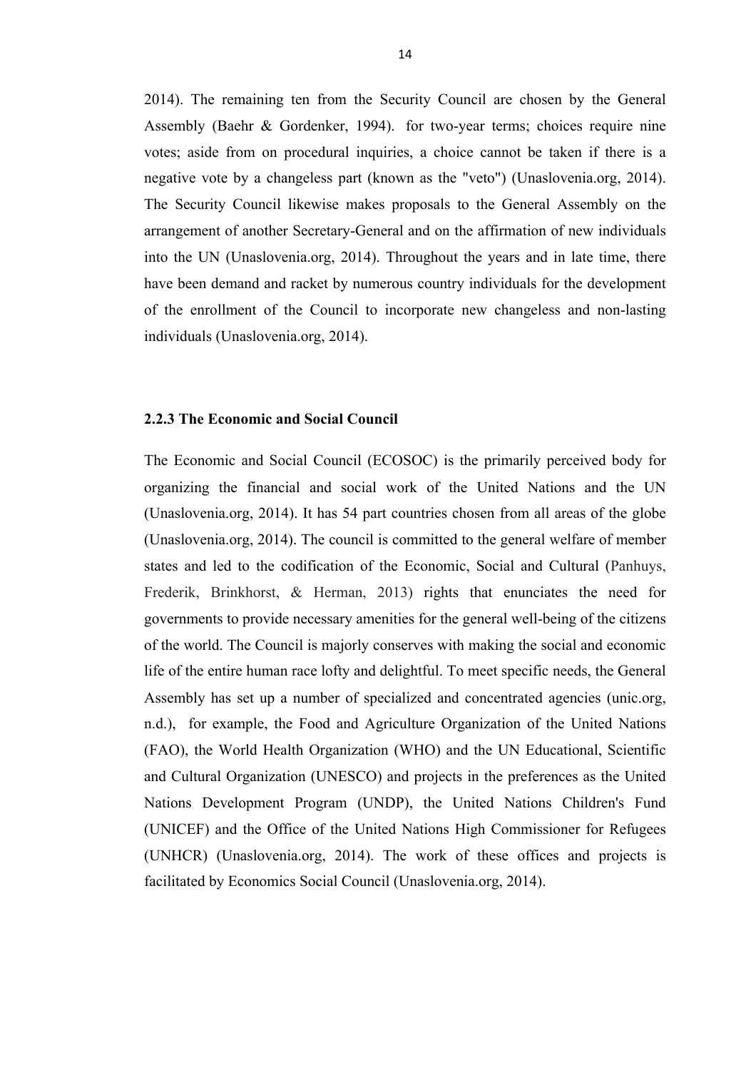2014). The remaining ten from the Security Council are chosen by the General Assembly (Baehr & Gordenker, 1994). for two-year terms; choices require nine votes; aside from on procedural inquiries, a choice cannot be taken if there is a negative vote by a changeless part (known as the "veto") (Unaslovenia.org, 2014). The Security Council likewise makes proposals to the General Assembly on the arrangement of another Secretary-General and on the affirmation of new individuals into the UN (Unaslovenia.org, 2014). Throughout the years and in late time, there have been demand and racket by numerous country individuals for the development of the enrollment of the Council to incorporate new changeless and non-lasting individuals (Unaslovenia.org, 2014).

### 2.2.3 The Economic and Social Council

The Economic and Social Council (ECOSOC) is the primarily perceived body for organizing the financial and social work of the United Nations and the UN (Unaslovenia.org, 2014). It has 54 part countries chosen from all areas of the globe (Unaslovenia.org, 2014). The council is committed to the general welfare of member states and led to the codification of the Economic, Social and Cultural (Panhuys, Frederik, Brinkhorst, & Herman, 2013) rights that enunciates the need for governments to provide necessary amenities for the general well-being of the citizens of the world. The Council is majorly conserves with making the social and economic life of the entire human race lofty and delightful. To meet specific needs, the General Assembly has set up a number of specialized and concentrated agencies (unic.org, n.d.), for example, the Food and Agriculture Organization of the United Nations (FAO), the World Health Organization (WHO) and the UN Educational, Scientific and Cultural Organization (UNESCO) and projects in the preferences as the United Nations Development Program (UNDP), the United Nations Children's Fund (UNICEF) and the Office of the United Nations High Commissioner for Refugees (UNHCR) (Unaslovenia.org, 2014). The work of these offices and projects is facilitated by Economics Social Council (Unaslovenia.org, 2014).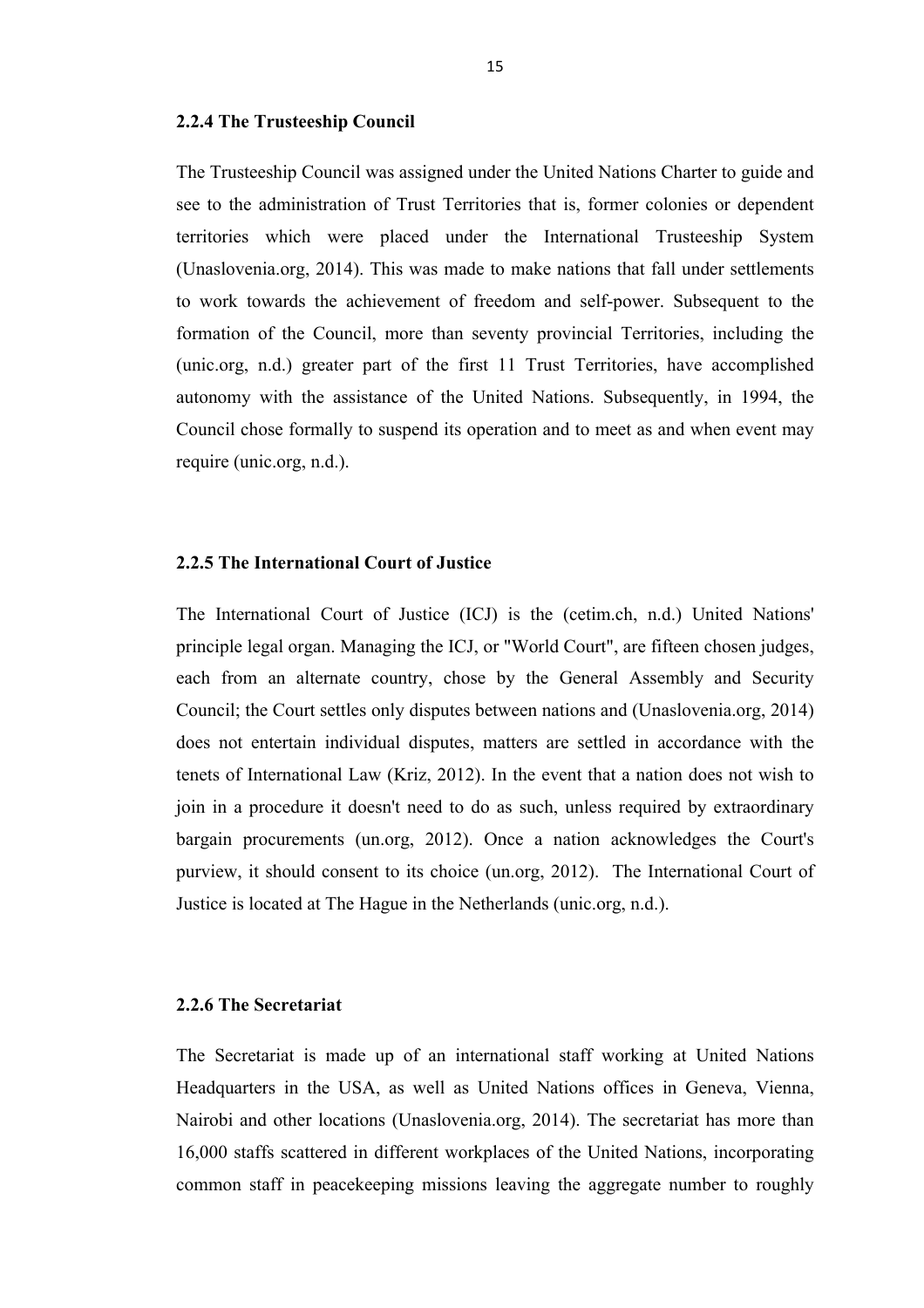### 2.2.4 The Trusteeship Council

The Trusteeship Council was assigned under the United Nations Charter to guide and see to the administration of Trust Territories that is, former colonies or dependent territories which were placed under the International Trusteeship System (Unaslovenia.org, 2014). This was made to make nations that fall under settlements to work towards the achievement of freedom and self-power. Subsequent to the formation of the Council, more than seventy provincial Territories, including the (unic.org, n.d.) greater part of the first 11 Trust Territories, have accomplished autonomy with the assistance of the United Nations. Subsequently, in 1994, the Council chose formally to suspend its operation and to meet as and when event may require (unic.org, n.d.).

### 2.2.5 The International Court of Justice

The International Court of Justice (ICJ) is the (cetim.ch, n.d.) United Nations' principle legal organ. Managing the ICJ, or "World Court", are fifteen chosen judges, each from an alternate country, chose by the General Assembly and Security Council; the Court settles only disputes between nations and (Unaslovenia.org, 2014) does not entertain individual disputes, matters are settled in accordance with the tenets of International Law (Kriz, 2012). In the event that a nation does not wish to join in a procedure it doesn't need to do as such, unless required by extraordinary bargain procurements (un.org, 2012). Once a nation acknowledges the Court's purview, it should consent to its choice (un.org, 2012). The International Court of Justice is located at The Hague in the Netherlands (unic.org, n.d.).

### 2.2.6 The Secretariat

The Secretariat is made up of an international staff working at United Nations Headquarters in the USA, as well as United Nations offices in Geneva, Vienna, Nairobi and other locations (Unaslovenia.org, 2014). The secretariat has more than 16,000 staffs scattered in different workplaces of the United Nations, incorporating common staff in peacekeeping missions leaving the aggregate number to roughly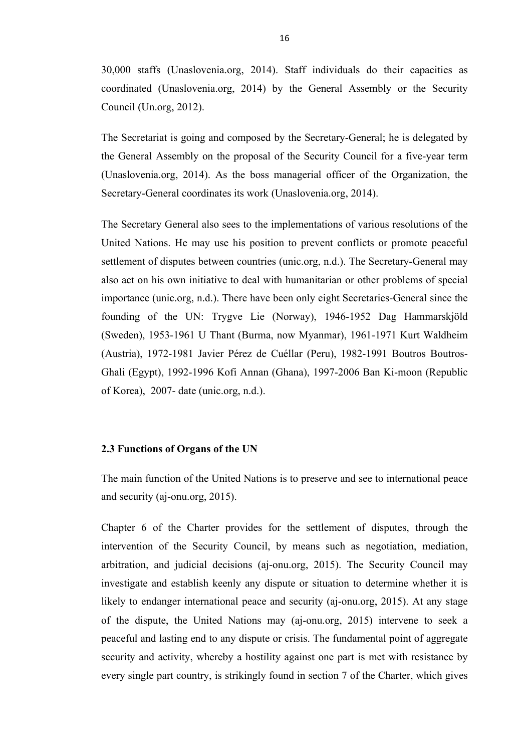30,000 staffs (Unaslovenia.org, 2014). Staff individuals do their capacities as coordinated (Unaslovenia.org, 2014) by the General Assembly or the Security Council (Un.org, 2012).

The Secretariat is going and composed by the Secretary-General; he is delegated by the General Assembly on the proposal of the Security Council for a five-year term (Unaslovenia.org, 2014). As the boss managerial officer of the Organization, the Secretary-General coordinates its work (Unaslovenia.org, 2014).

The Secretary General also sees to the implementations of various resolutions of the United Nations. He may use his position to prevent conflicts or promote peaceful settlement of disputes between countries (unic.org, n.d.). The Secretary-General may also act on his own initiative to deal with humanitarian or other problems of special importance (unic.org, n.d.). There have been only eight Secretaries-General since the founding of the UN: Trygve Lie (Norway), 1946-1952 Dag Hammarskjöld (Sweden), 1953-1961 U Thant (Burma, now Myanmar), 1961-1971 Kurt Waldheim (Austria), 1972-1981 Javier Pérez de Cuéllar (Peru), 1982-1991 Boutros Boutros-Ghali (Egypt), 1992-1996 Kofi Annan (Ghana), 1997-2006 Ban Ki-moon (Republic of Korea), 2007- date (unic.org, n.d.).

### 2.3 Functions of Organs of the UN

The main function of the United Nations is to preserve and see to international peace and security (aj-onu.org, 2015).

Chapter 6 of the Charter provides for the settlement of disputes, through the intervention of the Security Council, by means such as negotiation, mediation, arbitration, and judicial decisions (aj-onu.org, 2015). The Security Council may investigate and establish keenly any dispute or situation to determine whether it is likely to endanger international peace and security (aj-onu.org, 2015). At any stage of the dispute, the United Nations may (aj-onu.org, 2015) intervene to seek a peaceful and lasting end to any dispute or crisis. The fundamental point of aggregate security and activity, whereby a hostility against one part is met with resistance by every single part country, is strikingly found in section 7 of the Charter, which gives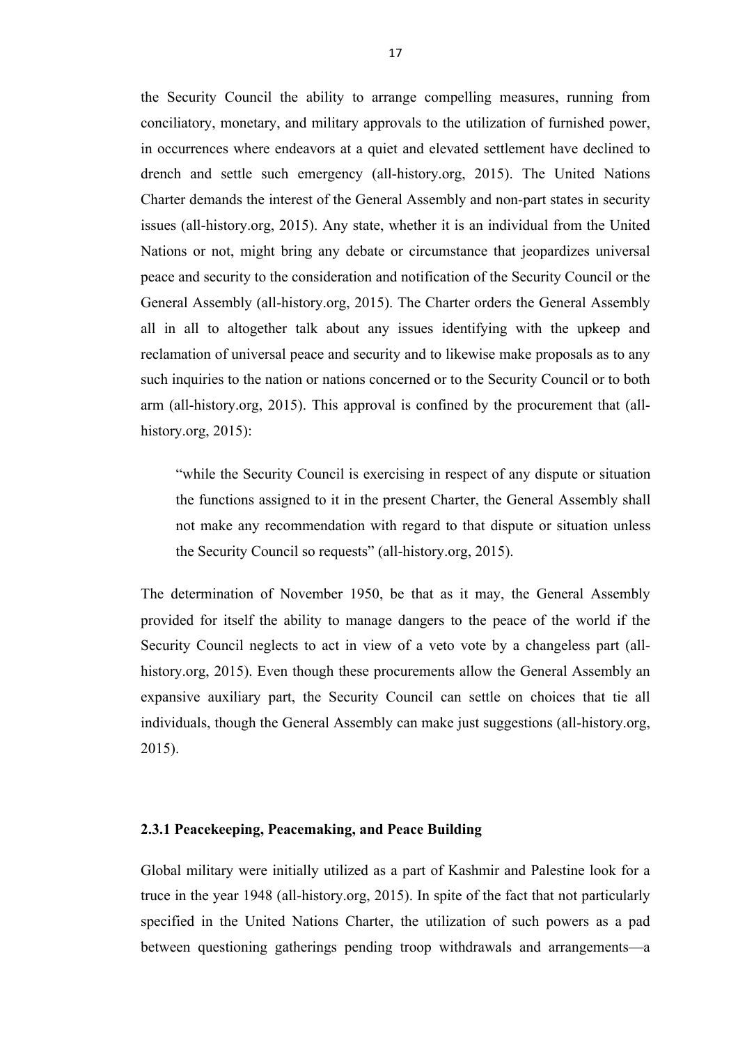the Security Council the ability to arrange compelling measures, running from conciliatory, monetary, and military approvals to the utilization of furnished power, in occurrences where endeavors at a quiet and elevated settlement have declined to drench and settle such emergency (all-history.org, 2015). The United Nations Charter demands the interest of the General Assembly and non-part states in security issues (all-history.org, 2015). Any state, whether it is an individual from the United Nations or not, might bring any debate or circumstance that jeopardizes universal peace and security to the consideration and notification of the Security Council or the General Assembly (all-history.org, 2015). The Charter orders the General Assembly all in all to altogether talk about any issues identifying with the upkeep and reclamation of universal peace and security and to likewise make proposals as to any such inquiries to the nation or nations concerned or to the Security Council or to both arm (all-history.org, 2015). This approval is confined by the procurement that (all-history.org, 2015):

> "while the Security Council is exercising in respect of any dispute or situation the functions assigned to it in the present Charter, the General Assembly shall not make any recommendation with regard to that dispute or situation unless the Security Council so requests" (all-history.org, 2015).

The determination of November 1950, be that as it may, the General Assembly provided for itself the ability to manage dangers to the peace of the world if the Security Council neglects to act in view of a veto vote by a changeless part (all-history.org, 2015). Even though these procurements allow the General Assembly an expansive auxiliary part, the Security Council can settle on choices that tie all individuals, though the General Assembly can make just suggestions (all-history.org, 2015).

### 2.3.1 Peacekeeping, Peacemaking, and Peace Building

Global military were initially utilized as a part of Kashmir and Palestine look for a truce in the year 1948 (all-history.org, 2015). In spite of the fact that not particularly specified in the United Nations Charter, the utilization of such powers as a pad between questioning gatherings pending troop withdrawals and arrangements—a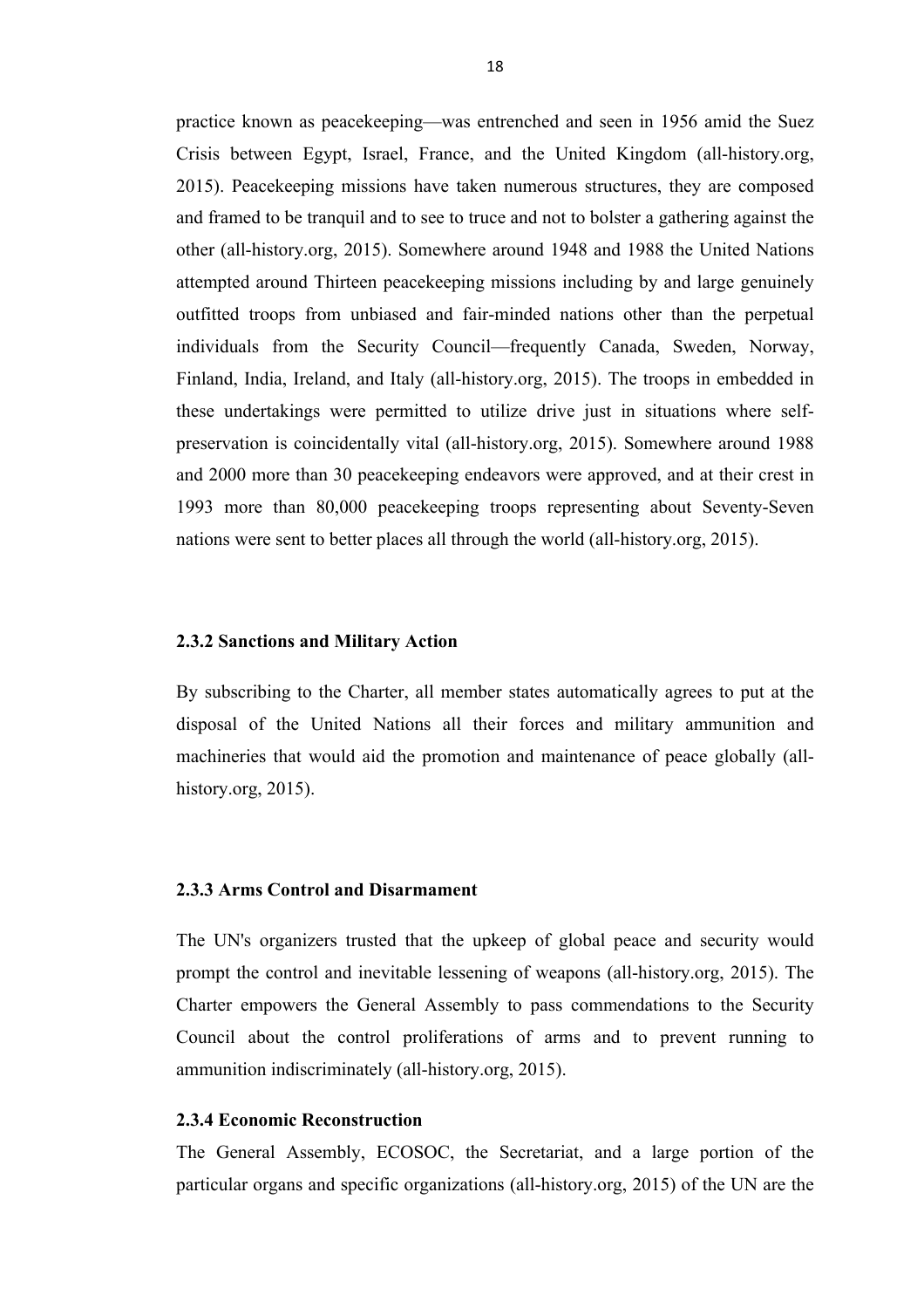practice known as peacekeeping—was entrenched and seen in 1956 amid the Suez Crisis between Egypt, Israel, France, and the United Kingdom (all-history.org, 2015). Peacekeeping missions have taken numerous structures, they are composed and framed to be tranquil and to see to truce and not to bolster a gathering against the other (all-history.org, 2015). Somewhere around 1948 and 1988 the United Nations attempted around Thirteen peacekeeping missions including by and large genuinely outfitted troops from unbiased and fair-minded nations other than the perpetual individuals from the Security Council—frequently Canada, Sweden, Norway, Finland, India, Ireland, and Italy (all-history.org, 2015). The troops in embedded in these undertakings were permitted to utilize drive just in situations where self-preservation is coincidentally vital (all-history.org, 2015). Somewhere around 1988 and 2000 more than 30 peacekeeping endeavors were approved, and at their crest in 1993 more than 80,000 peacekeeping troops representing about Seventy-Seven nations were sent to better places all through the world (all-history.org, 2015).

### 2.3.2 Sanctions and Military Action

By subscribing to the Charter, all member states automatically agrees to put at the disposal of the United Nations all their forces and military ammunition and machineries that would aid the promotion and maintenance of peace globally (all-history.org, 2015).

### 2.3.3 Arms Control and Disarmament

The UN's organizers trusted that the upkeep of global peace and security would prompt the control and inevitable lessening of weapons (all-history.org, 2015). The Charter empowers the General Assembly to pass commendations to the Security Council about the control proliferations of arms and to prevent running to ammunition indiscriminately (all-history.org, 2015).

### 2.3.4 Economic Reconstruction

The General Assembly, ECOSOC, the Secretariat, and a large portion of the particular organs and specific organizations (all-history.org, 2015) of the UN are the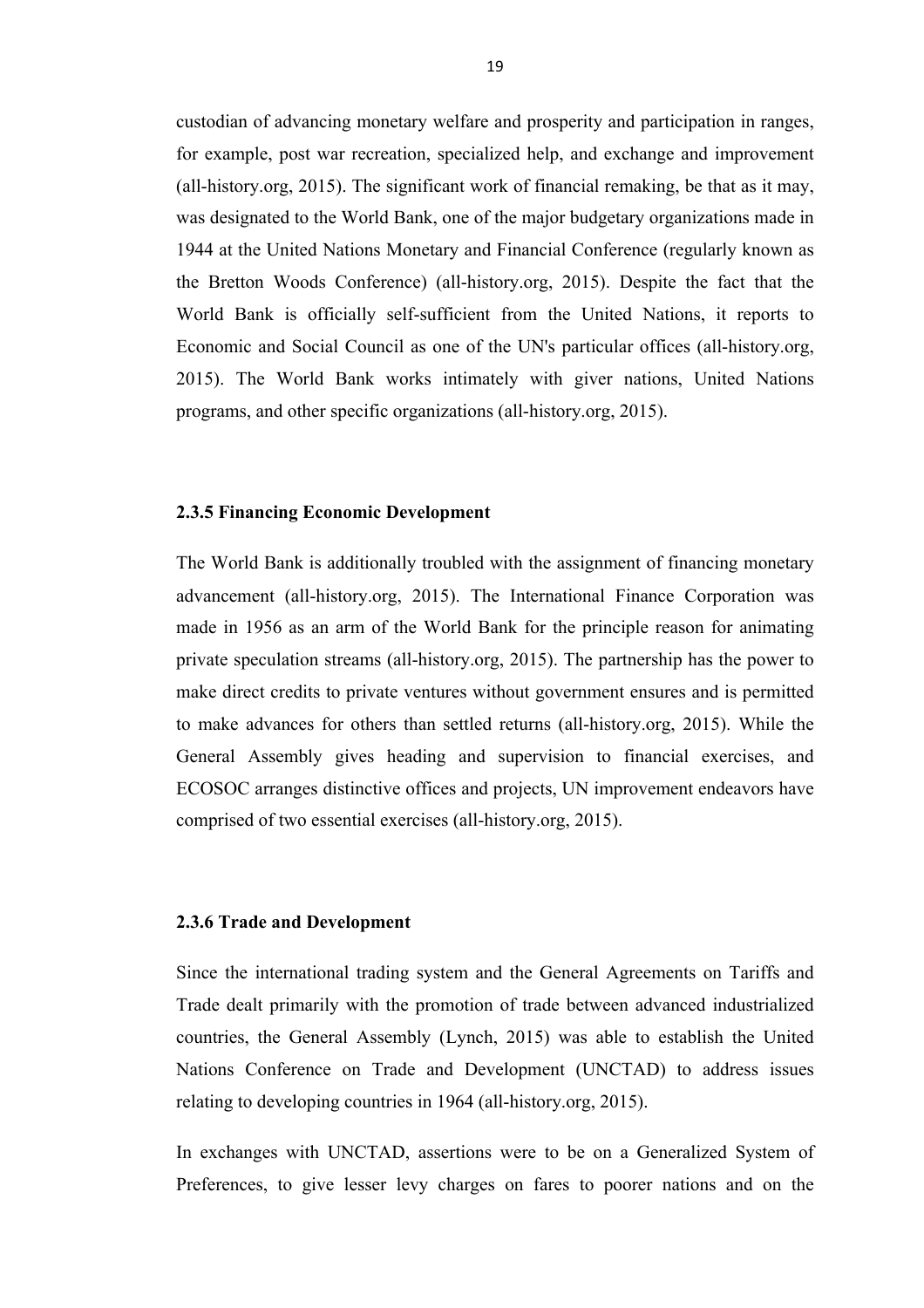custodian of advancing monetary welfare and prosperity and participation in ranges, for example, post war recreation, specialized help, and exchange and improvement (all-history.org, 2015). The significant work of financial remaking, be that as it may, was designated to the World Bank, one of the major budgetary organizations made in 1944 at the United Nations Monetary and Financial Conference (regularly known as the Bretton Woods Conference) (all-history.org, 2015). Despite the fact that the World Bank is officially self-sufficient from the United Nations, it reports to Economic and Social Council as one of the UN's particular offices (all-history.org, 2015). The World Bank works intimately with giver nations, United Nations programs, and other specific organizations (all-history.org, 2015).

### 2.3.5 Financing Economic Development

The World Bank is additionally troubled with the assignment of financing monetary advancement (all-history.org, 2015). The International Finance Corporation was made in 1956 as an arm of the World Bank for the principle reason for animating private speculation streams (all-history.org, 2015). The partnership has the power to make direct credits to private ventures without government ensures and is permitted to make advances for others than settled returns (all-history.org, 2015). While the General Assembly gives heading and supervision to financial exercises, and ECOSOC arranges distinctive offices and projects, UN improvement endeavors have comprised of two essential exercises (all-history.org, 2015).

### 2.3.6 Trade and Development

Since the international trading system and the General Agreements on Tariffs and Trade dealt primarily with the promotion of trade between advanced industrialized countries, the General Assembly (Lynch, 2015) was able to establish the United Nations Conference on Trade and Development (UNCTAD) to address issues relating to developing countries in 1964 (all-history.org, 2015).

In exchanges with UNCTAD, assertions were to be on a Generalized System of Preferences, to give lesser levy charges on fares to poorer nations and on the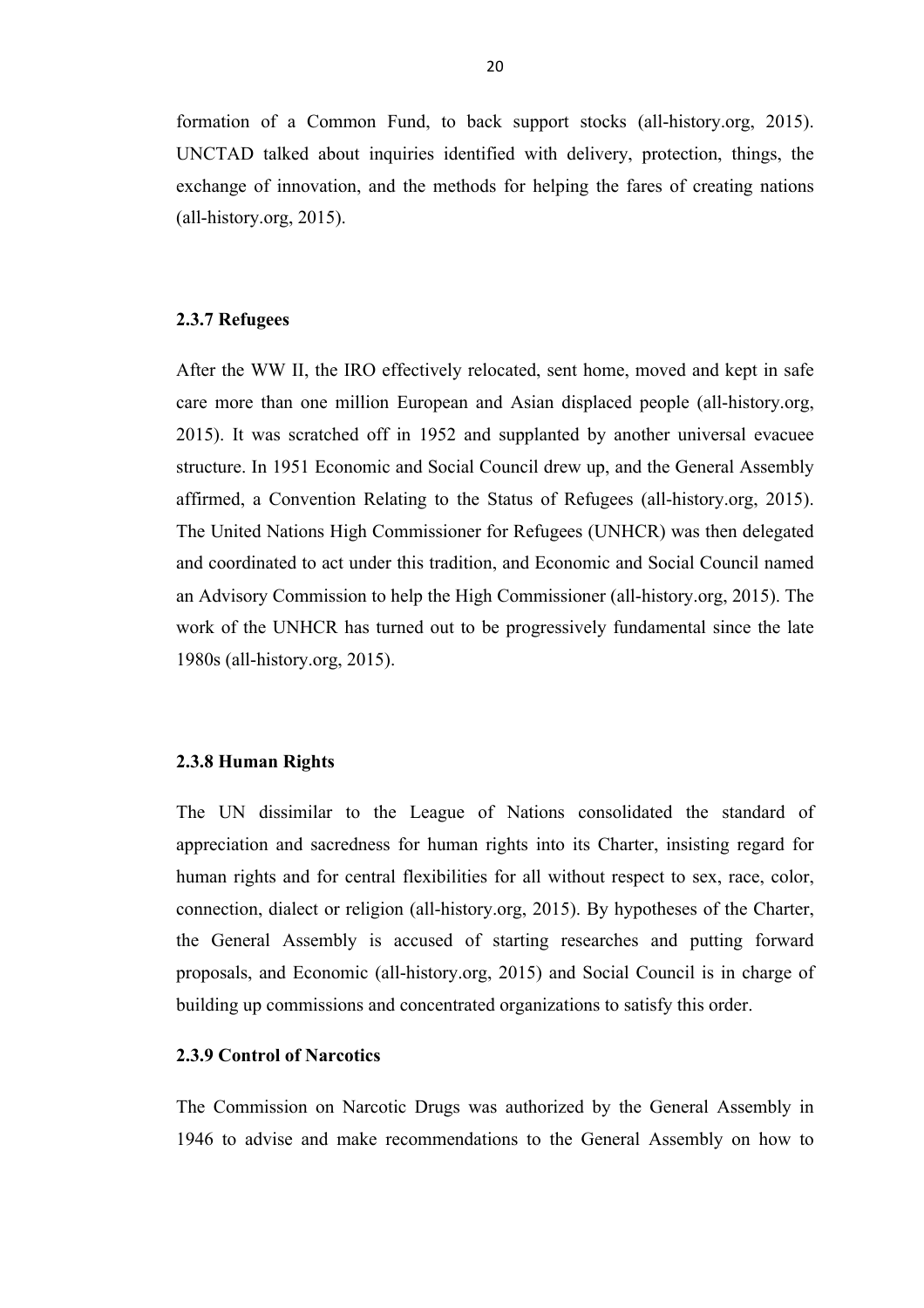formation of a Common Fund, to back support stocks (all-history.org, 2015). UNCTAD talked about inquiries identified with delivery, protection, things, the exchange of innovation, and the methods for helping the fares of creating nations (all-history.org, 2015).

### 2.3.7 Refugees

After the WW II, the IRO effectively relocated, sent home, moved and kept in safe care more than one million European and Asian displaced people (all-history.org, 2015). It was scratched off in 1952 and supplanted by another universal evacuee structure. In 1951 Economic and Social Council drew up, and the General Assembly affirmed, a Convention Relating to the Status of Refugees (all-history.org, 2015). The United Nations High Commissioner for Refugees (UNHCR) was then delegated and coordinated to act under this tradition, and Economic and Social Council named an Advisory Commission to help the High Commissioner (all-history.org, 2015). The work of the UNHCR has turned out to be progressively fundamental since the late 1980s (all-history.org, 2015).

### 2.3.8 Human Rights

The UN dissimilar to the League of Nations consolidated the standard of appreciation and sacredness for human rights into its Charter, insisting regard for human rights and for central flexibilities for all without respect to sex, race, color, connection, dialect or religion (all-history.org, 2015). By hypotheses of the Charter, the General Assembly is accused of starting researches and putting forward proposals, and Economic (all-history.org, 2015) and Social Council is in charge of building up commissions and concentrated organizations to satisfy this order.

### 2.3.9 Control of Narcotics

The Commission on Narcotic Drugs was authorized by the General Assembly in 1946 to advise and make recommendations to the General Assembly on how to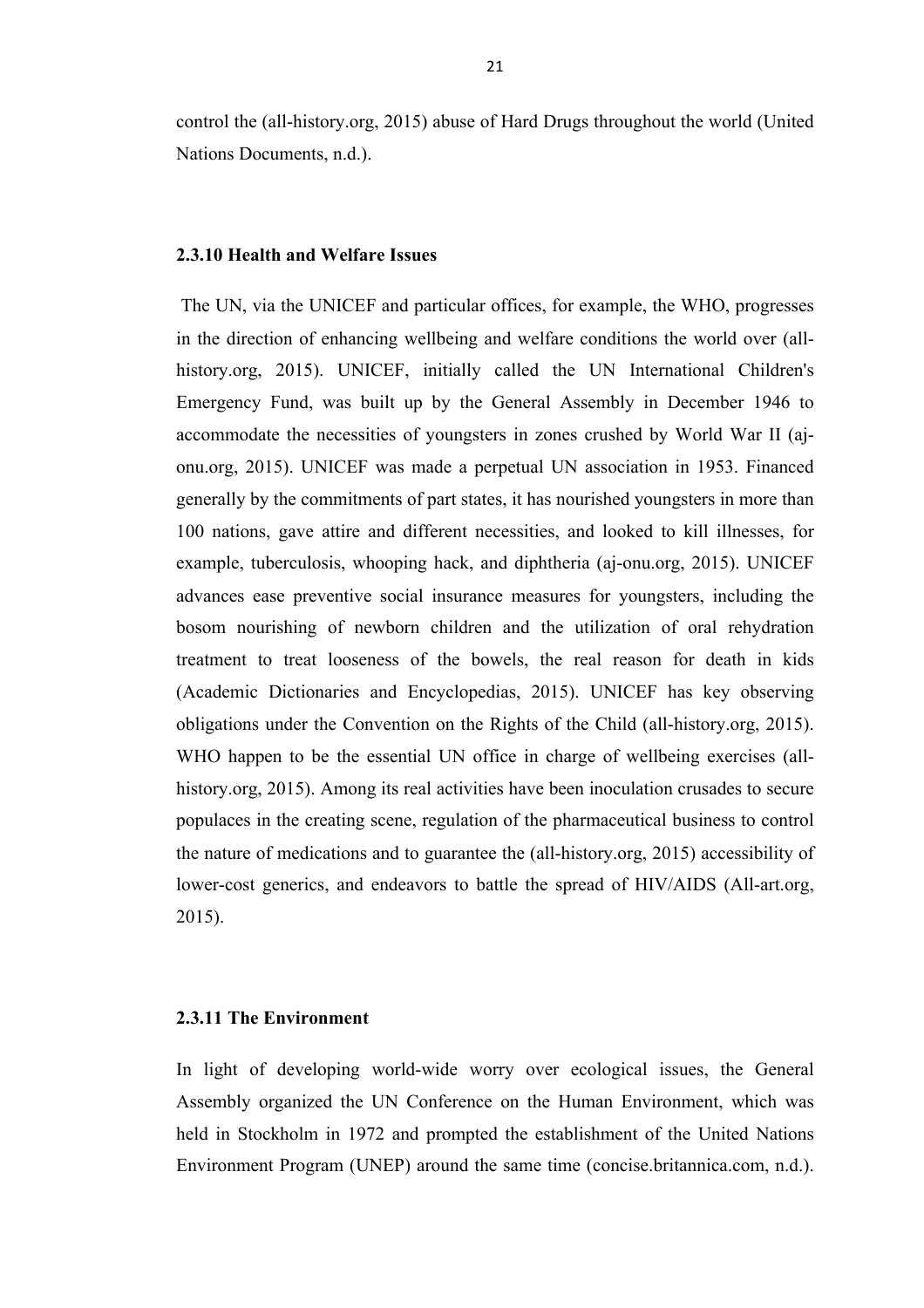control the (all-history.org, 2015) abuse of Hard Drugs throughout the world (United Nations Documents, n.d.).

### 2.3.10 Health and Welfare Issues

The UN, via the UNICEF and particular offices, for example, the WHO, progresses in the direction of enhancing wellbeing and welfare conditions the world over (all-history.org, 2015). UNICEF, initially called the UN International Children's Emergency Fund, was built up by the General Assembly in December 1946 to accommodate the necessities of youngsters in zones crushed by World War II (aj-onu.org, 2015). UNICEF was made a perpetual UN association in 1953. Financed generally by the commitments of part states, it has nourished youngsters in more than 100 nations, gave attire and different necessities, and looked to kill illnesses, for example, tuberculosis, whooping hack, and diphtheria (aj-onu.org, 2015). UNICEF advances ease preventive social insurance measures for youngsters, including the bosom nourishing of newborn children and the utilization of oral rehydration treatment to treat looseness of the bowels, the real reason for death in kids (Academic Dictionaries and Encyclopedias, 2015). UNICEF has key observing obligations under the Convention on the Rights of the Child (all-history.org, 2015). WHO happen to be the essential UN office in charge of wellbeing exercises (all-history.org, 2015). Among its real activities have been inoculation crusades to secure populaces in the creating scene, regulation of the pharmaceutical business to control the nature of medications and to guarantee the (all-history.org, 2015) accessibility of lower-cost generics, and endeavors to battle the spread of HIV/AIDS (All-art.org, 2015).

### 2.3.11 The Environment

In light of developing world-wide worry over ecological issues, the General Assembly organized the UN Conference on the Human Environment, which was held in Stockholm in 1972 and prompted the establishment of the United Nations Environment Program (UNEP) around the same time (concise.britannica.com, n.d.).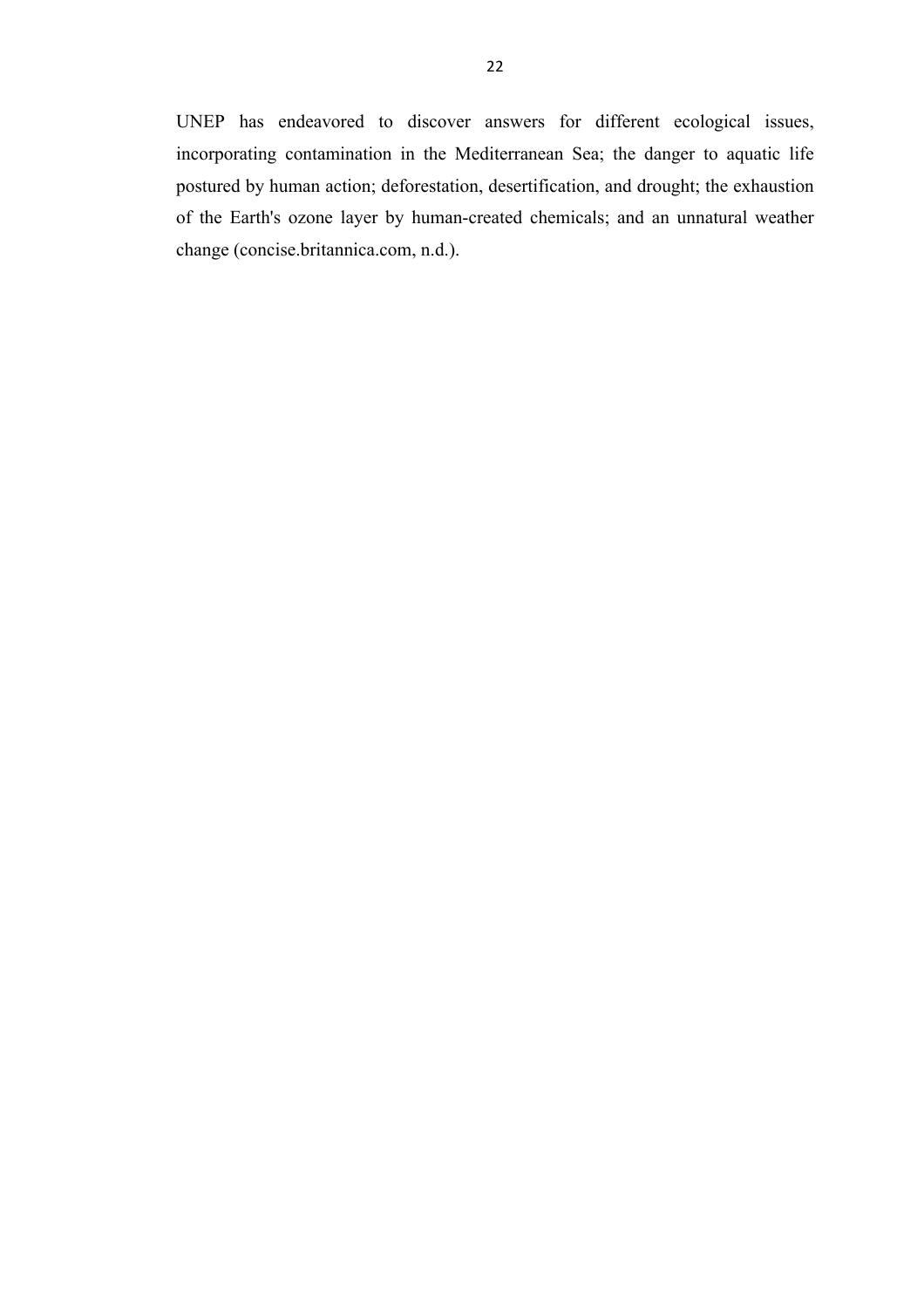UNEP has endeavored to discover answers for different ecological issues, incorporating contamination in the Mediterranean Sea; the danger to aquatic life postured by human action; deforestation, desertification, and drought; the exhaustion of the Earth's ozone layer by human-created chemicals; and an unnatural weather change (concise.britannica.com, n.d.).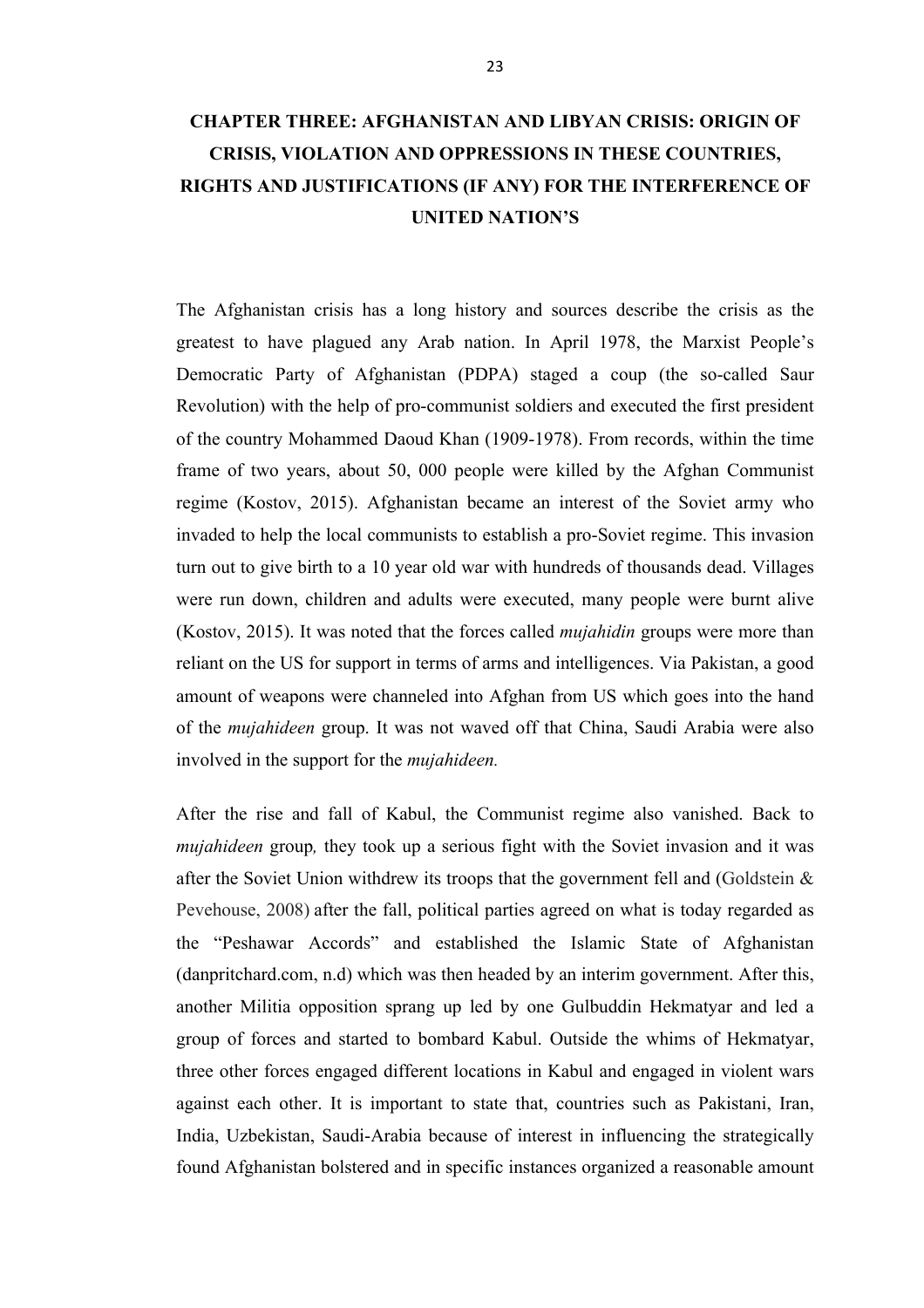# CHAPTER THREE: AFGHANISTAN AND LIBYAN CRISIS: ORIGIN OF CRISIS, VIOLATION AND OPPRESSIONS IN THESE COUNTRIES, RIGHTS AND JUSTIFICATIONS (IF ANY) FOR THE INTERFERENCE OF UNITED NATION'S

The Afghanistan crisis has a long history and sources describe the crisis as the greatest to have plagued any Arab nation. In April 1978, the Marxist People's Democratic Party of Afghanistan (PDPA) staged a coup (the so-called Saur Revolution) with the help of pro-communist soldiers and executed the first president of the country Mohammed Daoud Khan (1909-1978). From records, within the time frame of two years, about 50, 000 people were killed by the Afghan Communist regime (Kostov, 2015). Afghanistan became an interest of the Soviet army who invaded to help the local communists to establish a pro-Soviet regime. This invasion turn out to give birth to a 10 year old war with hundreds of thousands dead. Villages were run down, children and adults were executed, many people were burnt alive (Kostov, 2015). It was noted that the forces called *mujahidin* groups were more than reliant on the US for support in terms of arms and intelligences. Via Pakistan, a good amount of weapons were channeled into Afghan from US which goes into the hand of the *mujahideen* group. It was not waved off that China, Saudi Arabia were also involved in the support for the *mujahideen.*

After the rise and fall of Kabul, the Communist regime also vanished. Back to *mujahideen* group*,* they took up a serious fight with the Soviet invasion and it was after the Soviet Union withdrew its troops that the government fell and (Goldstein & Pevehouse, 2008) after the fall, political parties agreed on what is today regarded as the "Peshawar Accords" and established the Islamic State of Afghanistan (danpritchard.com, n.d) which was then headed by an interim government. After this, another Militia opposition sprang up led by one Gulbuddin Hekmatyar and led a group of forces and started to bombard Kabul. Outside the whims of Hekmatyar, three other forces engaged different locations in Kabul and engaged in violent wars against each other. It is important to state that, countries such as Pakistani, Iran, India, Uzbekistan, Saudi-Arabia because of interest in influencing the strategically found Afghanistan bolstered and in specific instances organized a reasonable amount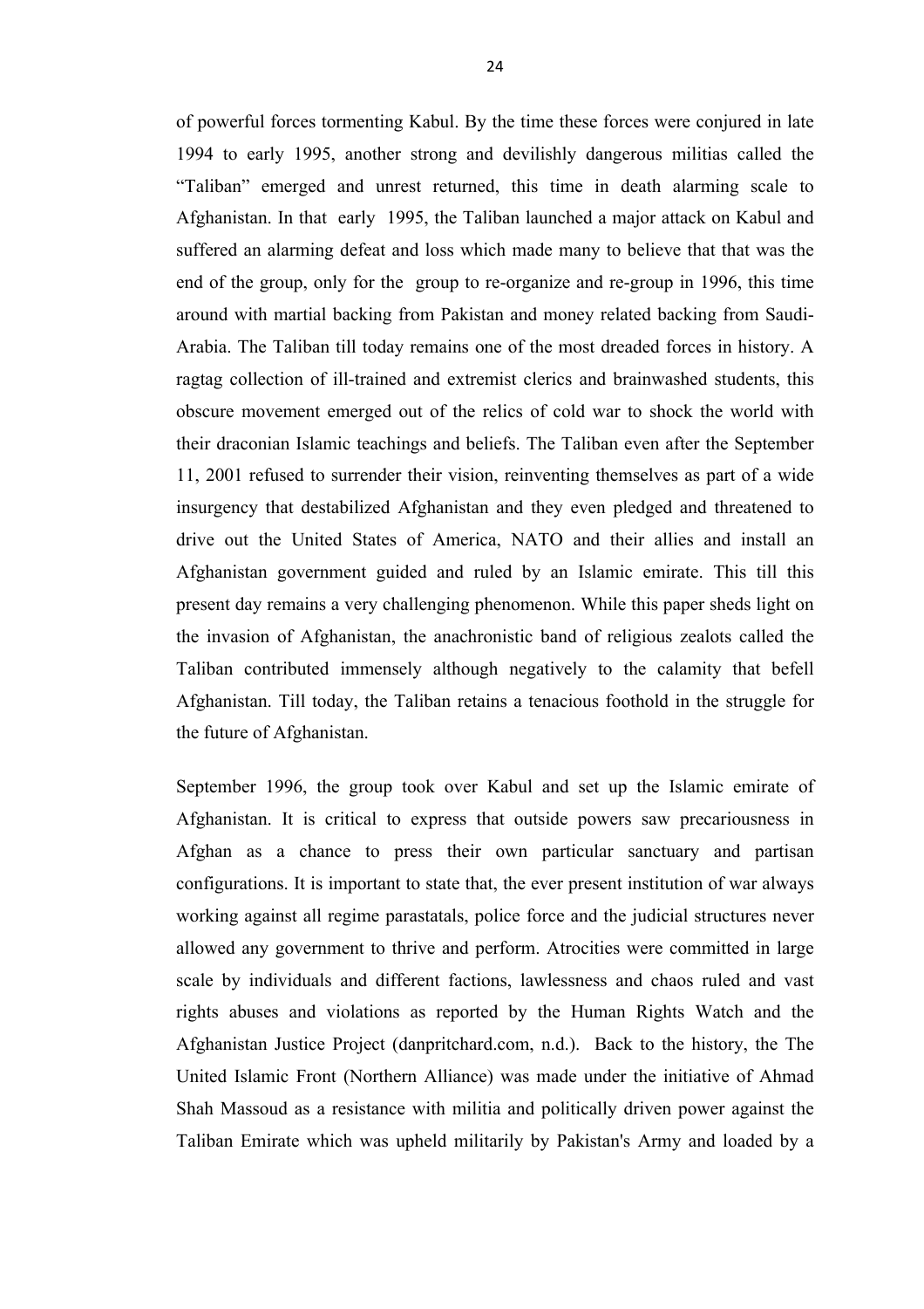of powerful forces tormenting Kabul. By the time these forces were conjured in late 1994 to early 1995, another strong and devilishly dangerous militias called the "Taliban" emerged and unrest returned, this time in death alarming scale to Afghanistan. In that early 1995, the Taliban launched a major attack on Kabul and suffered an alarming defeat and loss which made many to believe that that was the end of the group, only for the group to re-organize and re-group in 1996, this time around with martial backing from Pakistan and money related backing from Saudi-Arabia. The Taliban till today remains one of the most dreaded forces in history. A ragtag collection of ill-trained and extremist clerics and brainwashed students, this obscure movement emerged out of the relics of cold war to shock the world with their draconian Islamic teachings and beliefs. The Taliban even after the September 11, 2001 refused to surrender their vision, reinventing themselves as part of a wide insurgency that destabilized Afghanistan and they even pledged and threatened to drive out the United States of America, NATO and their allies and install an Afghanistan government guided and ruled by an Islamic emirate. This till this present day remains a very challenging phenomenon. While this paper sheds light on the invasion of Afghanistan, the anachronistic band of religious zealots called the Taliban contributed immensely although negatively to the calamity that befell Afghanistan. Till today, the Taliban retains a tenacious foothold in the struggle for the future of Afghanistan.

September 1996, the group took over Kabul and set up the Islamic emirate of Afghanistan. It is critical to express that outside powers saw precariousness in Afghan as a chance to press their own particular sanctuary and partisan configurations. It is important to state that, the ever present institution of war always working against all regime parastatals, police force and the judicial structures never allowed any government to thrive and perform. Atrocities were committed in large scale by individuals and different factions, lawlessness and chaos ruled and vast rights abuses and violations as reported by the Human Rights Watch and the Afghanistan Justice Project (danpritchard.com, n.d.). Back to the history, the The United Islamic Front (Northern Alliance) was made under the initiative of Ahmad Shah Massoud as a resistance with militia and politically driven power against the Taliban Emirate which was upheld militarily by Pakistan's Army and loaded by a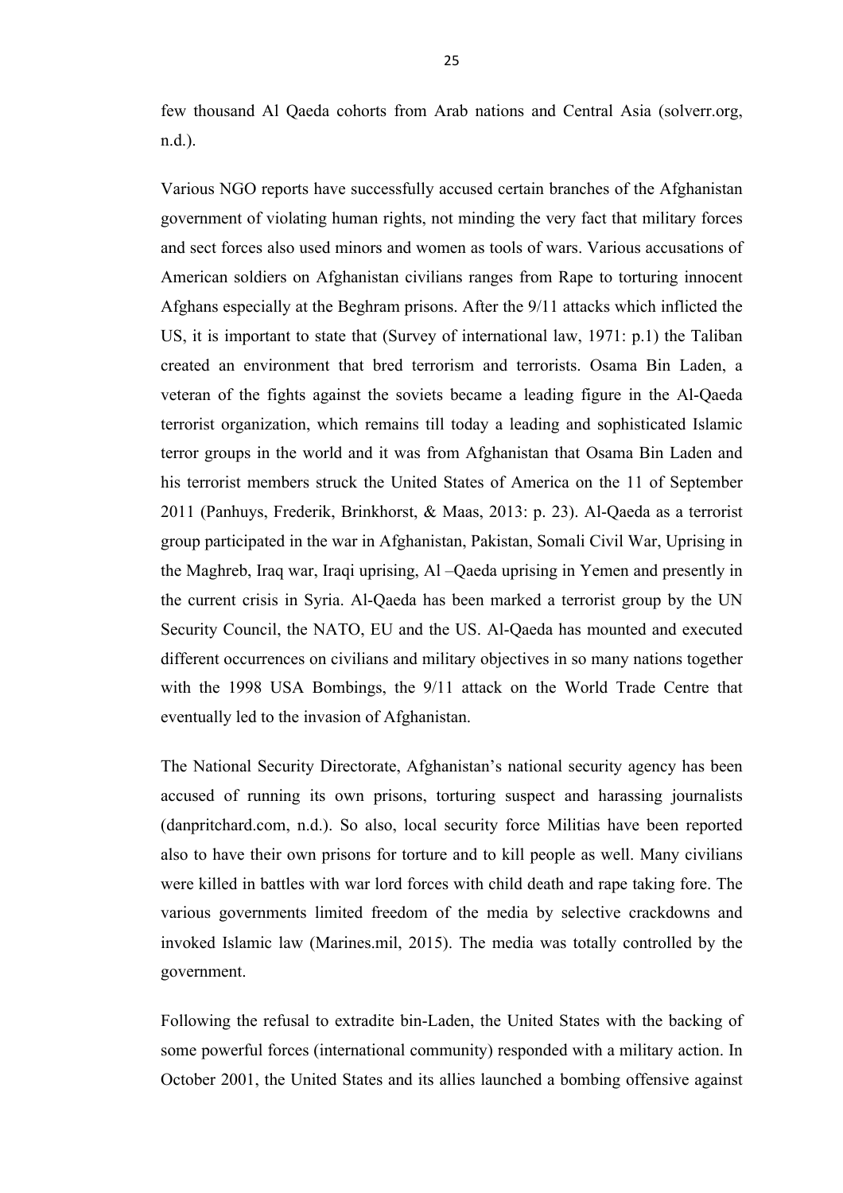few thousand Al Qaeda cohorts from Arab nations and Central Asia (solverr.org, n.d.).

Various NGO reports have successfully accused certain branches of the Afghanistan government of violating human rights, not minding the very fact that military forces and sect forces also used minors and women as tools of wars. Various accusations of American soldiers on Afghanistan civilians ranges from Rape to torturing innocent Afghans especially at the Beghram prisons. After the 9/11 attacks which inflicted the US, it is important to state that (Survey of international law, 1971: p.1) the Taliban created an environment that bred terrorism and terrorists. Osama Bin Laden, a veteran of the fights against the soviets became a leading figure in the Al-Qaeda terrorist organization, which remains till today a leading and sophisticated Islamic terror groups in the world and it was from Afghanistan that Osama Bin Laden and his terrorist members struck the United States of America on the 11 of September 2011 (Panhuys, Frederik, Brinkhorst, & Maas, 2013: p. 23). Al-Qaeda as a terrorist group participated in the war in Afghanistan, Pakistan, Somali Civil War, Uprising in the Maghreb, Iraq war, Iraqi uprising, Al –Qaeda uprising in Yemen and presently in the current crisis in Syria. Al-Qaeda has been marked a terrorist group by the UN Security Council, the NATO, EU and the US. Al-Qaeda has mounted and executed different occurrences on civilians and military objectives in so many nations together with the 1998 USA Bombings, the 9/11 attack on the World Trade Centre that eventually led to the invasion of Afghanistan.

The National Security Directorate, Afghanistan's national security agency has been accused of running its own prisons, torturing suspect and harassing journalists (danpritchard.com, n.d.). So also, local security force Militias have been reported also to have their own prisons for torture and to kill people as well. Many civilians were killed in battles with war lord forces with child death and rape taking fore. The various governments limited freedom of the media by selective crackdowns and invoked Islamic law (Marines.mil, 2015). The media was totally controlled by the government.

Following the refusal to extradite bin-Laden, the United States with the backing of some powerful forces (international community) responded with a military action. In October 2001, the United States and its allies launched a bombing offensive against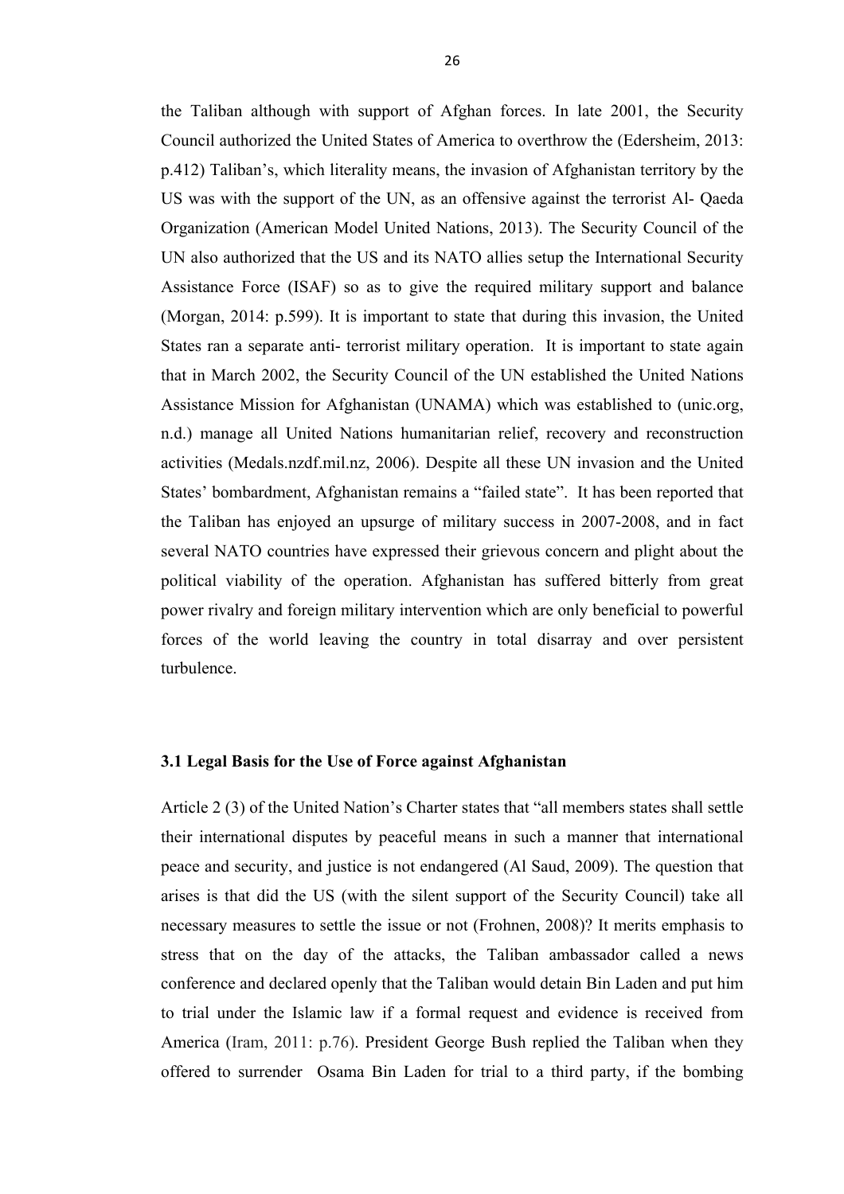the Taliban although with support of Afghan forces. In late 2001, the Security Council authorized the United States of America to overthrow the (Edersheim, 2013: p.412) Taliban's, which literality means, the invasion of Afghanistan territory by the US was with the support of the UN, as an offensive against the terrorist Al- Qaeda Organization (American Model United Nations, 2013). The Security Council of the UN also authorized that the US and its NATO allies setup the International Security Assistance Force (ISAF) so as to give the required military support and balance (Morgan, 2014: p.599). It is important to state that during this invasion, the United States ran a separate anti- terrorist military operation. It is important to state again that in March 2002, the Security Council of the UN established the United Nations Assistance Mission for Afghanistan (UNAMA) which was established to (unic.org, n.d.) manage all United Nations humanitarian relief, recovery and reconstruction activities (Medals.nzdf.mil.nz, 2006). Despite all these UN invasion and the United States' bombardment, Afghanistan remains a "failed state". It has been reported that the Taliban has enjoyed an upsurge of military success in 2007-2008, and in fact several NATO countries have expressed their grievous concern and plight about the political viability of the operation. Afghanistan has suffered bitterly from great power rivalry and foreign military intervention which are only beneficial to powerful forces of the world leaving the country in total disarray and over persistent turbulence.

### 3.1 Legal Basis for the Use of Force against Afghanistan

Article 2 (3) of the United Nation's Charter states that "all members states shall settle their international disputes by peaceful means in such a manner that international peace and security, and justice is not endangered (Al Saud, 2009). The question that arises is that did the US (with the silent support of the Security Council) take all necessary measures to settle the issue or not (Frohnen, 2008)? It merits emphasis to stress that on the day of the attacks, the Taliban ambassador called a news conference and declared openly that the Taliban would detain Bin Laden and put him to trial under the Islamic law if a formal request and evidence is received from America (Iram, 2011: p.76). President George Bush replied the Taliban when they offered to surrender Osama Bin Laden for trial to a third party, if the bombing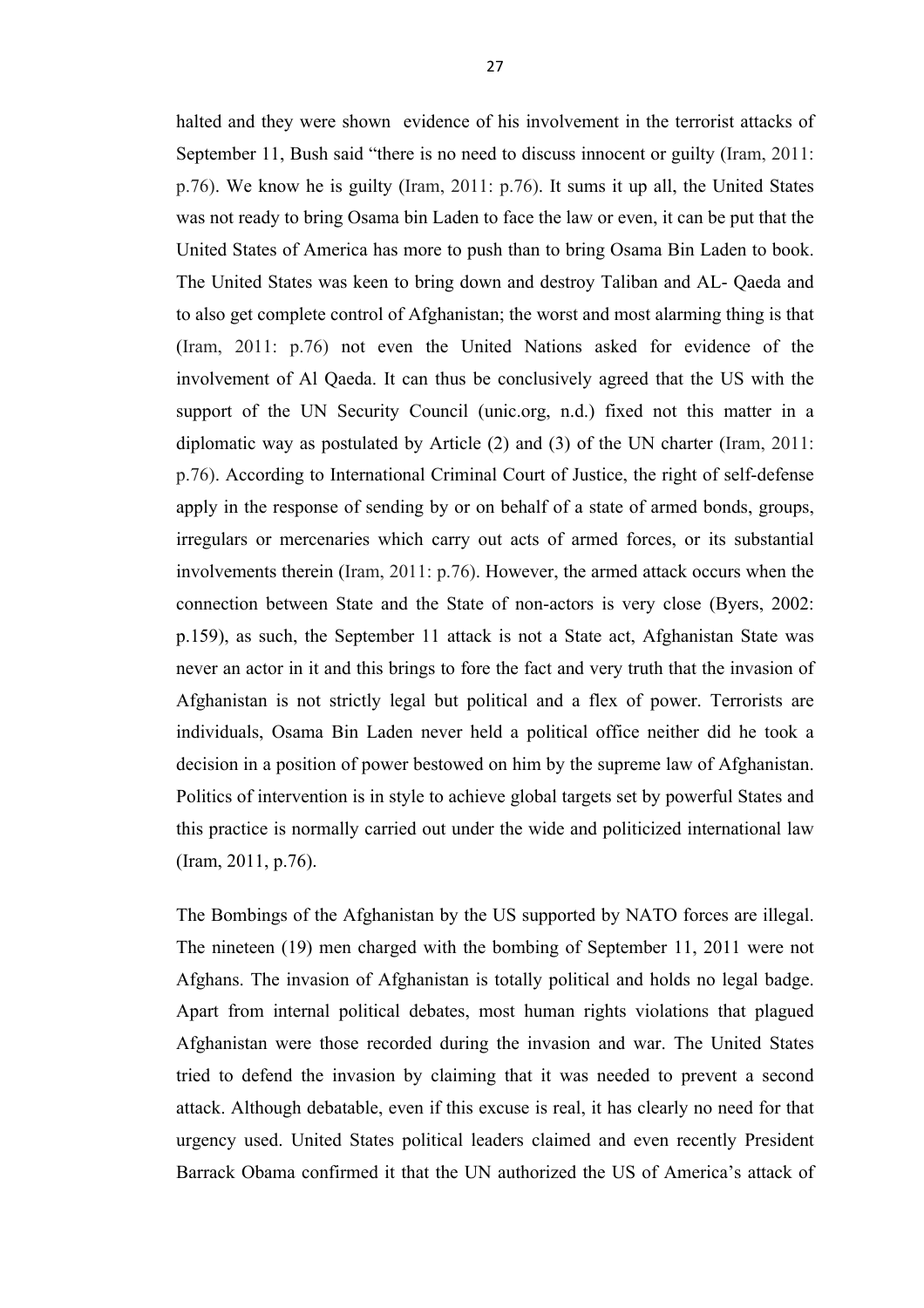halted and they were shown evidence of his involvement in the terrorist attacks of September 11, Bush said "there is no need to discuss innocent or guilty (Iram, 2011: p.76). We know he is guilty (Iram, 2011: p.76). It sums it up all, the United States was not ready to bring Osama bin Laden to face the law or even, it can be put that the United States of America has more to push than to bring Osama Bin Laden to book. The United States was keen to bring down and destroy Taliban and AL- Qaeda and to also get complete control of Afghanistan; the worst and most alarming thing is that (Iram, 2011: p.76) not even the United Nations asked for evidence of the involvement of Al Qaeda. It can thus be conclusively agreed that the US with the support of the UN Security Council (unic.org, n.d.) fixed not this matter in a diplomatic way as postulated by Article (2) and (3) of the UN charter (Iram, 2011: p.76). According to International Criminal Court of Justice, the right of self-defense apply in the response of sending by or on behalf of a state of armed bonds, groups, irregulars or mercenaries which carry out acts of armed forces, or its substantial involvements therein (Iram, 2011: p.76). However, the armed attack occurs when the connection between State and the State of non-actors is very close (Byers, 2002: p.159), as such, the September 11 attack is not a State act, Afghanistan State was never an actor in it and this brings to fore the fact and very truth that the invasion of Afghanistan is not strictly legal but political and a flex of power. Terrorists are individuals, Osama Bin Laden never held a political office neither did he took a decision in a position of power bestowed on him by the supreme law of Afghanistan. Politics of intervention is in style to achieve global targets set by powerful States and this practice is normally carried out under the wide and politicized international law (Iram, 2011, p.76).

The Bombings of the Afghanistan by the US supported by NATO forces are illegal. The nineteen (19) men charged with the bombing of September 11, 2011 were not Afghans. The invasion of Afghanistan is totally political and holds no legal badge. Apart from internal political debates, most human rights violations that plagued Afghanistan were those recorded during the invasion and war. The United States tried to defend the invasion by claiming that it was needed to prevent a second attack. Although debatable, even if this excuse is real, it has clearly no need for that urgency used. United States political leaders claimed and even recently President Barrack Obama confirmed it that the UN authorized the US of America's attack of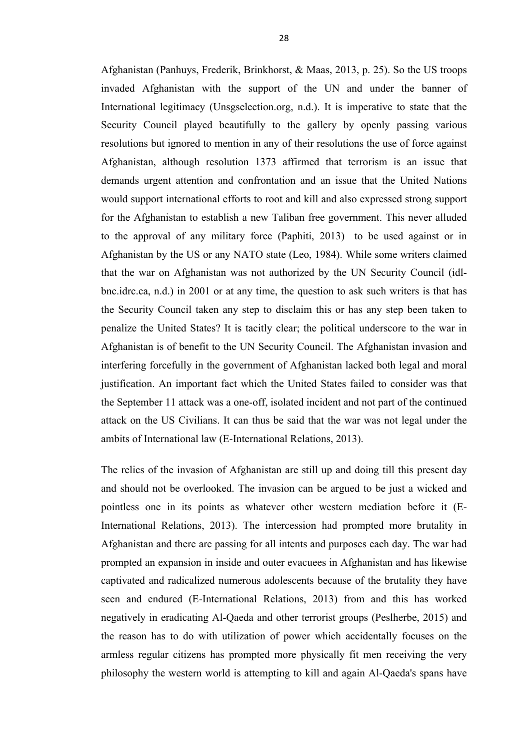Afghanistan (Panhuys, Frederik, Brinkhorst, & Maas, 2013, p. 25). So the US troops invaded Afghanistan with the support of the UN and under the banner of International legitimacy (Unsgselection.org, n.d.). It is imperative to state that the Security Council played beautifully to the gallery by openly passing various resolutions but ignored to mention in any of their resolutions the use of force against Afghanistan, although resolution 1373 affirmed that terrorism is an issue that demands urgent attention and confrontation and an issue that the United Nations would support international efforts to root and kill and also expressed strong support for the Afghanistan to establish a new Taliban free government. This never alluded to the approval of any military force (Paphiti, 2013) to be used against or in Afghanistan by the US or any NATO state (Leo, 1984). While some writers claimed that the war on Afghanistan was not authorized by the UN Security Council (idl-bnc.idrc.ca, n.d.) in 2001 or at any time, the question to ask such writers is that has the Security Council taken any step to disclaim this or has any step been taken to penalize the United States? It is tacitly clear; the political underscore to the war in Afghanistan is of benefit to the UN Security Council. The Afghanistan invasion and interfering forcefully in the government of Afghanistan lacked both legal and moral justification. An important fact which the United States failed to consider was that the September 11 attack was a one-off, isolated incident and not part of the continued attack on the US Civilians. It can thus be said that the war was not legal under the ambits of International law (E-International Relations, 2013).

The relics of the invasion of Afghanistan are still up and doing till this present day and should not be overlooked. The invasion can be argued to be just a wicked and pointless one in its points as whatever other western mediation before it (E-International Relations, 2013). The intercession had prompted more brutality in Afghanistan and there are passing for all intents and purposes each day. The war had prompted an expansion in inside and outer evacuees in Afghanistan and has likewise captivated and radicalized numerous adolescents because of the brutality they have seen and endured (E-International Relations, 2013) from and this has worked negatively in eradicating Al-Qaeda and other terrorist groups (Peslherbe, 2015) and the reason has to do with utilization of power which accidentally focuses on the armless regular citizens has prompted more physically fit men receiving the very philosophy the western world is attempting to kill and again Al-Qaeda's spans have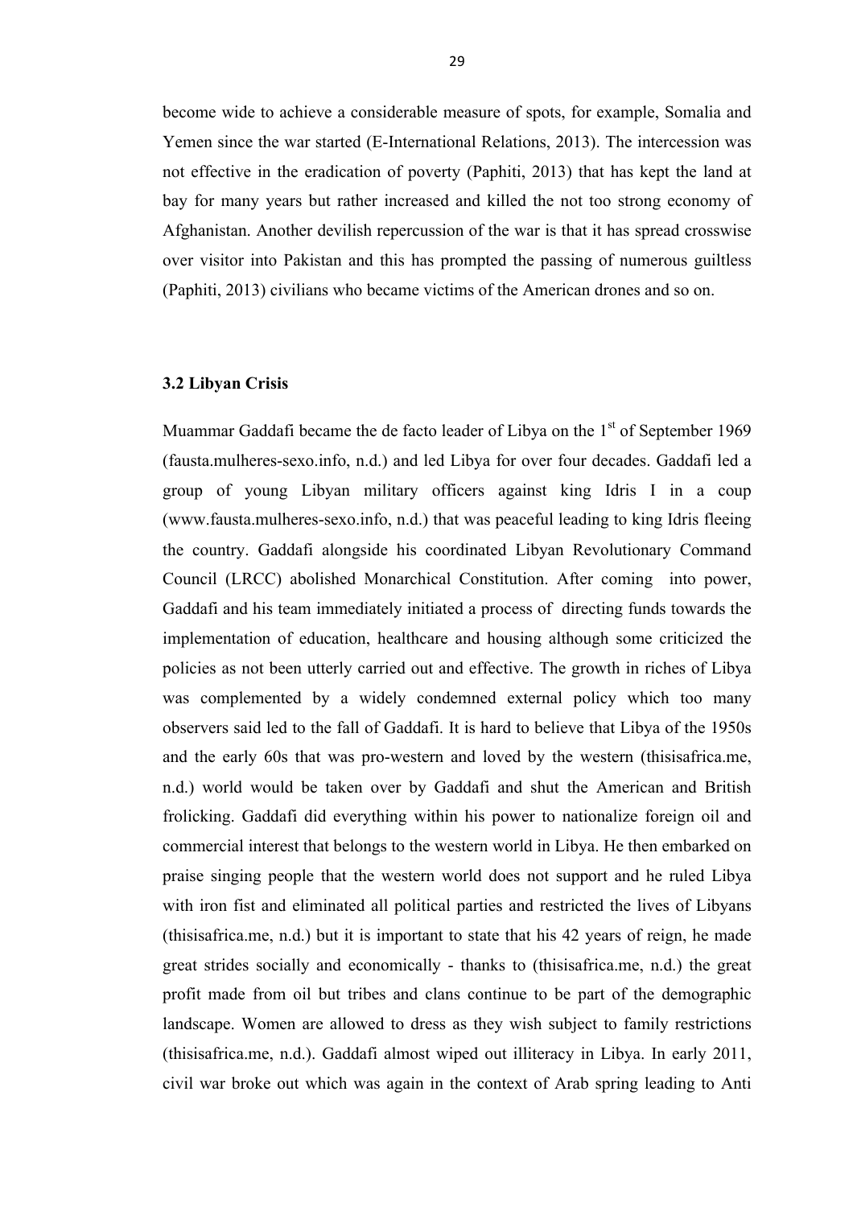become wide to achieve a considerable measure of spots, for example, Somalia and Yemen since the war started (E-International Relations, 2013). The intercession was not effective in the eradication of poverty (Paphiti, 2013) that has kept the land at bay for many years but rather increased and killed the not too strong economy of Afghanistan. Another devilish repercussion of the war is that it has spread crosswise over visitor into Pakistan and this has prompted the passing of numerous guiltless (Paphiti, 2013) civilians who became victims of the American drones and so on.

### 3.2 Libyan Crisis

Muammar Gaddafi became the de facto leader of Libya on the 1st of September 1969 (fausta.mulheres-sexo.info, n.d.) and led Libya for over four decades. Gaddafi led a group of young Libyan military officers against king Idris I in a coup (www.fausta.mulheres-sexo.info, n.d.) that was peaceful leading to king Idris fleeing the country. Gaddafi alongside his coordinated Libyan Revolutionary Command Council (LRCC) abolished Monarchical Constitution. After coming into power, Gaddafi and his team immediately initiated a process of directing funds towards the implementation of education, healthcare and housing although some criticized the policies as not been utterly carried out and effective. The growth in riches of Libya was complemented by a widely condemned external policy which too many observers said led to the fall of Gaddafi. It is hard to believe that Libya of the 1950s and the early 60s that was pro-western and loved by the western (thisisafrica.me, n.d.) world would be taken over by Gaddafi and shut the American and British frolicking. Gaddafi did everything within his power to nationalize foreign oil and commercial interest that belongs to the western world in Libya. He then embarked on praise singing people that the western world does not support and he ruled Libya with iron fist and eliminated all political parties and restricted the lives of Libyans (thisisafrica.me, n.d.) but it is important to state that his 42 years of reign, he made great strides socially and economically - thanks to (thisisafrica.me, n.d.) the great profit made from oil but tribes and clans continue to be part of the demographic landscape. Women are allowed to dress as they wish subject to family restrictions (thisisafrica.me, n.d.). Gaddafi almost wiped out illiteracy in Libya. In early 2011, civil war broke out which was again in the context of Arab spring leading to Anti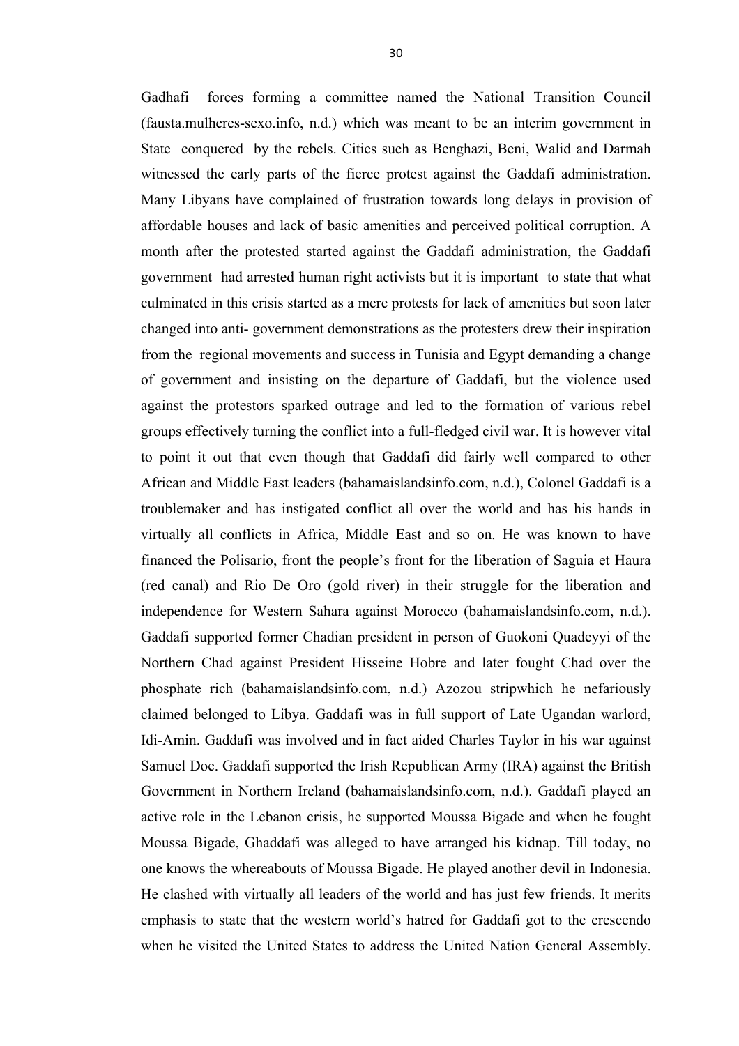Gadhafi forces forming a committee named the National Transition Council (fausta.mulheres-sexo.info, n.d.) which was meant to be an interim government in State conquered by the rebels. Cities such as Benghazi, Beni, Walid and Darmah witnessed the early parts of the fierce protest against the Gaddafi administration. Many Libyans have complained of frustration towards long delays in provision of affordable houses and lack of basic amenities and perceived political corruption. A month after the protested started against the Gaddafi administration, the Gaddafi government had arrested human right activists but it is important to state that what culminated in this crisis started as a mere protests for lack of amenities but soon later changed into anti- government demonstrations as the protesters drew their inspiration from the regional movements and success in Tunisia and Egypt demanding a change of government and insisting on the departure of Gaddafi, but the violence used against the protestors sparked outrage and led to the formation of various rebel groups effectively turning the conflict into a full-fledged civil war. It is however vital to point it out that even though that Gaddafi did fairly well compared to other African and Middle East leaders (bahamaislandsinfo.com, n.d.), Colonel Gaddafi is a troublemaker and has instigated conflict all over the world and has his hands in virtually all conflicts in Africa, Middle East and so on. He was known to have financed the Polisario, front the people's front for the liberation of Saguia et Haura (red canal) and Rio De Oro (gold river) in their struggle for the liberation and independence for Western Sahara against Morocco (bahamaislandsinfo.com, n.d.). Gaddafi supported former Chadian president in person of Guokoni Quadeyyi of the Northern Chad against President Hisseine Hobre and later fought Chad over the phosphate rich (bahamaislandsinfo.com, n.d.) Azozou stripwhich he nefariously claimed belonged to Libya. Gaddafi was in full support of Late Ugandan warlord, Idi-Amin. Gaddafi was involved and in fact aided Charles Taylor in his war against Samuel Doe. Gaddafi supported the Irish Republican Army (IRA) against the British Government in Northern Ireland (bahamaislandsinfo.com, n.d.). Gaddafi played an active role in the Lebanon crisis, he supported Moussa Bigade and when he fought Moussa Bigade, Ghaddafi was alleged to have arranged his kidnap. Till today, no one knows the whereabouts of Moussa Bigade. He played another devil in Indonesia. He clashed with virtually all leaders of the world and has just few friends. It merits emphasis to state that the western world's hatred for Gaddafi got to the crescendo when he visited the United States to address the United Nation General Assembly.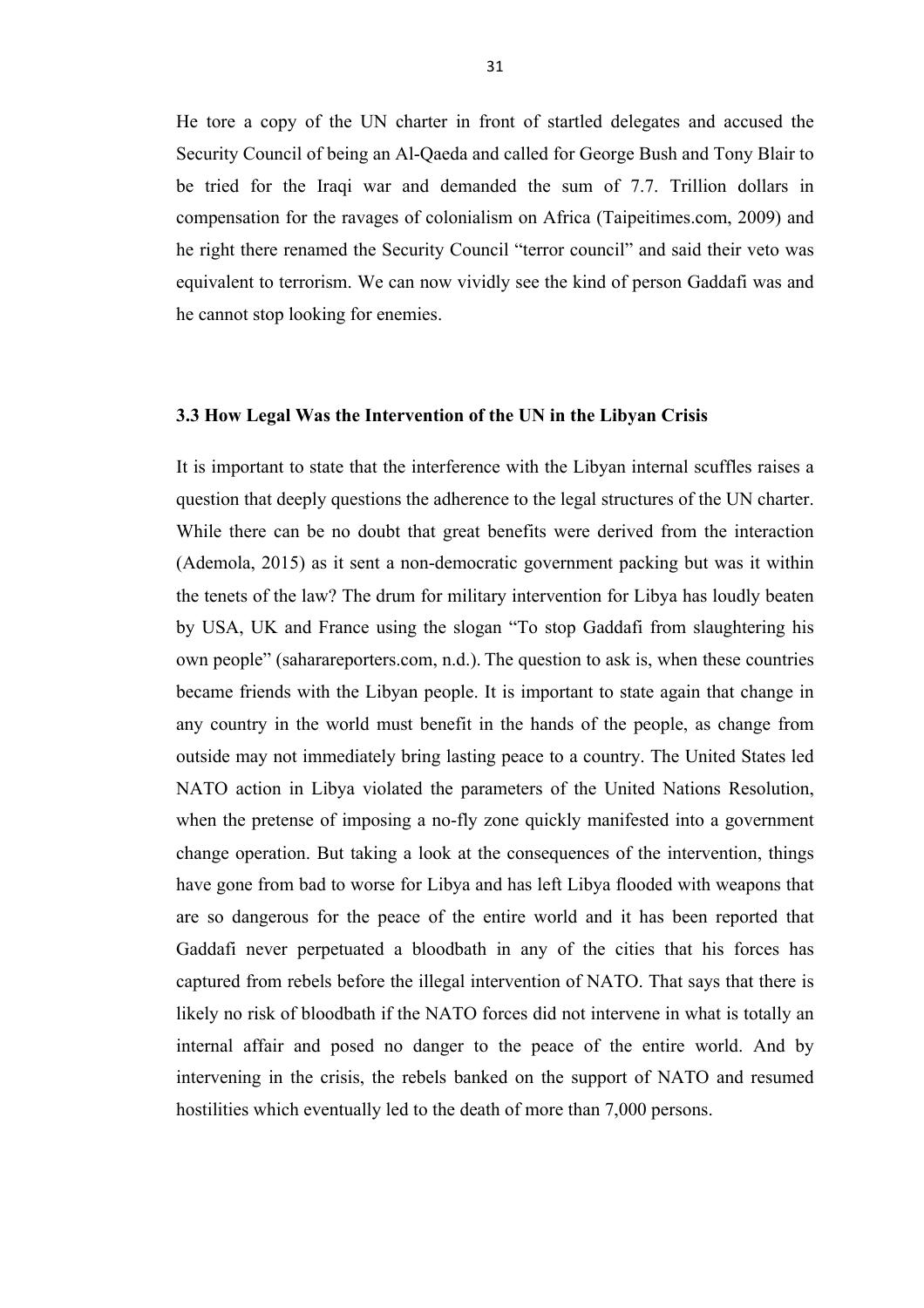He tore a copy of the UN charter in front of startled delegates and accused the Security Council of being an Al-Qaeda and called for George Bush and Tony Blair to be tried for the Iraqi war and demanded the sum of 7.7. Trillion dollars in compensation for the ravages of colonialism on Africa (Taipeitimes.com, 2009) and he right there renamed the Security Council "terror council" and said their veto was equivalent to terrorism. We can now vividly see the kind of person Gaddafi was and he cannot stop looking for enemies.

### 3.3 How Legal Was the Intervention of the UN in the Libyan Crisis

It is important to state that the interference with the Libyan internal scuffles raises a question that deeply questions the adherence to the legal structures of the UN charter. While there can be no doubt that great benefits were derived from the interaction (Ademola, 2015) as it sent a non-democratic government packing but was it within the tenets of the law? The drum for military intervention for Libya has loudly beaten by USA, UK and France using the slogan "To stop Gaddafi from slaughtering his own people" (saharareporters.com, n.d.). The question to ask is, when these countries became friends with the Libyan people. It is important to state again that change in any country in the world must benefit in the hands of the people, as change from outside may not immediately bring lasting peace to a country. The United States led NATO action in Libya violated the parameters of the United Nations Resolution, when the pretense of imposing a no-fly zone quickly manifested into a government change operation. But taking a look at the consequences of the intervention, things have gone from bad to worse for Libya and has left Libya flooded with weapons that are so dangerous for the peace of the entire world and it has been reported that Gaddafi never perpetuated a bloodbath in any of the cities that his forces has captured from rebels before the illegal intervention of NATO. That says that there is likely no risk of bloodbath if the NATO forces did not intervene in what is totally an internal affair and posed no danger to the peace of the entire world. And by intervening in the crisis, the rebels banked on the support of NATO and resumed hostilities which eventually led to the death of more than 7,000 persons.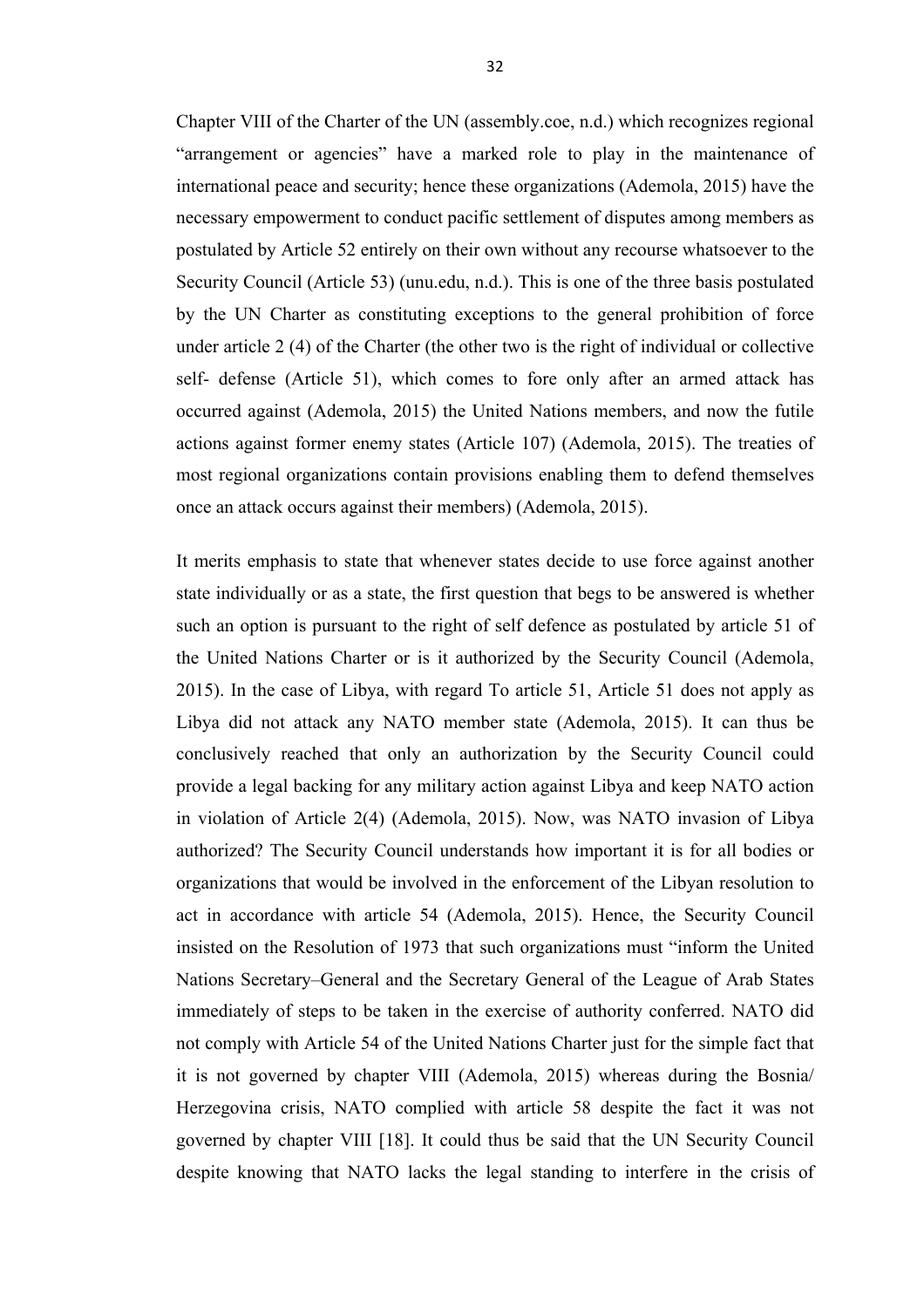Chapter VIII of the Charter of the UN (assembly.coe, n.d.) which recognizes regional "arrangement or agencies" have a marked role to play in the maintenance of international peace and security; hence these organizations (Ademola, 2015) have the necessary empowerment to conduct pacific settlement of disputes among members as postulated by Article 52 entirely on their own without any recourse whatsoever to the Security Council (Article 53) (unu.edu, n.d.). This is one of the three basis postulated by the UN Charter as constituting exceptions to the general prohibition of force under article 2 (4) of the Charter (the other two is the right of individual or collective self- defense (Article 51), which comes to fore only after an armed attack has occurred against (Ademola, 2015) the United Nations members, and now the futile actions against former enemy states (Article 107) (Ademola, 2015). The treaties of most regional organizations contain provisions enabling them to defend themselves once an attack occurs against their members) (Ademola, 2015).

It merits emphasis to state that whenever states decide to use force against another state individually or as a state, the first question that begs to be answered is whether such an option is pursuant to the right of self defence as postulated by article 51 of the United Nations Charter or is it authorized by the Security Council (Ademola, 2015). In the case of Libya, with regard To article 51, Article 51 does not apply as Libya did not attack any NATO member state (Ademola, 2015). It can thus be conclusively reached that only an authorization by the Security Council could provide a legal backing for any military action against Libya and keep NATO action in violation of Article 2(4) (Ademola, 2015). Now, was NATO invasion of Libya authorized? The Security Council understands how important it is for all bodies or organizations that would be involved in the enforcement of the Libyan resolution to act in accordance with article 54 (Ademola, 2015). Hence, the Security Council insisted on the Resolution of 1973 that such organizations must "inform the United Nations Secretary–General and the Secretary General of the League of Arab States immediately of steps to be taken in the exercise of authority conferred. NATO did not comply with Article 54 of the United Nations Charter just for the simple fact that it is not governed by chapter VIII (Ademola, 2015) whereas during the Bosnia/ Herzegovina crisis, NATO complied with article 58 despite the fact it was not governed by chapter VIII [18]. It could thus be said that the UN Security Council despite knowing that NATO lacks the legal standing to interfere in the crisis of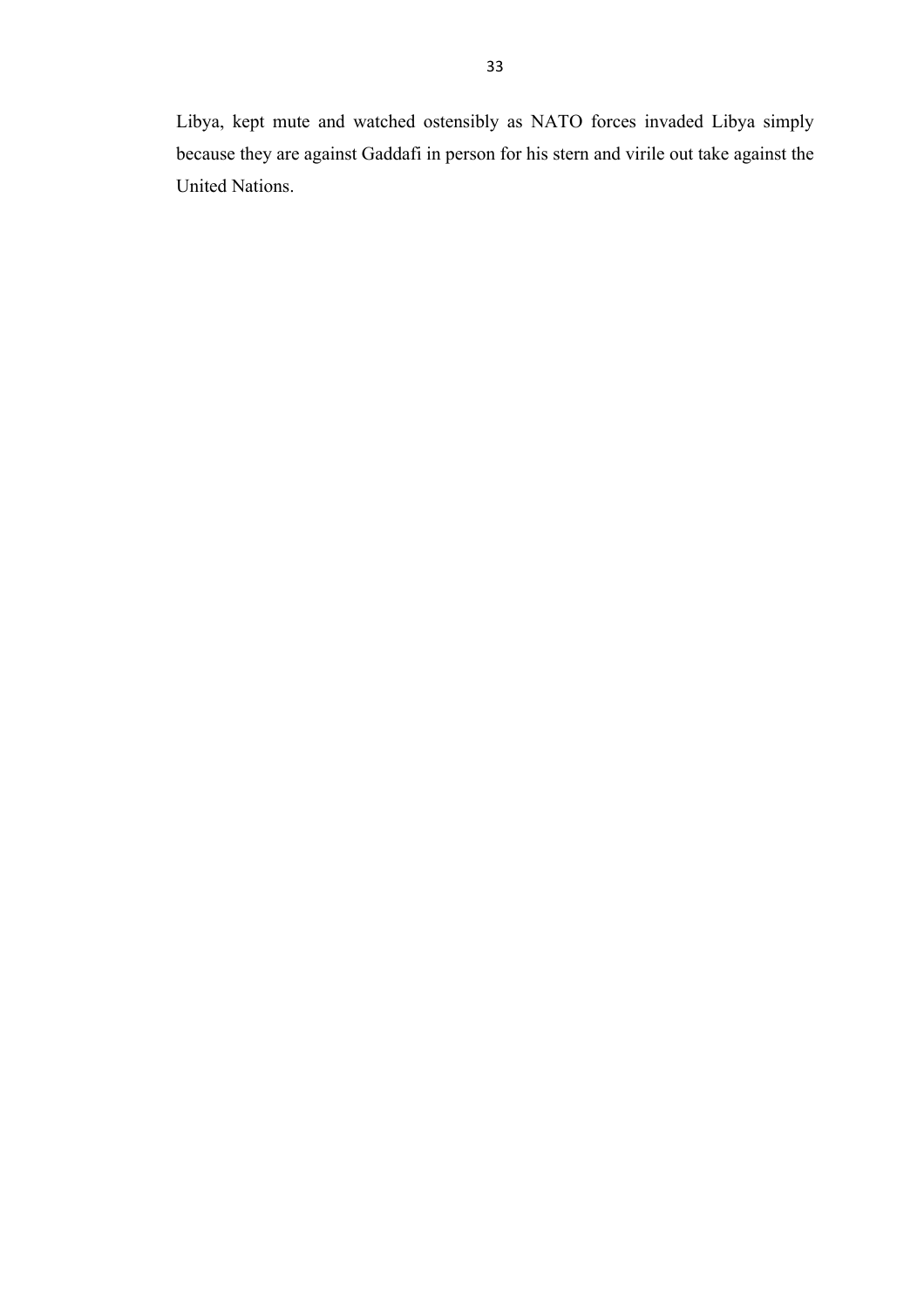Libya, kept mute and watched ostensibly as NATO forces invaded Libya simply because they are against Gaddafi in person for his stern and virile out take against the United Nations.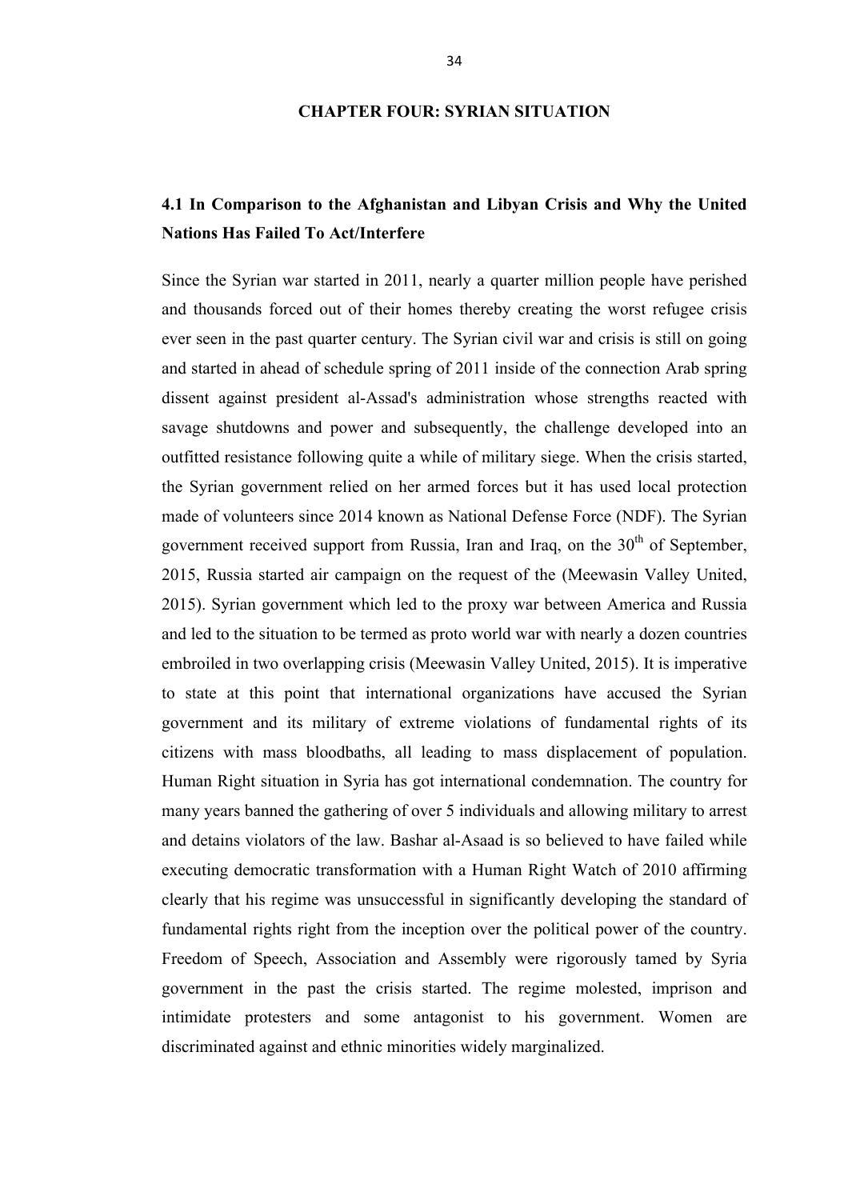## CHAPTER FOUR: SYRIAN SITUATION

### 4.1 In Comparison to the Afghanistan and Libyan Crisis and Why the United Nations Has Failed To Act/Interfere

Since the Syrian war started in 2011, nearly a quarter million people have perished and thousands forced out of their homes thereby creating the worst refugee crisis ever seen in the past quarter century. The Syrian civil war and crisis is still on going and started in ahead of schedule spring of 2011 inside of the connection Arab spring dissent against president al-Assad's administration whose strengths reacted with savage shutdowns and power and subsequently, the challenge developed into an outfitted resistance following quite a while of military siege. When the crisis started, the Syrian government relied on her armed forces but it has used local protection made of volunteers since 2014 known as National Defense Force (NDF). The Syrian government received support from Russia, Iran and Iraq, on the 30th of September, 2015, Russia started air campaign on the request of the (Meewasin Valley United, 2015). Syrian government which led to the proxy war between America and Russia and led to the situation to be termed as proto world war with nearly a dozen countries embroiled in two overlapping crisis (Meewasin Valley United, 2015). It is imperative to state at this point that international organizations have accused the Syrian government and its military of extreme violations of fundamental rights of its citizens with mass bloodbaths, all leading to mass displacement of population. Human Right situation in Syria has got international condemnation. The country for many years banned the gathering of over 5 individuals and allowing military to arrest and detains violators of the law. Bashar al-Asaad is so believed to have failed while executing democratic transformation with a Human Right Watch of 2010 affirming clearly that his regime was unsuccessful in significantly developing the standard of fundamental rights right from the inception over the political power of the country. Freedom of Speech, Association and Assembly were rigorously tamed by Syria government in the past the crisis started. The regime molested, imprison and intimidate protesters and some antagonist to his government. Women are discriminated against and ethnic minorities widely marginalized.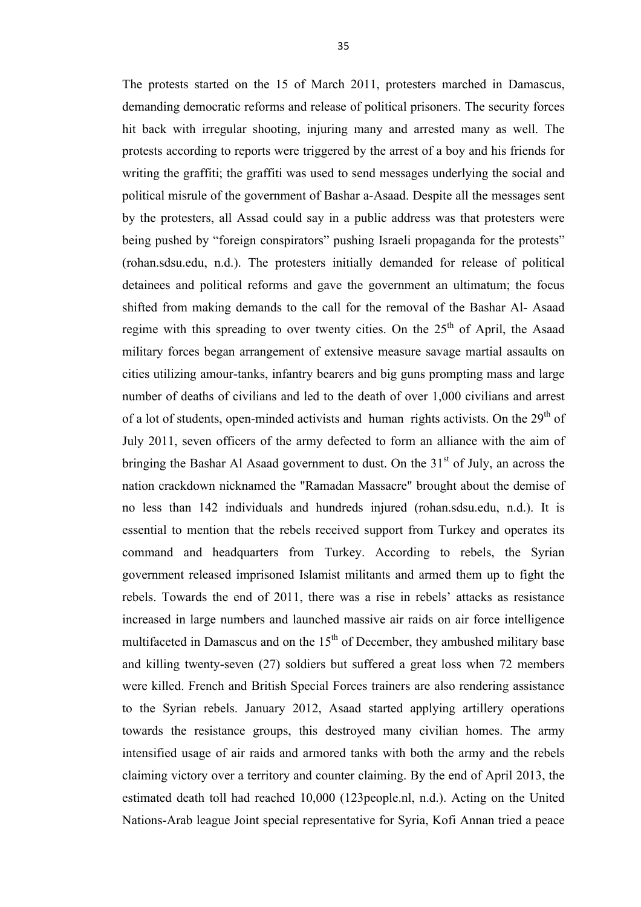The protests started on the 15 of March 2011, protesters marched in Damascus, demanding democratic reforms and release of political prisoners. The security forces hit back with irregular shooting, injuring many and arrested many as well. The protests according to reports were triggered by the arrest of a boy and his friends for writing the graffiti; the graffiti was used to send messages underlying the social and political misrule of the government of Bashar a-Asaad. Despite all the messages sent by the protesters, all Assad could say in a public address was that protesters were being pushed by "foreign conspirators" pushing Israeli propaganda for the protests" (rohan.sdsu.edu, n.d.). The protesters initially demanded for release of political detainees and political reforms and gave the government an ultimatum; the focus shifted from making demands to the call for the removal of the Bashar Al- Asaad regime with this spreading to over twenty cities. On the 25th of April, the Asaad military forces began arrangement of extensive measure savage martial assaults on cities utilizing amour-tanks, infantry bearers and big guns prompting mass and large number of deaths of civilians and led to the death of over 1,000 civilians and arrest of a lot of students, open-minded activists and human rights activists. On the 29th of July 2011, seven officers of the army defected to form an alliance with the aim of bringing the Bashar Al Asaad government to dust. On the 31st of July, an across the nation crackdown nicknamed the "Ramadan Massacre" brought about the demise of no less than 142 individuals and hundreds injured (rohan.sdsu.edu, n.d.). It is essential to mention that the rebels received support from Turkey and operates its command and headquarters from Turkey. According to rebels, the Syrian government released imprisoned Islamist militants and armed them up to fight the rebels. Towards the end of 2011, there was a rise in rebels' attacks as resistance increased in large numbers and launched massive air raids on air force intelligence multifaceted in Damascus and on the 15th of December, they ambushed military base and killing twenty-seven (27) soldiers but suffered a great loss when 72 members were killed. French and British Special Forces trainers are also rendering assistance to the Syrian rebels. January 2012, Asaad started applying artillery operations towards the resistance groups, this destroyed many civilian homes. The army intensified usage of air raids and armored tanks with both the army and the rebels claiming victory over a territory and counter claiming. By the end of April 2013, the estimated death toll had reached 10,000 (123people.nl, n.d.). Acting on the United Nations-Arab league Joint special representative for Syria, Kofi Annan tried a peace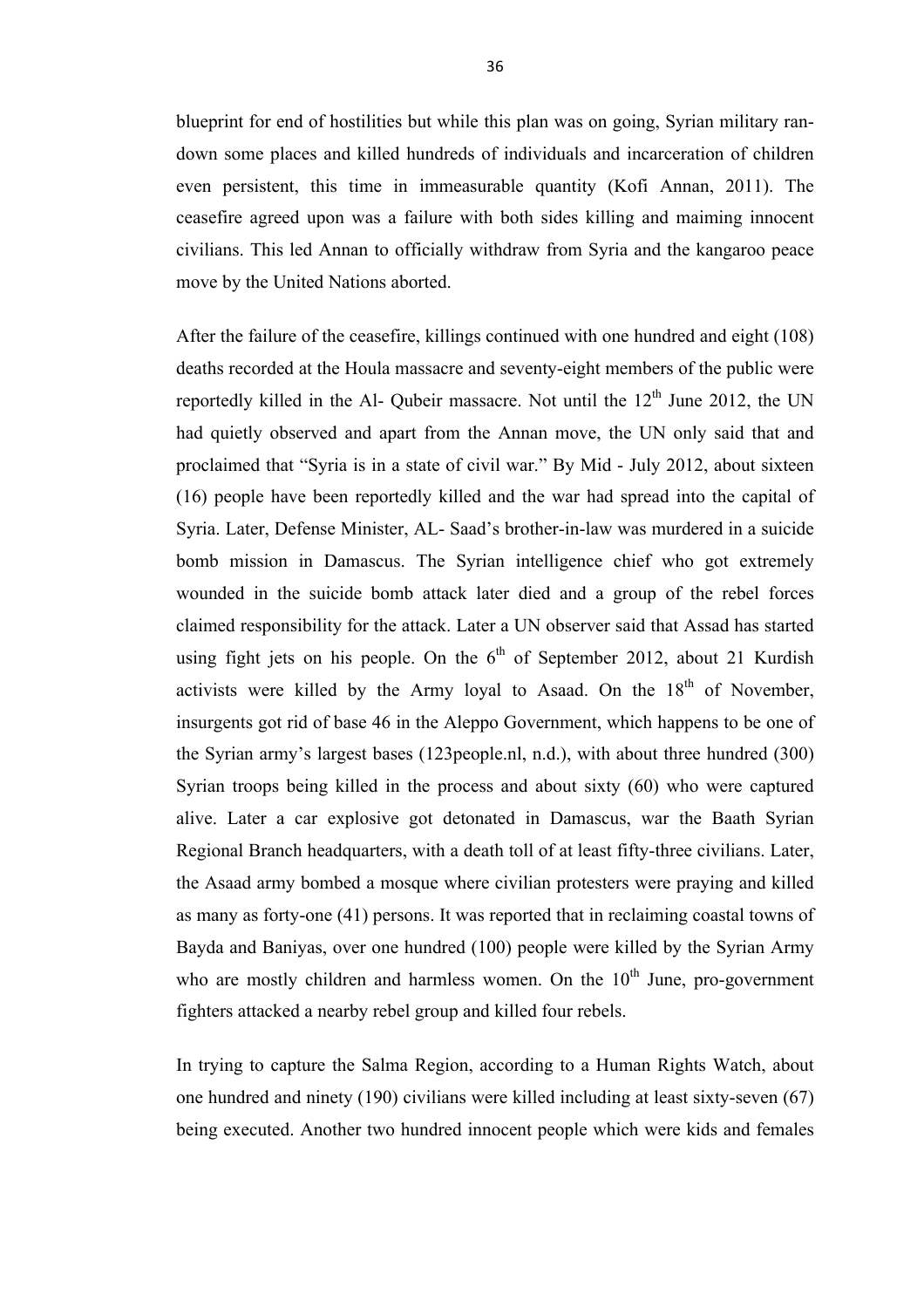blueprint for end of hostilities but while this plan was on going, Syrian military ran-down some places and killed hundreds of individuals and incarceration of children even persistent, this time in immeasurable quantity (Kofi Annan, 2011). The ceasefire agreed upon was a failure with both sides killing and maiming innocent civilians. This led Annan to officially withdraw from Syria and the kangaroo peace move by the United Nations aborted.

After the failure of the ceasefire, killings continued with one hundred and eight (108) deaths recorded at the Houla massacre and seventy-eight members of the public were reportedly killed in the Al- Qubeir massacre. Not until the 12th June 2012, the UN had quietly observed and apart from the Annan move, the UN only said that and proclaimed that "Syria is in a state of civil war." By Mid - July 2012, about sixteen (16) people have been reportedly killed and the war had spread into the capital of Syria. Later, Defense Minister, AL- Saad's brother-in-law was murdered in a suicide bomb mission in Damascus. The Syrian intelligence chief who got extremely wounded in the suicide bomb attack later died and a group of the rebel forces claimed responsibility for the attack. Later a UN observer said that Assad has started using fight jets on his people. On the 6th of September 2012, about 21 Kurdish activists were killed by the Army loyal to Asaad. On the 18th of November, insurgents got rid of base 46 in the Aleppo Government, which happens to be one of the Syrian army's largest bases (123people.nl, n.d.), with about three hundred (300) Syrian troops being killed in the process and about sixty (60) who were captured alive. Later a car explosive got detonated in Damascus, war the Baath Syrian Regional Branch headquarters, with a death toll of at least fifty-three civilians. Later, the Asaad army bombed a mosque where civilian protesters were praying and killed as many as forty-one (41) persons. It was reported that in reclaiming coastal towns of Bayda and Baniyas, over one hundred (100) people were killed by the Syrian Army who are mostly children and harmless women. On the 10th June, pro-government fighters attacked a nearby rebel group and killed four rebels.

In trying to capture the Salma Region, according to a Human Rights Watch, about one hundred and ninety (190) civilians were killed including at least sixty-seven (67) being executed. Another two hundred innocent people which were kids and females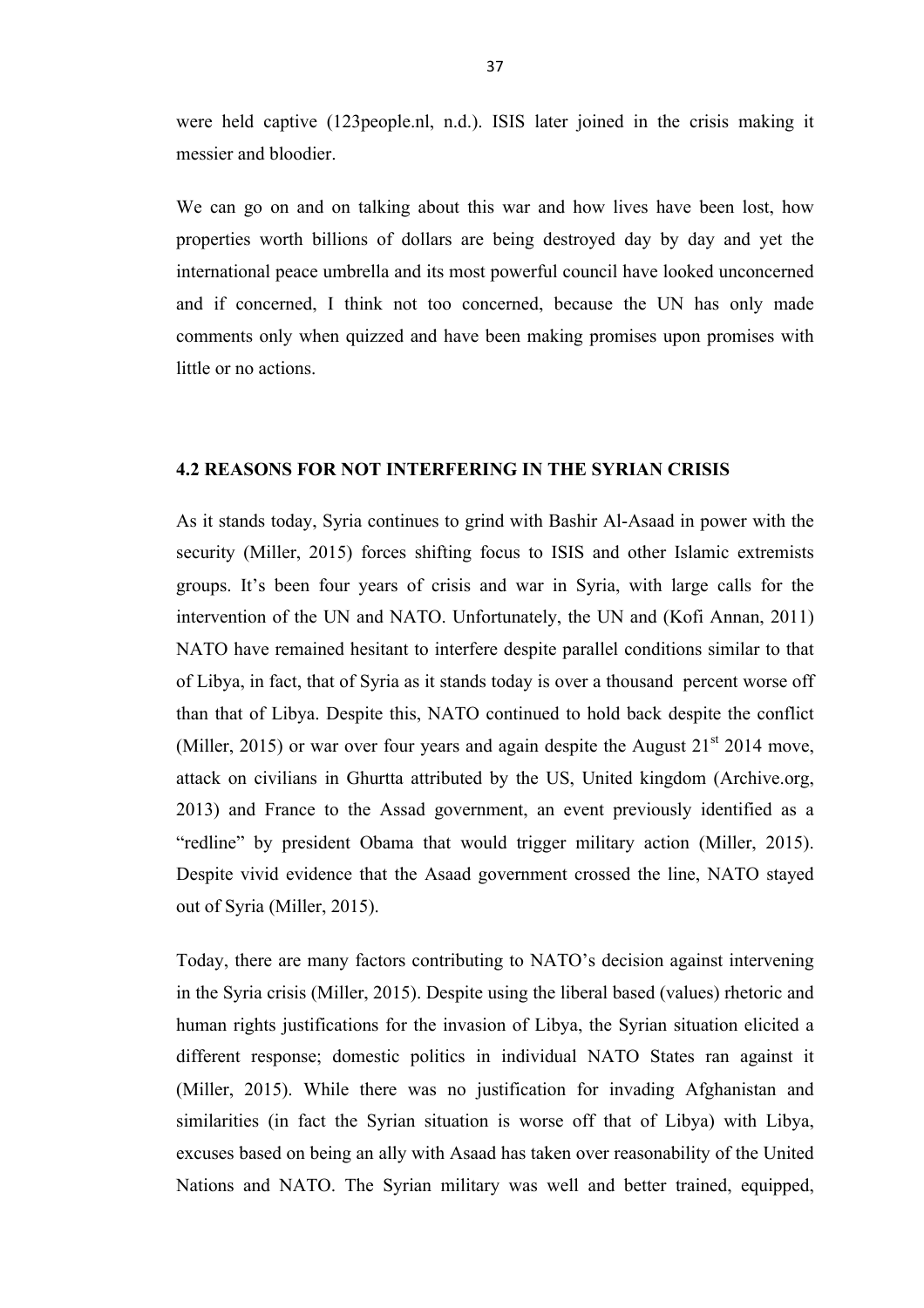were held captive (123people.nl, n.d.). ISIS later joined in the crisis making it messier and bloodier.

We can go on and on talking about this war and how lives have been lost, how properties worth billions of dollars are being destroyed day by day and yet the international peace umbrella and its most powerful council have looked unconcerned and if concerned, I think not too concerned, because the UN has only made comments only when quizzed and have been making promises upon promises with little or no actions.

### 4.2 REASONS FOR NOT INTERFERING IN THE SYRIAN CRISIS

As it stands today, Syria continues to grind with Bashir Al-Asaad in power with the security (Miller, 2015) forces shifting focus to ISIS and other Islamic extremists groups. It's been four years of crisis and war in Syria, with large calls for the intervention of the UN and NATO. Unfortunately, the UN and (Kofi Annan, 2011) NATO have remained hesitant to interfere despite parallel conditions similar to that of Libya, in fact, that of Syria as it stands today is over a thousand percent worse off than that of Libya. Despite this, NATO continued to hold back despite the conflict (Miller, 2015) or war over four years and again despite the August 21st 2014 move, attack on civilians in Ghurtta attributed by the US, United kingdom (Archive.org, 2013) and France to the Assad government, an event previously identified as a "redline" by president Obama that would trigger military action (Miller, 2015). Despite vivid evidence that the Asaad government crossed the line, NATO stayed out of Syria (Miller, 2015).

Today, there are many factors contributing to NATO's decision against intervening in the Syria crisis (Miller, 2015). Despite using the liberal based (values) rhetoric and human rights justifications for the invasion of Libya, the Syrian situation elicited a different response; domestic politics in individual NATO States ran against it (Miller, 2015). While there was no justification for invading Afghanistan and similarities (in fact the Syrian situation is worse off that of Libya) with Libya, excuses based on being an ally with Asaad has taken over reasonability of the United Nations and NATO. The Syrian military was well and better trained, equipped,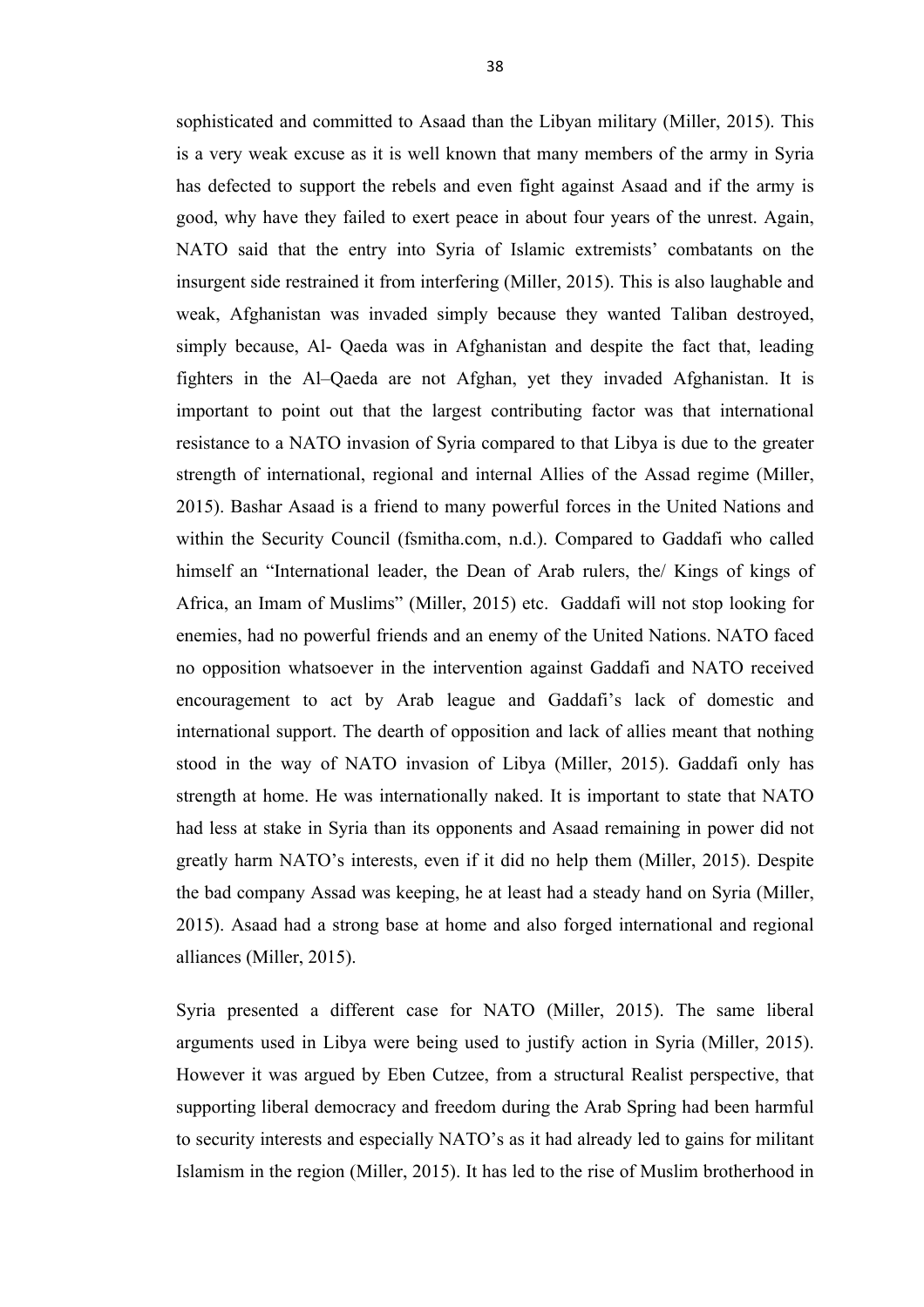sophisticated and committed to Asaad than the Libyan military (Miller, 2015). This is a very weak excuse as it is well known that many members of the army in Syria has defected to support the rebels and even fight against Asaad and if the army is good, why have they failed to exert peace in about four years of the unrest. Again, NATO said that the entry into Syria of Islamic extremists' combatants on the insurgent side restrained it from interfering (Miller, 2015). This is also laughable and weak, Afghanistan was invaded simply because they wanted Taliban destroyed, simply because, Al- Qaeda was in Afghanistan and despite the fact that, leading fighters in the Al–Qaeda are not Afghan, yet they invaded Afghanistan. It is important to point out that the largest contributing factor was that international resistance to a NATO invasion of Syria compared to that Libya is due to the greater strength of international, regional and internal Allies of the Assad regime (Miller, 2015). Bashar Asaad is a friend to many powerful forces in the United Nations and within the Security Council (fsmitha.com, n.d.). Compared to Gaddafi who called himself an "International leader, the Dean of Arab rulers, the/ Kings of kings of Africa, an Imam of Muslims" (Miller, 2015) etc. Gaddafi will not stop looking for enemies, had no powerful friends and an enemy of the United Nations. NATO faced no opposition whatsoever in the intervention against Gaddafi and NATO received encouragement to act by Arab league and Gaddafi's lack of domestic and international support. The dearth of opposition and lack of allies meant that nothing stood in the way of NATO invasion of Libya (Miller, 2015). Gaddafi only has strength at home. He was internationally naked. It is important to state that NATO had less at stake in Syria than its opponents and Asaad remaining in power did not greatly harm NATO's interests, even if it did no help them (Miller, 2015). Despite the bad company Assad was keeping, he at least had a steady hand on Syria (Miller, 2015). Asaad had a strong base at home and also forged international and regional alliances (Miller, 2015).

Syria presented a different case for NATO (Miller, 2015). The same liberal arguments used in Libya were being used to justify action in Syria (Miller, 2015). However it was argued by Eben Cutzee, from a structural Realist perspective, that supporting liberal democracy and freedom during the Arab Spring had been harmful to security interests and especially NATO's as it had already led to gains for militant Islamism in the region (Miller, 2015). It has led to the rise of Muslim brotherhood in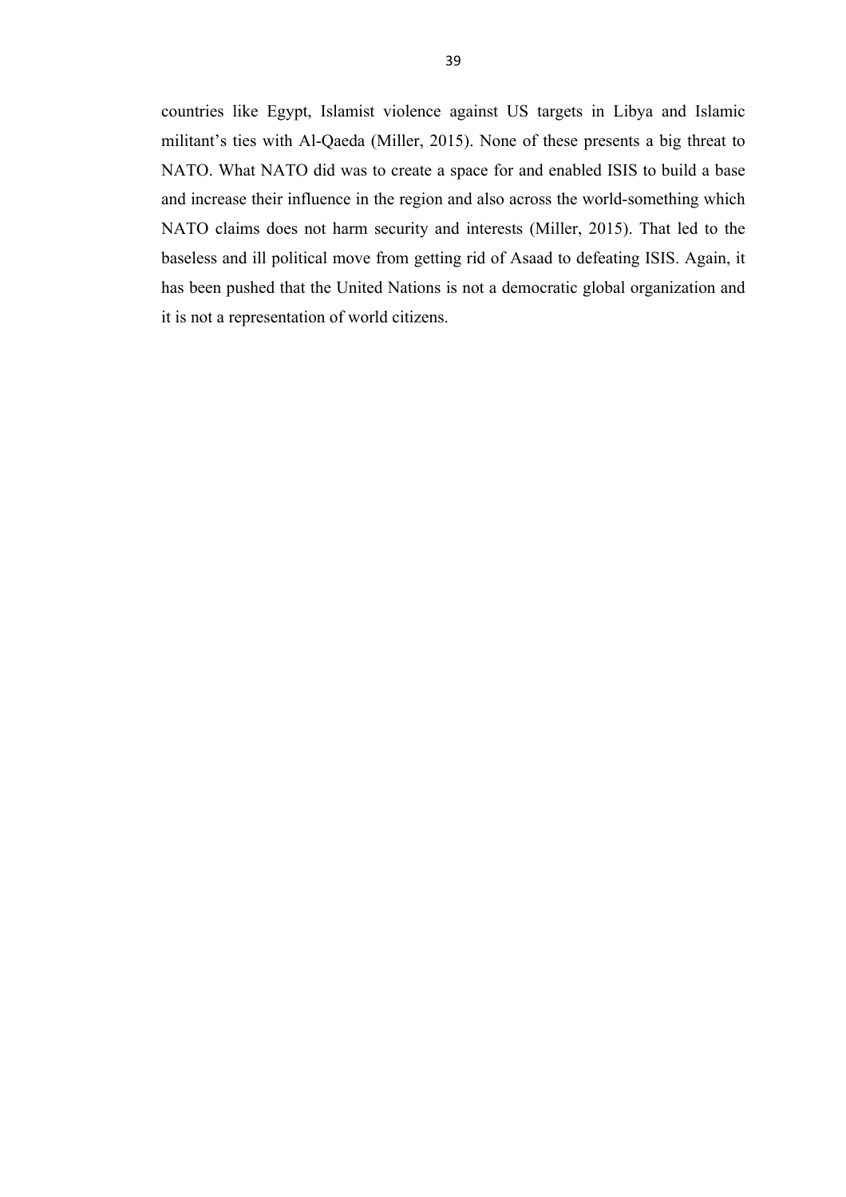countries like Egypt, Islamist violence against US targets in Libya and Islamic militant's ties with Al-Qaeda (Miller, 2015). None of these presents a big threat to NATO. What NATO did was to create a space for and enabled ISIS to build a base and increase their influence in the region and also across the world-something which NATO claims does not harm security and interests (Miller, 2015). That led to the baseless and ill political move from getting rid of Asaad to defeating ISIS. Again, it has been pushed that the United Nations is not a democratic global organization and it is not a representation of world citizens.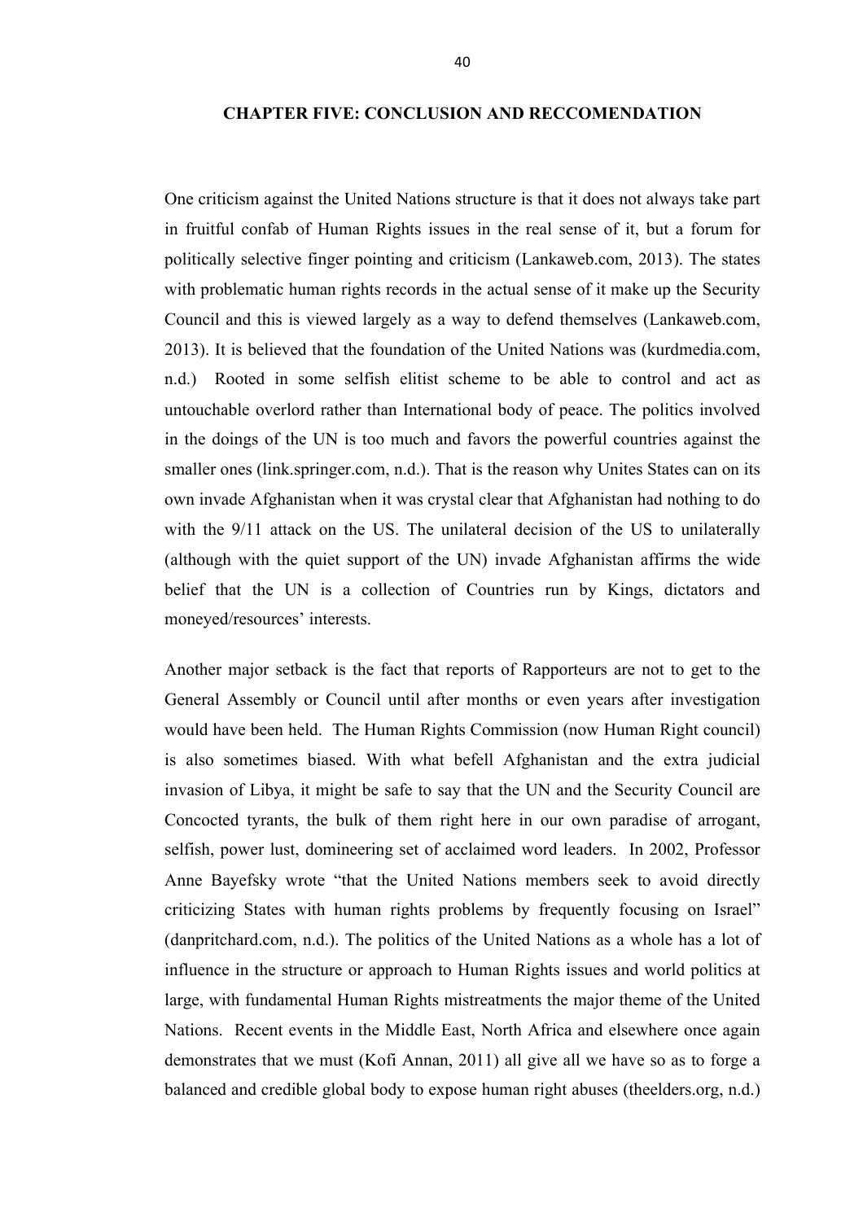## CHAPTER FIVE: CONCLUSION AND RECCOMENDATION

One criticism against the United Nations structure is that it does not always take part in fruitful confab of Human Rights issues in the real sense of it, but a forum for politically selective finger pointing and criticism (Lankaweb.com, 2013). The states with problematic human rights records in the actual sense of it make up the Security Council and this is viewed largely as a way to defend themselves (Lankaweb.com, 2013). It is believed that the foundation of the United Nations was (kurdmedia.com, n.d.) Rooted in some selfish elitist scheme to be able to control and act as untouchable overlord rather than International body of peace. The politics involved in the doings of the UN is too much and favors the powerful countries against the smaller ones (link.springer.com, n.d.). That is the reason why Unites States can on its own invade Afghanistan when it was crystal clear that Afghanistan had nothing to do with the 9/11 attack on the US. The unilateral decision of the US to unilaterally (although with the quiet support of the UN) invade Afghanistan affirms the wide belief that the UN is a collection of Countries run by Kings, dictators and moneyed/resources' interests.

Another major setback is the fact that reports of Rapporteurs are not to get to the General Assembly or Council until after months or even years after investigation would have been held. The Human Rights Commission (now Human Right council) is also sometimes biased. With what befell Afghanistan and the extra judicial invasion of Libya, it might be safe to say that the UN and the Security Council are Concocted tyrants, the bulk of them right here in our own paradise of arrogant, selfish, power lust, domineering set of acclaimed word leaders. In 2002, Professor Anne Bayefsky wrote "that the United Nations members seek to avoid directly criticizing States with human rights problems by frequently focusing on Israel" (danpritchard.com, n.d.). The politics of the United Nations as a whole has a lot of influence in the structure or approach to Human Rights issues and world politics at large, with fundamental Human Rights mistreatments the major theme of the United Nations. Recent events in the Middle East, North Africa and elsewhere once again demonstrates that we must (Kofi Annan, 2011) all give all we have so as to forge a balanced and credible global body to expose human right abuses (theelders.org, n.d.)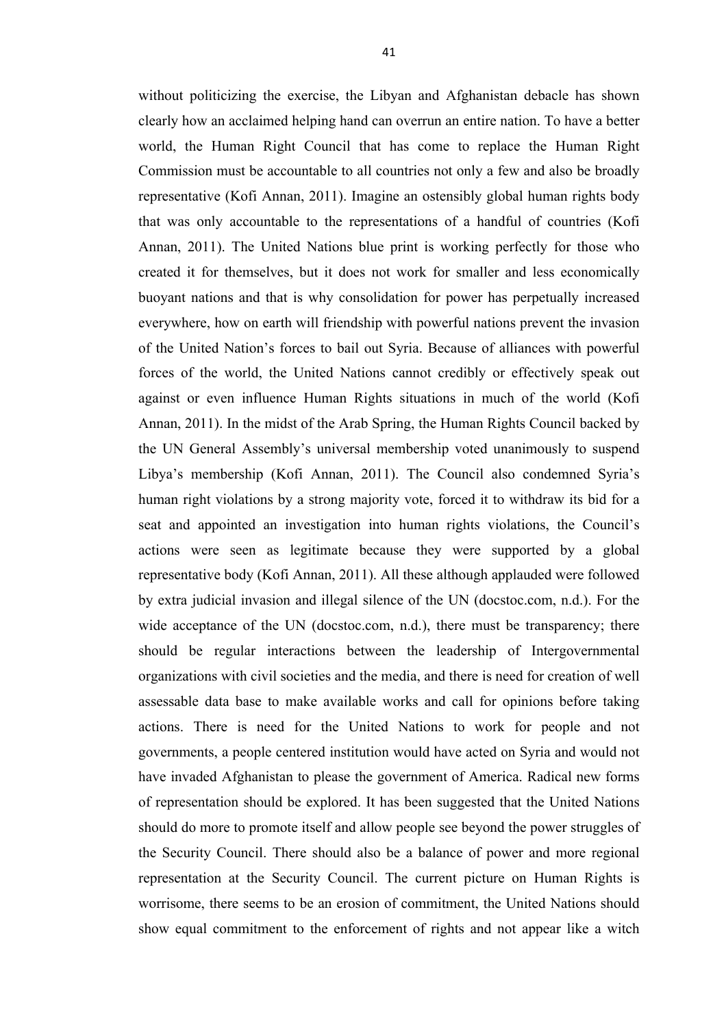without politicizing the exercise, the Libyan and Afghanistan debacle has shown clearly how an acclaimed helping hand can overrun an entire nation. To have a better world, the Human Right Council that has come to replace the Human Right Commission must be accountable to all countries not only a few and also be broadly representative (Kofi Annan, 2011). Imagine an ostensibly global human rights body that was only accountable to the representations of a handful of countries (Kofi Annan, 2011). The United Nations blue print is working perfectly for those who created it for themselves, but it does not work for smaller and less economically buoyant nations and that is why consolidation for power has perpetually increased everywhere, how on earth will friendship with powerful nations prevent the invasion of the United Nation's forces to bail out Syria. Because of alliances with powerful forces of the world, the United Nations cannot credibly or effectively speak out against or even influence Human Rights situations in much of the world (Kofi Annan, 2011). In the midst of the Arab Spring, the Human Rights Council backed by the UN General Assembly's universal membership voted unanimously to suspend Libya's membership (Kofi Annan, 2011). The Council also condemned Syria's human right violations by a strong majority vote, forced it to withdraw its bid for a seat and appointed an investigation into human rights violations, the Council's actions were seen as legitimate because they were supported by a global representative body (Kofi Annan, 2011). All these although applauded were followed by extra judicial invasion and illegal silence of the UN (docstoc.com, n.d.). For the wide acceptance of the UN (docstoc.com, n.d.), there must be transparency; there should be regular interactions between the leadership of Intergovernmental organizations with civil societies and the media, and there is need for creation of well assessable data base to make available works and call for opinions before taking actions. There is need for the United Nations to work for people and not governments, a people centered institution would have acted on Syria and would not have invaded Afghanistan to please the government of America. Radical new forms of representation should be explored. It has been suggested that the United Nations should do more to promote itself and allow people see beyond the power struggles of the Security Council. There should also be a balance of power and more regional representation at the Security Council. The current picture on Human Rights is worrisome, there seems to be an erosion of commitment, the United Nations should show equal commitment to the enforcement of rights and not appear like a witch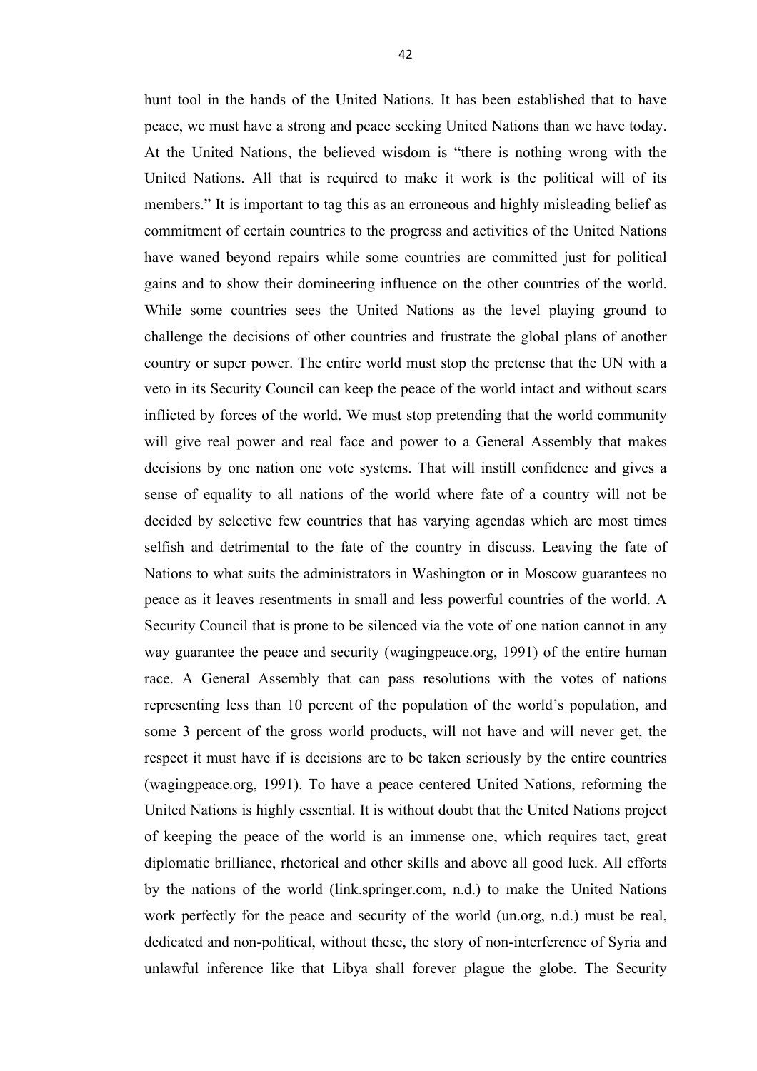hunt tool in the hands of the United Nations. It has been established that to have peace, we must have a strong and peace seeking United Nations than we have today. At the United Nations, the believed wisdom is "there is nothing wrong with the United Nations. All that is required to make it work is the political will of its members." It is important to tag this as an erroneous and highly misleading belief as commitment of certain countries to the progress and activities of the United Nations have waned beyond repairs while some countries are committed just for political gains and to show their domineering influence on the other countries of the world. While some countries sees the United Nations as the level playing ground to challenge the decisions of other countries and frustrate the global plans of another country or super power. The entire world must stop the pretense that the UN with a veto in its Security Council can keep the peace of the world intact and without scars inflicted by forces of the world. We must stop pretending that the world community will give real power and real face and power to a General Assembly that makes decisions by one nation one vote systems. That will instill confidence and gives a sense of equality to all nations of the world where fate of a country will not be decided by selective few countries that has varying agendas which are most times selfish and detrimental to the fate of the country in discuss. Leaving the fate of Nations to what suits the administrators in Washington or in Moscow guarantees no peace as it leaves resentments in small and less powerful countries of the world. A Security Council that is prone to be silenced via the vote of one nation cannot in any way guarantee the peace and security (wagingpeace.org, 1991) of the entire human race. A General Assembly that can pass resolutions with the votes of nations representing less than 10 percent of the population of the world's population, and some 3 percent of the gross world products, will not have and will never get, the respect it must have if is decisions are to be taken seriously by the entire countries (wagingpeace.org, 1991). To have a peace centered United Nations, reforming the United Nations is highly essential. It is without doubt that the United Nations project of keeping the peace of the world is an immense one, which requires tact, great diplomatic brilliance, rhetorical and other skills and above all good luck. All efforts by the nations of the world (link.springer.com, n.d.) to make the United Nations work perfectly for the peace and security of the world (un.org, n.d.) must be real, dedicated and non-political, without these, the story of non-interference of Syria and unlawful inference like that Libya shall forever plague the globe. The Security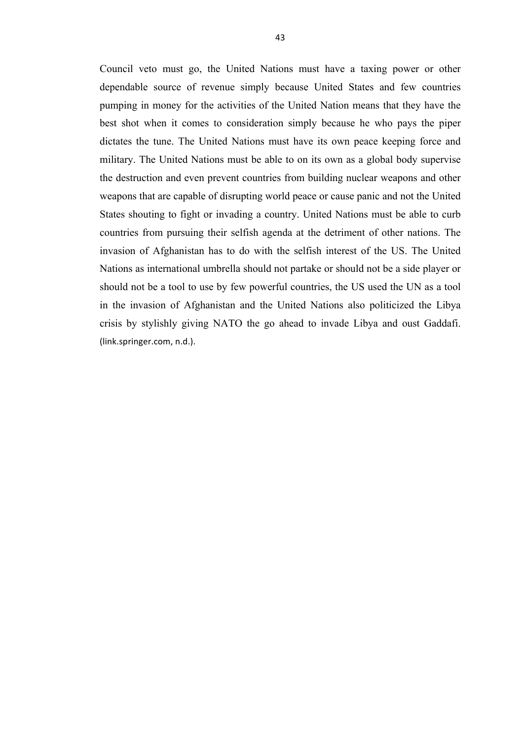Council veto must go, the United Nations must have a taxing power or other dependable source of revenue simply because United States and few countries pumping in money for the activities of the United Nation means that they have the best shot when it comes to consideration simply because he who pays the piper dictates the tune. The United Nations must have its own peace keeping force and military. The United Nations must be able to on its own as a global body supervise the destruction and even prevent countries from building nuclear weapons and other weapons that are capable of disrupting world peace or cause panic and not the United States shouting to fight or invading a country. United Nations must be able to curb countries from pursuing their selfish agenda at the detriment of other nations. The invasion of Afghanistan has to do with the selfish interest of the US. The United Nations as international umbrella should not partake or should not be a side player or should not be a tool to use by few powerful countries, the US used the UN as a tool in the invasion of Afghanistan and the United Nations also politicized the Libya crisis by stylishly giving NATO the go ahead to invade Libya and oust Gaddafi. (link.springer.com, n.d.).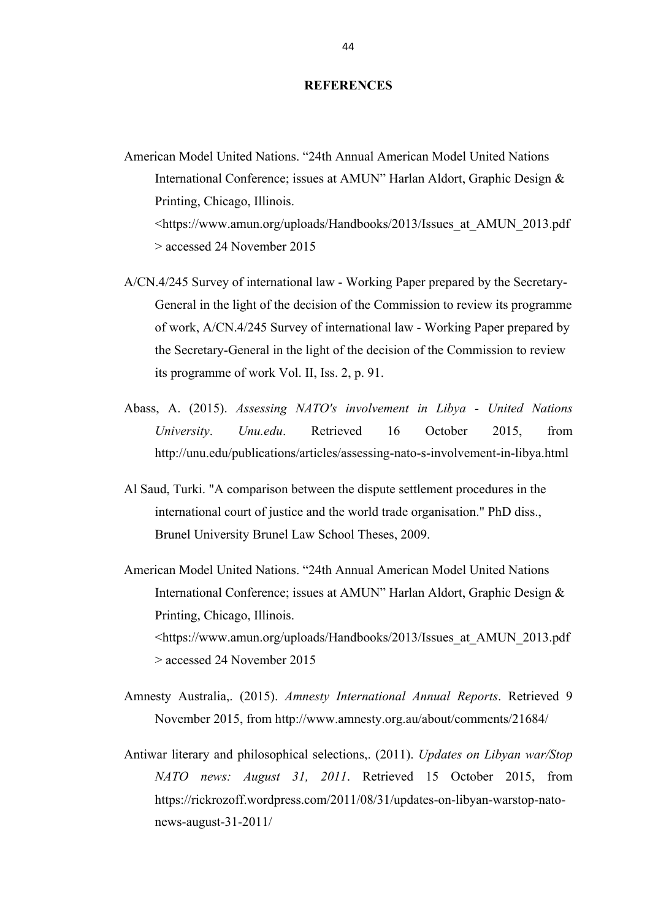# REFERENCES

American Model United Nations. "24th Annual American Model United Nations International Conference; issues at AMUN" Harlan Aldort, Graphic Design & Printing, Chicago, Illinois. <https://www.amun.org/uploads/Handbooks/2013/Issues_at_AMUN_2013.pdf > accessed 24 November 2015

A/CN.4/245 Survey of international law - Working Paper prepared by the Secretary-General in the light of the decision of the Commission to review its programme of work, A/CN.4/245 Survey of international law - Working Paper prepared by the Secretary-General in the light of the decision of the Commission to review its programme of work Vol. II, Iss. 2, p. 91.

Abass, A. (2015). *Assessing NATO's involvement in Libya - United Nations University*. *Unu.edu*. Retrieved 16 October 2015, from http://unu.edu/publications/articles/assessing-nato-s-involvement-in-libya.html

Al Saud, Turki. "A comparison between the dispute settlement procedures in the international court of justice and the world trade organisation." PhD diss., Brunel University Brunel Law School Theses, 2009.

American Model United Nations. "24th Annual American Model United Nations International Conference; issues at AMUN" Harlan Aldort, Graphic Design & Printing, Chicago, Illinois. <https://www.amun.org/uploads/Handbooks/2013/Issues_at_AMUN_2013.pdf > accessed 24 November 2015

Amnesty Australia,. (2015). *Amnesty International Annual Reports*. Retrieved 9 November 2015, from http://www.amnesty.org.au/about/comments/21684/

Antiwar literary and philosophical selections,. (2011). *Updates on Libyan war/Stop NATO news: August 31, 2011*. Retrieved 15 October 2015, from https://rickrozoff.wordpress.com/2011/08/31/updates-on-libyan-warstop-nato-news-august-31-2011/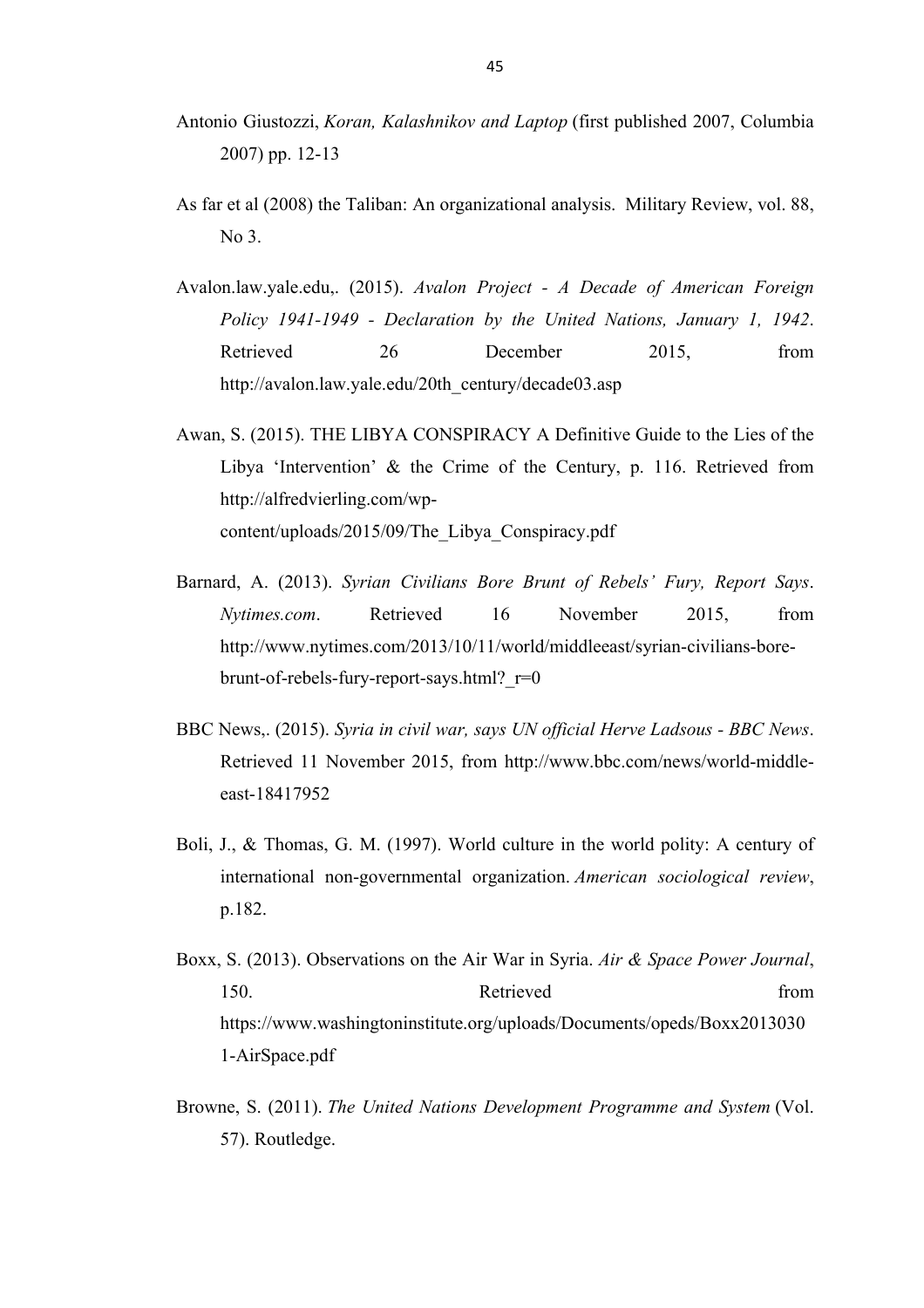Antonio Giustozzi, *Koran, Kalashnikov and Laptop* (first published 2007, Columbia 2007) pp. 12-13

As far et al (2008) the Taliban: An organizational analysis. Military Review, vol. 88, No 3.

Avalon.law.yale.edu,. (2015). *Avalon Project - A Decade of American Foreign Policy 1941-1949 - Declaration by the United Nations, January 1, 1942*. Retrieved 26 December 2015, from http://avalon.law.yale.edu/20th_century/decade03.asp

Awan, S. (2015). THE LIBYA CONSPIRACY A Definitive Guide to the Lies of the Libya 'Intervention' & the Crime of the Century, p. 116. Retrieved from http://alfredvierling.com/wp-content/uploads/2015/09/The_Libya_Conspiracy.pdf

Barnard, A. (2013). *Syrian Civilians Bore Brunt of Rebels' Fury, Report Says*. *Nytimes.com*. Retrieved 16 November 2015, from http://www.nytimes.com/2013/10/11/world/middleeast/syrian-civilians-bore-brunt-of-rebels-fury-report-says.html?_r=0

BBC News,. (2015). *Syria in civil war, says UN official Herve Ladsous - BBC News*. Retrieved 11 November 2015, from http://www.bbc.com/news/world-middle-east-18417952

Boli, J., & Thomas, G. M. (1997). World culture in the world polity: A century of international non-governmental organization. *American sociological review*, p.182.

Boxx, S. (2013). Observations on the Air War in Syria. *Air & Space Power Journal*, 150. Retrieved from https://www.washingtoninstitute.org/uploads/Documents/opeds/Boxx20130301-AirSpace.pdf

Browne, S. (2011). *The United Nations Development Programme and System* (Vol. 57). Routledge.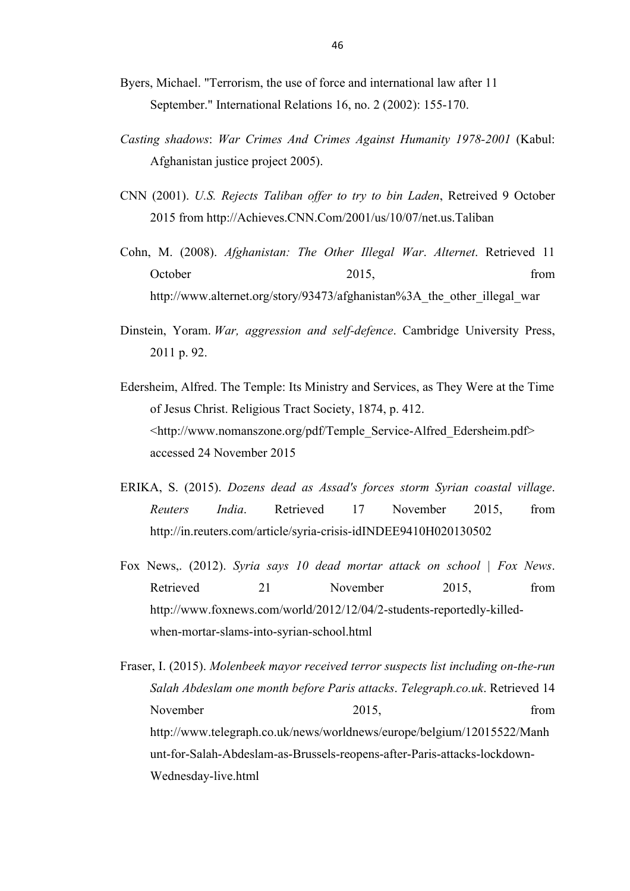Byers, Michael. "Terrorism, the use of force and international law after 11 September." International Relations 16, no. 2 (2002): 155-170.

*Casting shadows*: *War Crimes And Crimes Against Humanity 1978-2001* (Kabul: Afghanistan justice project 2005).

CNN (2001). *U.S. Rejects Taliban offer to try to bin Laden*, Retreived 9 October 2015 from http://Achieves.CNN.Com/2001/us/10/07/net.us.Taliban

Cohn, M. (2008). *Afghanistan: The Other Illegal War*. *Alternet*. Retrieved 11 October 2015, from http://www.alternet.org/story/93473/afghanistan%3A_the_other_illegal_war

Dinstein, Yoram. *War, aggression and self-defence*. Cambridge University Press, 2011 p. 92.

Edersheim, Alfred. The Temple: Its Ministry and Services, as They Were at the Time of Jesus Christ. Religious Tract Society, 1874, p. 412. <http://www.nomanszone.org/pdf/Temple_Service-Alfred_Edersheim.pdf> accessed 24 November 2015

ERIKA, S. (2015). *Dozens dead as Assad's forces storm Syrian coastal village*. *Reuters India*. Retrieved 17 November 2015, from http://in.reuters.com/article/syria-crisis-idINDEE9410H020130502

Fox News,. (2012). *Syria says 10 dead mortar attack on school | Fox News*. Retrieved 21 November 2015, from http://www.foxnews.com/world/2012/12/04/2-students-reportedly-killed-when-mortar-slams-into-syrian-school.html

Fraser, I. (2015). *Molenbeek mayor received terror suspects list including on-the-run Salah Abdeslam one month before Paris attacks*. *Telegraph.co.uk*. Retrieved 14 November 2015, from http://www.telegraph.co.uk/news/worldnews/europe/belgium/12015522/Manhunt-for-Salah-Abdeslam-as-Brussels-reopens-after-Paris-attacks-lockdown-Wednesday-live.html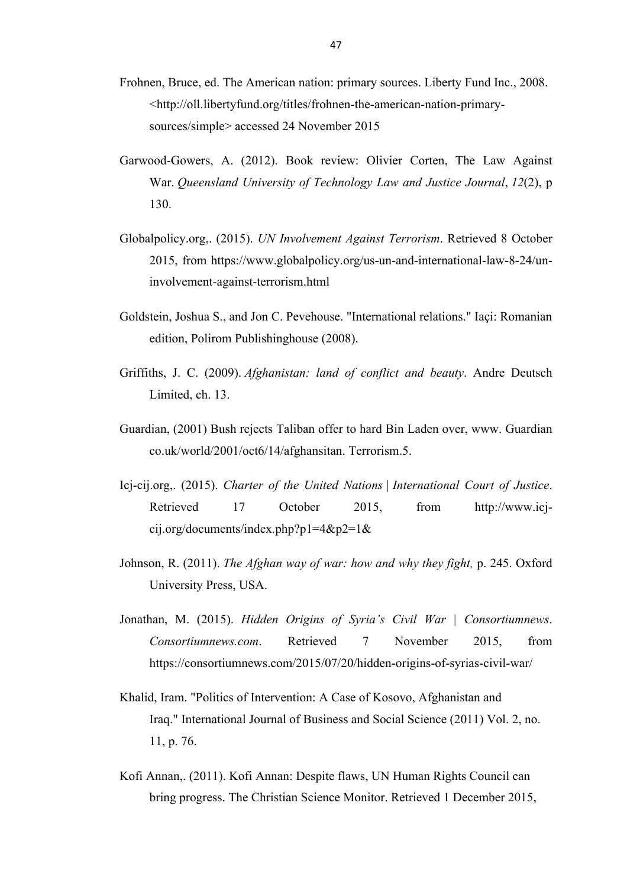Frohnen, Bruce, ed. The American nation: primary sources. Liberty Fund Inc., 2008. <http://oll.libertyfund.org/titles/frohnen-the-american-nation-primary-sources/simple> accessed 24 November 2015

Garwood-Gowers, A. (2012). Book review: Olivier Corten, The Law Against War. *Queensland University of Technology Law and Justice Journal*, *12*(2), p 130.

Globalpolicy.org,. (2015). *UN Involvement Against Terrorism*. Retrieved 8 October 2015, from https://www.globalpolicy.org/us-un-and-international-law-8-24/un-involvement-against-terrorism.html

Goldstein, Joshua S., and Jon C. Pevehouse. "International relations." Iaçi: Romanian edition, Polirom Publishinghouse (2008).

Griffiths, J. C. (2009). *Afghanistan: land of conflict and beauty*. Andre Deutsch Limited, ch. 13.

Guardian, (2001) Bush rejects Taliban offer to hard Bin Laden over, www. Guardian co.uk/world/2001/oct6/14/afghansitan. Terrorism.5.

Icj-cij.org,. (2015). *Charter of the United Nations | International Court of Justice*. Retrieved 17 October 2015, from http://www.icj-cij.org/documents/index.php?p1=4&p2=1&

Johnson, R. (2011). *The Afghan way of war: how and why they fight,* p. 245. Oxford University Press, USA.

Jonathan, M. (2015). *Hidden Origins of Syria's Civil War | Consortiumnews*. *Consortiumnews.com*. Retrieved 7 November 2015, from https://consortiumnews.com/2015/07/20/hidden-origins-of-syrias-civil-war/

Khalid, Iram. "Politics of Intervention: A Case of Kosovo, Afghanistan and Iraq." International Journal of Business and Social Science (2011) Vol. 2, no. 11, p. 76.

Kofi Annan,. (2011). Kofi Annan: Despite flaws, UN Human Rights Council can bring progress. The Christian Science Monitor. Retrieved 1 December 2015,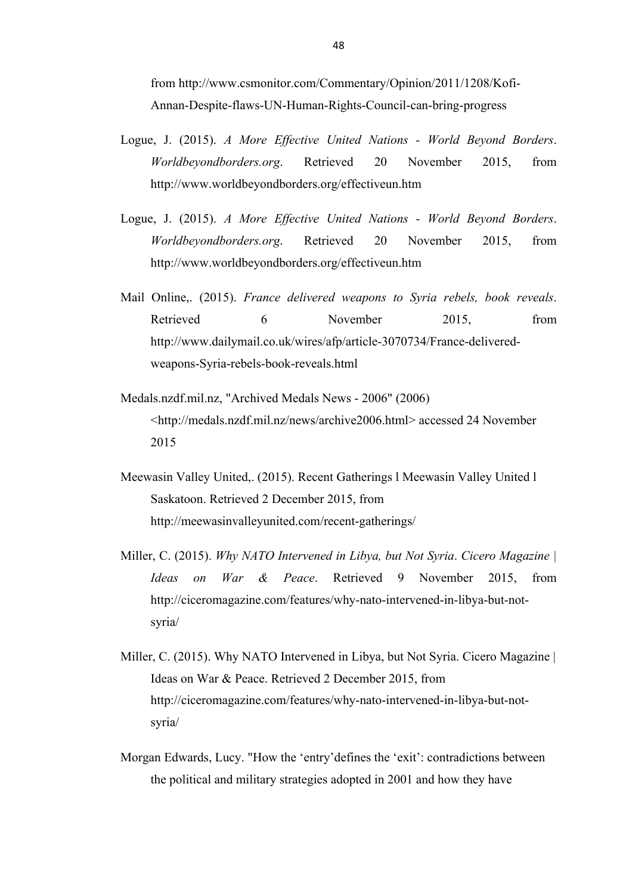from http://www.csmonitor.com/Commentary/Opinion/2011/1208/Kofi-Annan-Despite-flaws-UN-Human-Rights-Council-can-bring-progress

Logue, J. (2015). *A More Effective United Nations - World Beyond Borders*. *Worldbeyondborders.org*. Retrieved 20 November 2015, from http://www.worldbeyondborders.org/effectiveun.htm

Logue, J. (2015). *A More Effective United Nations - World Beyond Borders*. *Worldbeyondborders.org*. Retrieved 20 November 2015, from http://www.worldbeyondborders.org/effectiveun.htm

Mail Online,. (2015). *France delivered weapons to Syria rebels, book reveals*. Retrieved 6 November 2015, from http://www.dailymail.co.uk/wires/afp/article-3070734/France-delivered-weapons-Syria-rebels-book-reveals.html

Medals.nzdf.mil.nz, "Archived Medals News - 2006" (2006) <http://medals.nzdf.mil.nz/news/archive2006.html> accessed 24 November 2015

Meewasin Valley United,. (2015). Recent Gatherings l Meewasin Valley United l Saskatoon. Retrieved 2 December 2015, from http://meewasinvalleyunited.com/recent-gatherings/

Miller, C. (2015). *Why NATO Intervened in Libya, but Not Syria*. *Cicero Magazine | Ideas on War & Peace*. Retrieved 9 November 2015, from http://ciceromagazine.com/features/why-nato-intervened-in-libya-but-not-syria/

Miller, C. (2015). Why NATO Intervened in Libya, but Not Syria. Cicero Magazine | Ideas on War & Peace. Retrieved 2 December 2015, from http://ciceromagazine.com/features/why-nato-intervened-in-libya-but-not-syria/

Morgan Edwards, Lucy. "How the 'entry'defines the 'exit': contradictions between the political and military strategies adopted in 2001 and how they have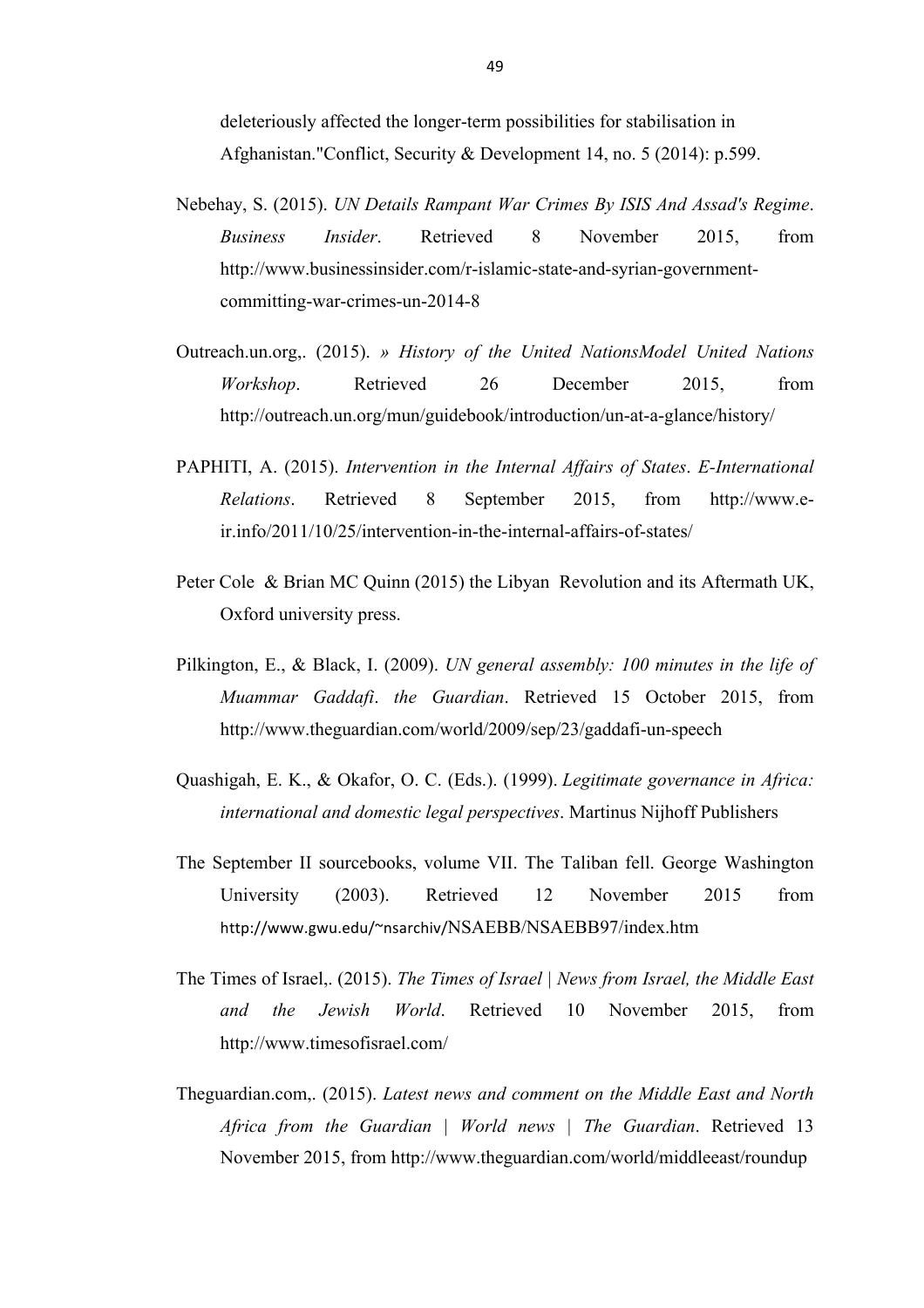deleteriously affected the longer-term possibilities for stabilisation in Afghanistan."Conflict, Security & Development 14, no. 5 (2014): p.599.

Nebehay, S. (2015). *UN Details Rampant War Crimes By ISIS And Assad's Regime*. *Business Insider*. Retrieved 8 November 2015, from http://www.businessinsider.com/r-islamic-state-and-syrian-government-committing-war-crimes-un-2014-8

Outreach.un.org,. (2015). *» History of the United NationsModel United Nations Workshop*. Retrieved 26 December 2015, from http://outreach.un.org/mun/guidebook/introduction/un-at-a-glance/history/

PAPHITI, A. (2015). *Intervention in the Internal Affairs of States*. *E-International Relations*. Retrieved 8 September 2015, from http://www.e-ir.info/2011/10/25/intervention-in-the-internal-affairs-of-states/

Peter Cole & Brian MC Quinn (2015) the Libyan Revolution and its Aftermath UK, Oxford university press.

Pilkington, E., & Black, I. (2009). *UN general assembly: 100 minutes in the life of Muammar Gaddafi*. *the Guardian*. Retrieved 15 October 2015, from http://www.theguardian.com/world/2009/sep/23/gaddafi-un-speech

Quashigah, E. K., & Okafor, O. C. (Eds.). (1999). *Legitimate governance in Africa: international and domestic legal perspectives*. Martinus Nijhoff Publishers

The September II sourcebooks, volume VII. The Taliban fell. George Washington University (2003). Retrieved 12 November 2015 from http://www.gwu.edu/~nsarchiv/NSAEBB/NSAEBB97/index.htm

The Times of Israel,. (2015). *The Times of Israel | News from Israel, the Middle East and the Jewish World*. Retrieved 10 November 2015, from http://www.timesofisrael.com/

Theguardian.com,. (2015). *Latest news and comment on the Middle East and North Africa from the Guardian | World news | The Guardian*. Retrieved 13 November 2015, from http://www.theguardian.com/world/middleeast/roundup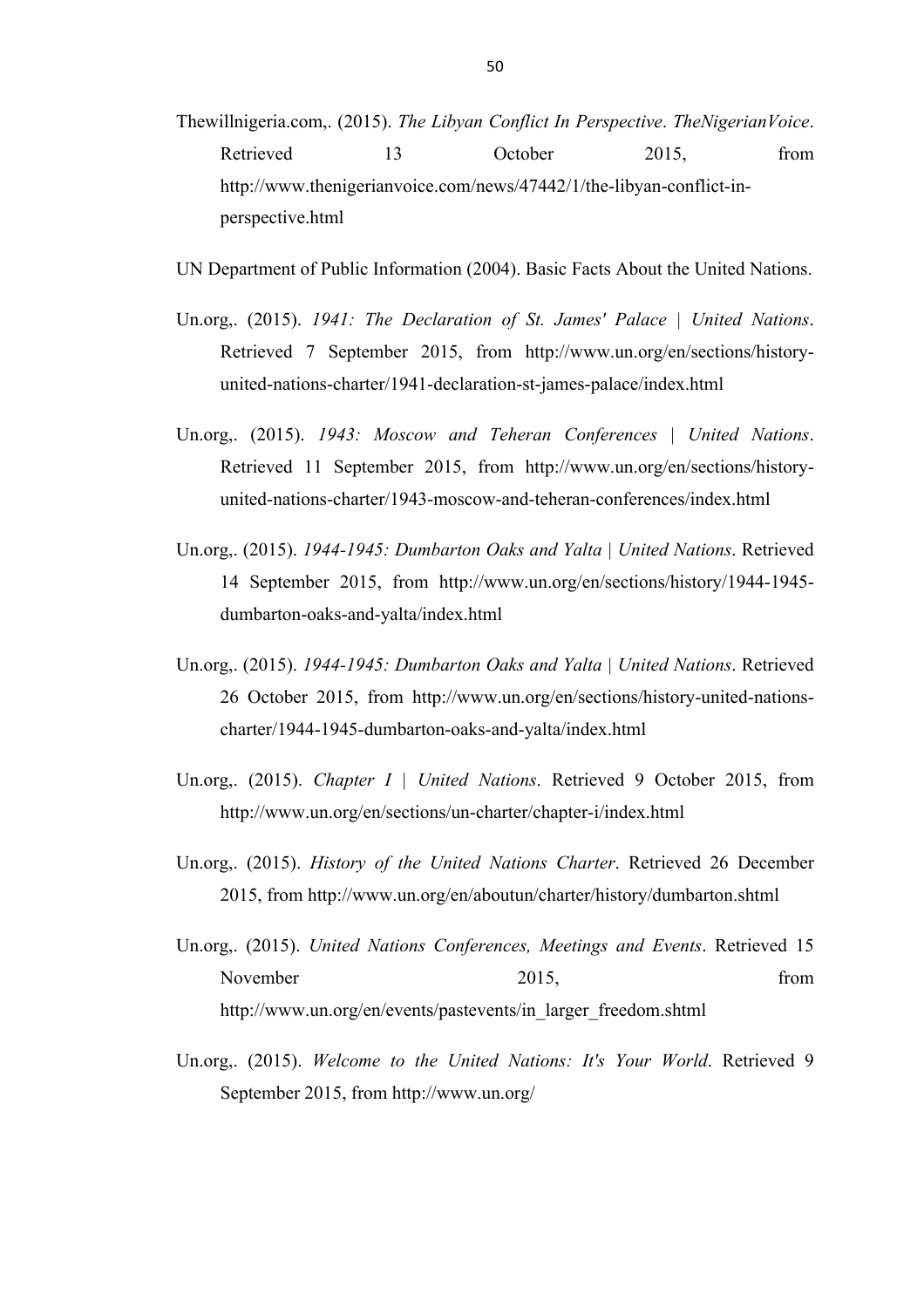Thewillnigeria.com,. (2015). *The Libyan Conflict In Perspective*. *TheNigerianVoice*. Retrieved 13 October 2015, from http://www.thenigerianvoice.com/news/47442/1/the-libyan-conflict-in-perspective.html

UN Department of Public Information (2004). Basic Facts About the United Nations.

Un.org,. (2015). *1941: The Declaration of St. James' Palace | United Nations*. Retrieved 7 September 2015, from http://www.un.org/en/sections/history-united-nations-charter/1941-declaration-st-james-palace/index.html

Un.org,. (2015). *1943: Moscow and Teheran Conferences | United Nations*. Retrieved 11 September 2015, from http://www.un.org/en/sections/history-united-nations-charter/1943-moscow-and-teheran-conferences/index.html

Un.org,. (2015). *1944-1945: Dumbarton Oaks and Yalta | United Nations*. Retrieved 14 September 2015, from http://www.un.org/en/sections/history/1944-1945-dumbarton-oaks-and-yalta/index.html

Un.org,. (2015). *1944-1945: Dumbarton Oaks and Yalta | United Nations*. Retrieved 26 October 2015, from http://www.un.org/en/sections/history-united-nations-charter/1944-1945-dumbarton-oaks-and-yalta/index.html

Un.org,. (2015). *Chapter I | United Nations*. Retrieved 9 October 2015, from http://www.un.org/en/sections/un-charter/chapter-i/index.html

Un.org,. (2015). *History of the United Nations Charter*. Retrieved 26 December 2015, from http://www.un.org/en/aboutun/charter/history/dumbarton.shtml

Un.org,. (2015). *United Nations Conferences, Meetings and Events*. Retrieved 15 November 2015, from http://www.un.org/en/events/pastevents/in_larger_freedom.shtml

Un.org,. (2015). *Welcome to the United Nations: It's Your World*. Retrieved 9 September 2015, from http://www.un.org/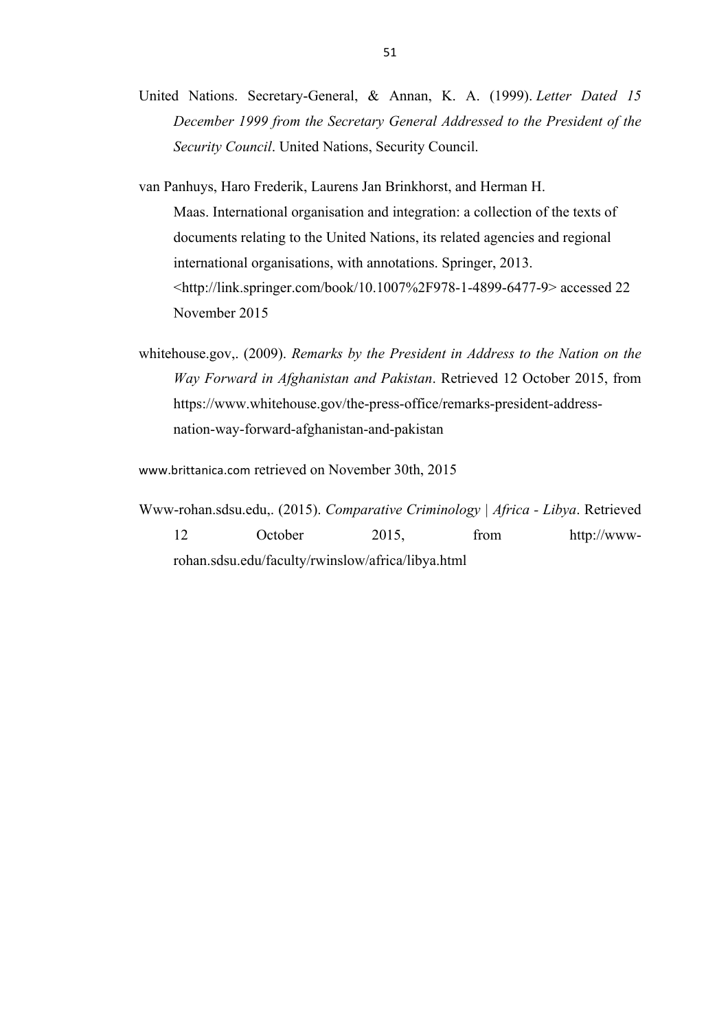United Nations. Secretary-General, & Annan, K. A. (1999). *Letter Dated 15 December 1999 from the Secretary General Addressed to the President of the Security Council*. United Nations, Security Council.

van Panhuys, Haro Frederik, Laurens Jan Brinkhorst, and Herman H. Maas. International organisation and integration: a collection of the texts of documents relating to the United Nations, its related agencies and regional international organisations, with annotations. Springer, 2013. <http://link.springer.com/book/10.1007%2F978-1-4899-6477-9> accessed 22 November 2015

whitehouse.gov,. (2009). *Remarks by the President in Address to the Nation on the Way Forward in Afghanistan and Pakistan*. Retrieved 12 October 2015, from https://www.whitehouse.gov/the-press-office/remarks-president-address-nation-way-forward-afghanistan-and-pakistan

www.brittanica.com retrieved on November 30th, 2015

Www-rohan.sdsu.edu,. (2015). *Comparative Criminology | Africa - Libya*. Retrieved 12 October 2015, from http://www-rohan.sdsu.edu/faculty/rwinslow/africa/libya.html